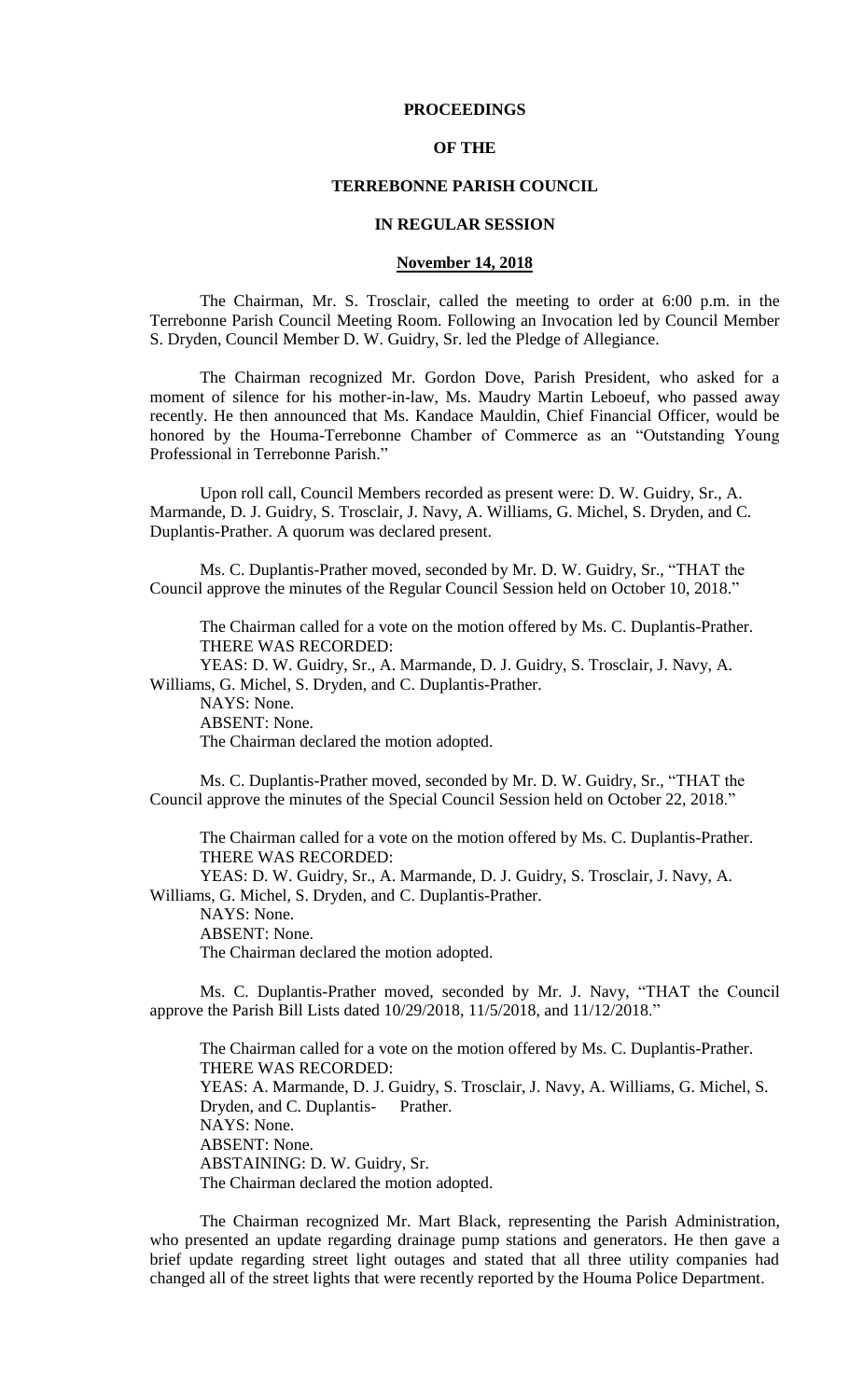**PROCEEDINGS**

**OF THE**

**TERREBONNE PARISH COUNCIL**

**IN REGULAR SESSION**

**November 14, 2018**

The Chairman, Mr. S. Trosclair, called the meeting to order at 6:00 p.m. in the Terrebonne Parish Council Meeting Room. Following an Invocation led by Council Member S. Dryden, Council Member D. W. Guidry, Sr. led the Pledge of Allegiance.

The Chairman recognized Mr. Gordon Dove, Parish President, who asked for a moment of silence for his mother-in-law, Ms. Maudry Martin Leboeuf, who passed away recently. He then announced that Ms. Kandace Mauldin, Chief Financial Officer, would be honored by the Houma-Terrebonne Chamber of Commerce as an "Outstanding Young Professional in Terrebonne Parish."

Upon roll call, Council Members recorded as present were: D. W. Guidry, Sr., A. Marmande, D. J. Guidry, S. Trosclair, J. Navy, A. Williams, G. Michel, S. Dryden, and C. Duplantis-Prather. A quorum was declared present.

Ms. C. Duplantis-Prather moved, seconded by Mr. D. W. Guidry, Sr., "THAT the Council approve the minutes of the Regular Council Session held on October 10, 2018."

The Chairman called for a vote on the motion offered by Ms. C. Duplantis-Prather.
THERE WAS RECORDED:
YEAS: D. W. Guidry, Sr., A. Marmande, D. J. Guidry, S. Trosclair, J. Navy, A. Williams, G. Michel, S. Dryden, and C. Duplantis-Prather.
NAYS: None.
ABSENT: None.
The Chairman declared the motion adopted.

Ms. C. Duplantis-Prather moved, seconded by Mr. D. W. Guidry, Sr., "THAT the Council approve the minutes of the Special Council Session held on October 22, 2018."

The Chairman called for a vote on the motion offered by Ms. C. Duplantis-Prather.
THERE WAS RECORDED:
YEAS: D. W. Guidry, Sr., A. Marmande, D. J. Guidry, S. Trosclair, J. Navy, A. Williams, G. Michel, S. Dryden, and C. Duplantis-Prather.
NAYS: None.
ABSENT: None.
The Chairman declared the motion adopted.

Ms. C. Duplantis-Prather moved, seconded by Mr. J. Navy, "THAT the Council approve the Parish Bill Lists dated 10/29/2018, 11/5/2018, and 11/12/2018."

The Chairman called for a vote on the motion offered by Ms. C. Duplantis-Prather.
THERE WAS RECORDED:
YEAS: A. Marmande, D. J. Guidry, S. Trosclair, J. Navy, A. Williams, G. Michel, S. Dryden, and C. Duplantis- Prather.
NAYS: None.
ABSENT: None.
ABSTAINING: D. W. Guidry, Sr.
The Chairman declared the motion adopted.

The Chairman recognized Mr. Mart Black, representing the Parish Administration, who presented an update regarding drainage pump stations and generators. He then gave a brief update regarding street light outages and stated that all three utility companies had changed all of the street lights that were recently reported by the Houma Police Department.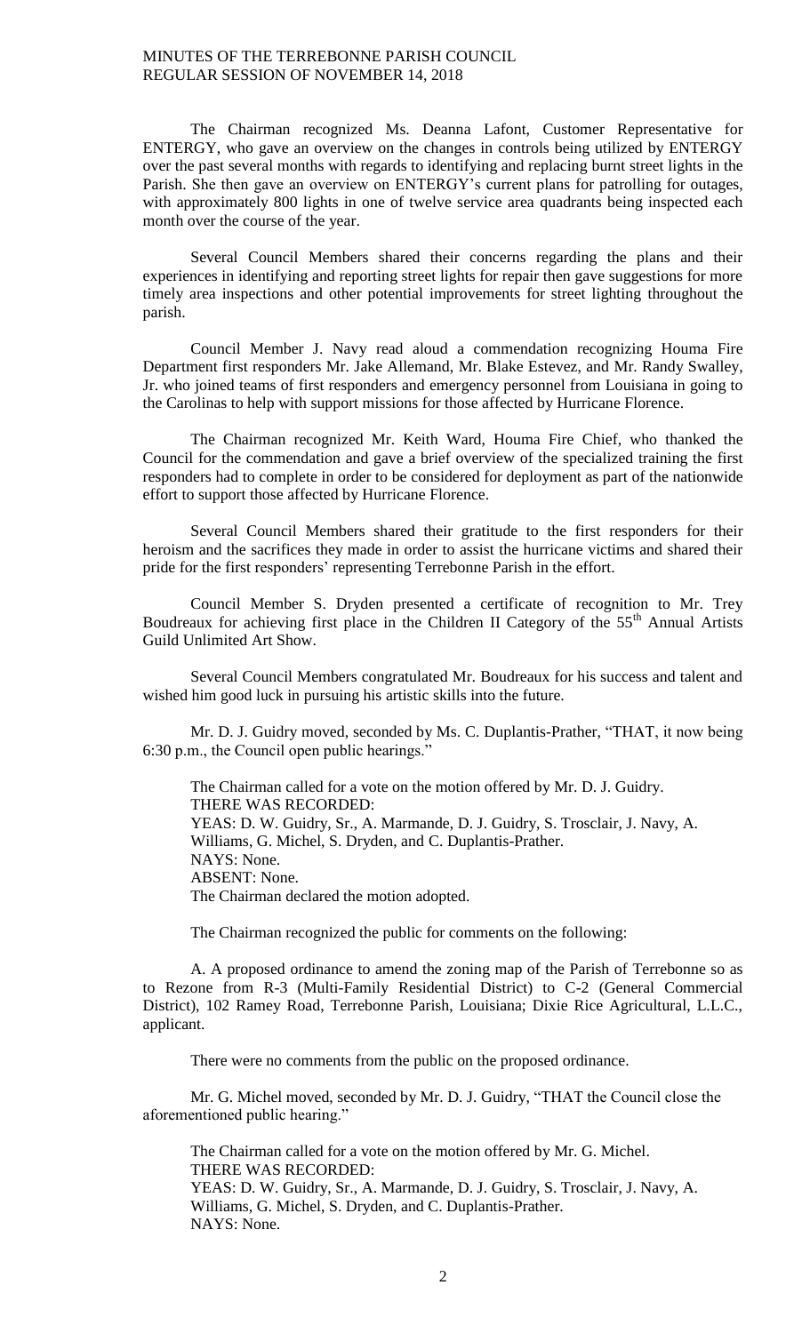The Chairman recognized Ms. Deanna Lafont, Customer Representative for ENTERGY, who gave an overview on the changes in controls being utilized by ENTERGY over the past several months with regards to identifying and replacing burnt street lights in the Parish. She then gave an overview on ENTERGY's current plans for patrolling for outages, with approximately 800 lights in one of twelve service area quadrants being inspected each month over the course of the year.

Several Council Members shared their concerns regarding the plans and their experiences in identifying and reporting street lights for repair then gave suggestions for more timely area inspections and other potential improvements for street lighting throughout the parish.

Council Member J. Navy read aloud a commendation recognizing Houma Fire Department first responders Mr. Jake Allemand, Mr. Blake Estevez, and Mr. Randy Swalley, Jr. who joined teams of first responders and emergency personnel from Louisiana in going to the Carolinas to help with support missions for those affected by Hurricane Florence.

The Chairman recognized Mr. Keith Ward, Houma Fire Chief, who thanked the Council for the commendation and gave a brief overview of the specialized training the first responders had to complete in order to be considered for deployment as part of the nationwide effort to support those affected by Hurricane Florence.

Several Council Members shared their gratitude to the first responders for their heroism and the sacrifices they made in order to assist the hurricane victims and shared their pride for the first responders' representing Terrebonne Parish in the effort.

Council Member S. Dryden presented a certificate of recognition to Mr. Trey Boudreaux for achieving first place in the Children II Category of the 55th Annual Artists Guild Unlimited Art Show.

Several Council Members congratulated Mr. Boudreaux for his success and talent and wished him good luck in pursuing his artistic skills into the future.

Mr. D. J. Guidry moved, seconded by Ms. C. Duplantis-Prather, "THAT, it now being 6:30 p.m., the Council open public hearings."

The Chairman called for a vote on the motion offered by Mr. D. J. Guidry.
THERE WAS RECORDED:
YEAS: D. W. Guidry, Sr., A. Marmande, D. J. Guidry, S. Trosclair, J. Navy, A. Williams, G. Michel, S. Dryden, and C. Duplantis-Prather.
NAYS: None.
ABSENT: None.
The Chairman declared the motion adopted.

The Chairman recognized the public for comments on the following:

A. A proposed ordinance to amend the zoning map of the Parish of Terrebonne so as to Rezone from R-3 (Multi-Family Residential District) to C-2 (General Commercial District), 102 Ramey Road, Terrebonne Parish, Louisiana; Dixie Rice Agricultural, L.L.C., applicant.

There were no comments from the public on the proposed ordinance.

Mr. G. Michel moved, seconded by Mr. D. J. Guidry, "THAT the Council close the aforementioned public hearing."

The Chairman called for a vote on the motion offered by Mr. G. Michel.
THERE WAS RECORDED:
YEAS: D. W. Guidry, Sr., A. Marmande, D. J. Guidry, S. Trosclair, J. Navy, A. Williams, G. Michel, S. Dryden, and C. Duplantis-Prather.
NAYS: None.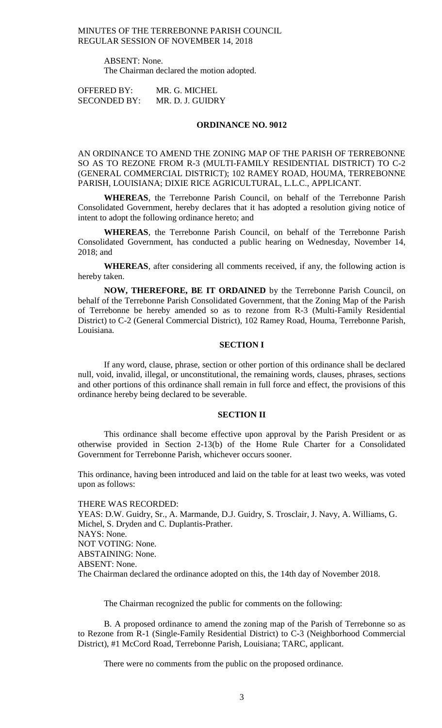ABSENT: None.
The Chairman declared the motion adopted.

OFFERED BY: MR. G. MICHEL
SECONDED BY: MR. D. J. GUIDRY

**ORDINANCE NO. 9012**

AN ORDINANCE TO AMEND THE ZONING MAP OF THE PARISH OF TERREBONNE SO AS TO REZONE FROM R-3 (MULTI-FAMILY RESIDENTIAL DISTRICT) TO C-2 (GENERAL COMMERCIAL DISTRICT); 102 RAMEY ROAD, HOUMA, TERREBONNE PARISH, LOUISIANA; DIXIE RICE AGRICULTURAL, L.L.C., APPLICANT.

**WHEREAS**, the Terrebonne Parish Council, on behalf of the Terrebonne Parish Consolidated Government, hereby declares that it has adopted a resolution giving notice of intent to adopt the following ordinance hereto; and

**WHEREAS**, the Terrebonne Parish Council, on behalf of the Terrebonne Parish Consolidated Government, has conducted a public hearing on Wednesday, November 14, 2018; and

**WHEREAS**, after considering all comments received, if any, the following action is hereby taken.

**NOW, THEREFORE, BE IT ORDAINED** by the Terrebonne Parish Council, on behalf of the Terrebonne Parish Consolidated Government, that the Zoning Map of the Parish of Terrebonne be hereby amended so as to rezone from R-3 (Multi-Family Residential District) to C-2 (General Commercial District), 102 Ramey Road, Houma, Terrebonne Parish, Louisiana.

**SECTION I**

If any word, clause, phrase, section or other portion of this ordinance shall be declared null, void, invalid, illegal, or unconstitutional, the remaining words, clauses, phrases, sections and other portions of this ordinance shall remain in full force and effect, the provisions of this ordinance hereby being declared to be severable.

**SECTION II**

This ordinance shall become effective upon approval by the Parish President or as otherwise provided in Section 2-13(b) of the Home Rule Charter for a Consolidated Government for Terrebonne Parish, whichever occurs sooner.

This ordinance, having been introduced and laid on the table for at least two weeks, was voted upon as follows:

THERE WAS RECORDED:
YEAS: D.W. Guidry, Sr., A. Marmande, D.J. Guidry, S. Trosclair, J. Navy, A. Williams, G. Michel, S. Dryden and C. Duplantis-Prather.
NAYS: None.
NOT VOTING: None.
ABSTAINING: None.
ABSENT: None.
The Chairman declared the ordinance adopted on this, the 14th day of November 2018.

The Chairman recognized the public for comments on the following:

B. A proposed ordinance to amend the zoning map of the Parish of Terrebonne so as to Rezone from R-1 (Single-Family Residential District) to C-3 (Neighborhood Commercial District), #1 McCord Road, Terrebonne Parish, Louisiana; TARC, applicant.

There were no comments from the public on the proposed ordinance.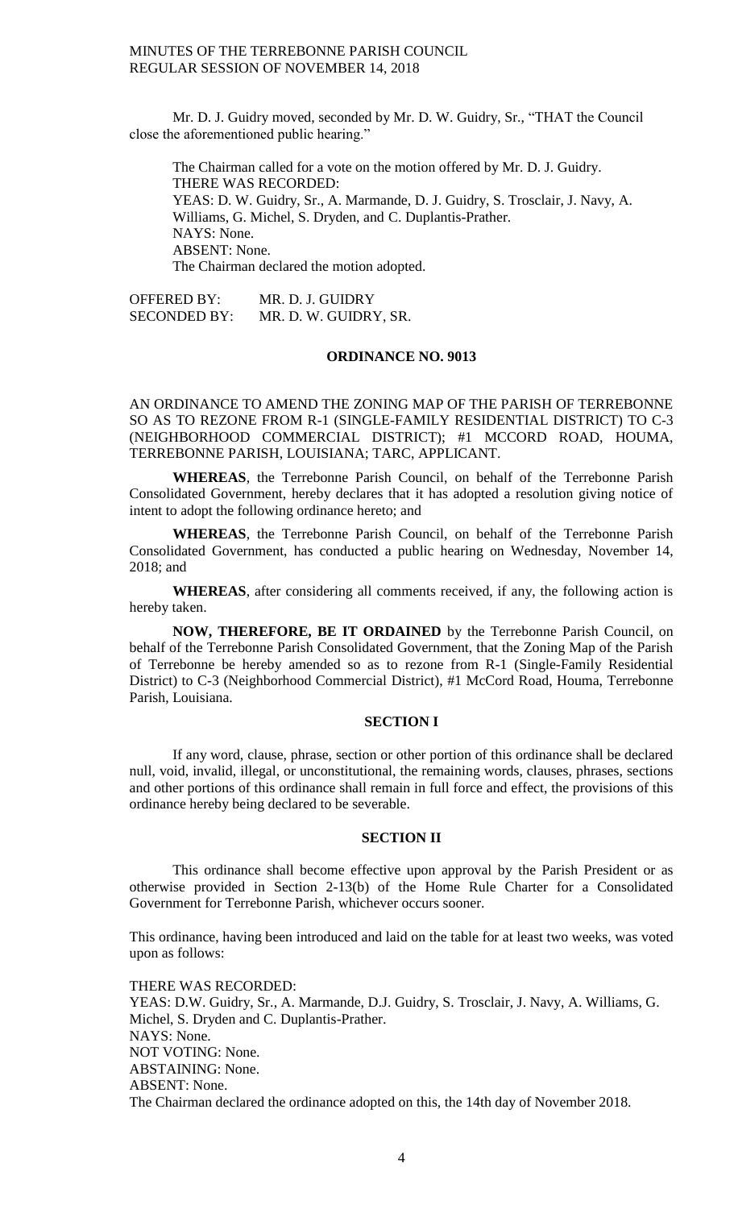Mr. D. J. Guidry moved, seconded by Mr. D. W. Guidry, Sr., "THAT the Council close the aforementioned public hearing."

The Chairman called for a vote on the motion offered by Mr. D. J. Guidry.
THERE WAS RECORDED:
YEAS: D. W. Guidry, Sr., A. Marmande, D. J. Guidry, S. Trosclair, J. Navy, A. Williams, G. Michel, S. Dryden, and C. Duplantis-Prather.
NAYS: None.
ABSENT: None.
The Chairman declared the motion adopted.

OFFERED BY: MR. D. J. GUIDRY
SECONDED BY: MR. D. W. GUIDRY, SR.

## ORDINANCE NO. 9013

AN ORDINANCE TO AMEND THE ZONING MAP OF THE PARISH OF TERREBONNE SO AS TO REZONE FROM R-1 (SINGLE-FAMILY RESIDENTIAL DISTRICT) TO C-3 (NEIGHBORHOOD COMMERCIAL DISTRICT); #1 MCCORD ROAD, HOUMA, TERREBONNE PARISH, LOUISIANA; TARC, APPLICANT.

**WHEREAS**, the Terrebonne Parish Council, on behalf of the Terrebonne Parish Consolidated Government, hereby declares that it has adopted a resolution giving notice of intent to adopt the following ordinance hereto; and

**WHEREAS**, the Terrebonne Parish Council, on behalf of the Terrebonne Parish Consolidated Government, has conducted a public hearing on Wednesday, November 14, 2018; and

**WHEREAS**, after considering all comments received, if any, the following action is hereby taken.

**NOW, THEREFORE, BE IT ORDAINED** by the Terrebonne Parish Council, on behalf of the Terrebonne Parish Consolidated Government, that the Zoning Map of the Parish of Terrebonne be hereby amended so as to rezone from R-1 (Single-Family Residential District) to C-3 (Neighborhood Commercial District), #1 McCord Road, Houma, Terrebonne Parish, Louisiana.

### SECTION I

If any word, clause, phrase, section or other portion of this ordinance shall be declared null, void, invalid, illegal, or unconstitutional, the remaining words, clauses, phrases, sections and other portions of this ordinance shall remain in full force and effect, the provisions of this ordinance hereby being declared to be severable.

### SECTION II

This ordinance shall become effective upon approval by the Parish President or as otherwise provided in Section 2-13(b) of the Home Rule Charter for a Consolidated Government for Terrebonne Parish, whichever occurs sooner.

This ordinance, having been introduced and laid on the table for at least two weeks, was voted upon as follows:

THERE WAS RECORDED:
YEAS: D.W. Guidry, Sr., A. Marmande, D.J. Guidry, S. Trosclair, J. Navy, A. Williams, G. Michel, S. Dryden and C. Duplantis-Prather.
NAYS: None.
NOT VOTING: None.
ABSTAINING: None.
ABSENT: None.
The Chairman declared the ordinance adopted on this, the 14th day of November 2018.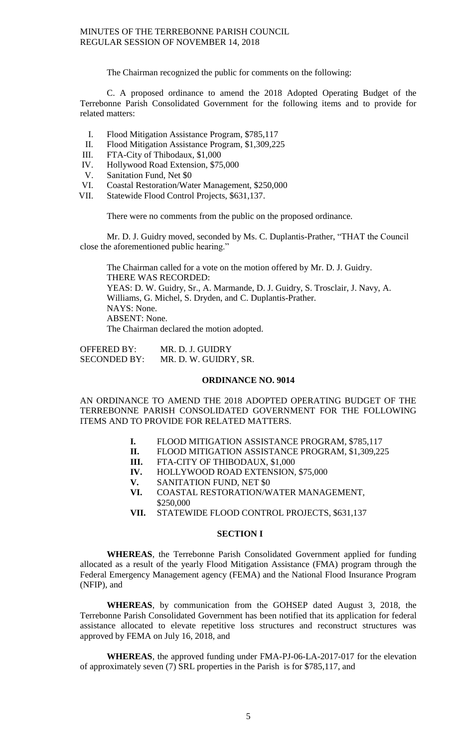The Chairman recognized the public for comments on the following:

C. A proposed ordinance to amend the 2018 Adopted Operating Budget of the Terrebonne Parish Consolidated Government for the following items and to provide for related matters:

I. Flood Mitigation Assistance Program, $785,117
II. Flood Mitigation Assistance Program, $1,309,225
III. FTA-City of Thibodaux, $1,000
IV. Hollywood Road Extension, $75,000
V. Sanitation Fund, Net $0
VI. Coastal Restoration/Water Management, $250,000
VII. Statewide Flood Control Projects, $631,137.

There were no comments from the public on the proposed ordinance.

Mr. D. J. Guidry moved, seconded by Ms. C. Duplantis-Prather, "THAT the Council close the aforementioned public hearing."

The Chairman called for a vote on the motion offered by Mr. D. J. Guidry.
THERE WAS RECORDED:
YEAS: D. W. Guidry, Sr., A. Marmande, D. J. Guidry, S. Trosclair, J. Navy, A. Williams, G. Michel, S. Dryden, and C. Duplantis-Prather.
NAYS: None.
ABSENT: None.
The Chairman declared the motion adopted.

OFFERED BY: MR. D. J. GUIDRY
SECONDED BY: MR. D. W. GUIDRY, SR.

**ORDINANCE NO. 9014**

AN ORDINANCE TO AMEND THE 2018 ADOPTED OPERATING BUDGET OF THE TERREBONNE PARISH CONSOLIDATED GOVERNMENT FOR THE FOLLOWING ITEMS AND TO PROVIDE FOR RELATED MATTERS.

**I.** FLOOD MITIGATION ASSISTANCE PROGRAM, $785,117
**II.** FLOOD MITIGATION ASSISTANCE PROGRAM, $1,309,225
**III.** FTA-CITY OF THIBODAUX, $1,000
**IV.** HOLLYWOOD ROAD EXTENSION, $75,000
**V.** SANITATION FUND, NET $0
**VI.** COASTAL RESTORATION/WATER MANAGEMENT, $250,000
**VII.** STATEWIDE FLOOD CONTROL PROJECTS, $631,137

**SECTION I**

**WHEREAS**, the Terrebonne Parish Consolidated Government applied for funding allocated as a result of the yearly Flood Mitigation Assistance (FMA) program through the Federal Emergency Management agency (FEMA) and the National Flood Insurance Program (NFIP), and

**WHEREAS**, by communication from the GOHSEP dated August 3, 2018, the Terrebonne Parish Consolidated Government has been notified that its application for federal assistance allocated to elevate repetitive loss structures and reconstruct structures was approved by FEMA on July 16, 2018, and

**WHEREAS**, the approved funding under FMA-PJ-06-LA-2017-017 for the elevation of approximately seven (7) SRL properties in the Parish is for $785,117, and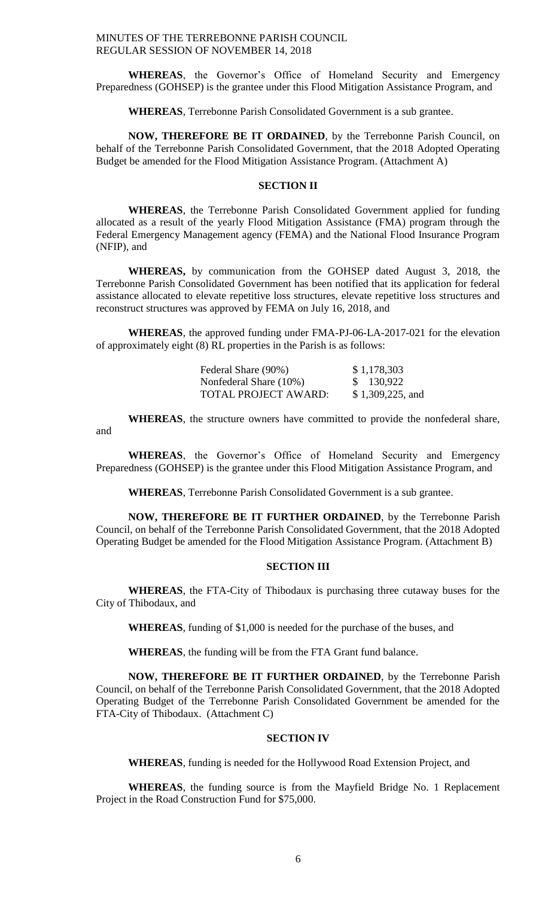**WHEREAS**, the Governor's Office of Homeland Security and Emergency Preparedness (GOHSEP) is the grantee under this Flood Mitigation Assistance Program, and

**WHEREAS**, Terrebonne Parish Consolidated Government is a sub grantee.

**NOW, THEREFORE BE IT ORDAINED**, by the Terrebonne Parish Council, on behalf of the Terrebonne Parish Consolidated Government, that the 2018 Adopted Operating Budget be amended for the Flood Mitigation Assistance Program. (Attachment A)

**SECTION II**

**WHEREAS**, the Terrebonne Parish Consolidated Government applied for funding allocated as a result of the yearly Flood Mitigation Assistance (FMA) program through the Federal Emergency Management agency (FEMA) and the National Flood Insurance Program (NFIP), and

**WHEREAS,** by communication from the GOHSEP dated August 3, 2018, the Terrebonne Parish Consolidated Government has been notified that its application for federal assistance allocated to elevate repetitive loss structures, elevate repetitive loss structures and reconstruct structures was approved by FEMA on July 16, 2018, and

**WHEREAS**, the approved funding under FMA-PJ-06-LA-2017-021 for the elevation of approximately eight (8) RL properties in the Parish is as follows:

| | |
|---|---|
| Federal Share (90%) | $ 1,178,303 |
| Nonfederal Share (10%) | $ 130,922 |
| TOTAL PROJECT AWARD: | $ 1,309,225, and |

**WHEREAS**, the structure owners have committed to provide the nonfederal share, and

**WHEREAS**, the Governor's Office of Homeland Security and Emergency Preparedness (GOHSEP) is the grantee under this Flood Mitigation Assistance Program, and

**WHEREAS**, Terrebonne Parish Consolidated Government is a sub grantee.

**NOW, THEREFORE BE IT FURTHER ORDAINED**, by the Terrebonne Parish Council, on behalf of the Terrebonne Parish Consolidated Government, that the 2018 Adopted Operating Budget be amended for the Flood Mitigation Assistance Program. (Attachment B)

**SECTION III**

**WHEREAS**, the FTA-City of Thibodaux is purchasing three cutaway buses for the City of Thibodaux, and

**WHEREAS**, funding of $1,000 is needed for the purchase of the buses, and

**WHEREAS**, the funding will be from the FTA Grant fund balance.

**NOW, THEREFORE BE IT FURTHER ORDAINED**, by the Terrebonne Parish Council, on behalf of the Terrebonne Parish Consolidated Government, that the 2018 Adopted Operating Budget of the Terrebonne Parish Consolidated Government be amended for the FTA-City of Thibodaux. (Attachment C)

**SECTION IV**

**WHEREAS**, funding is needed for the Hollywood Road Extension Project, and

**WHEREAS**, the funding source is from the Mayfield Bridge No. 1 Replacement Project in the Road Construction Fund for $75,000.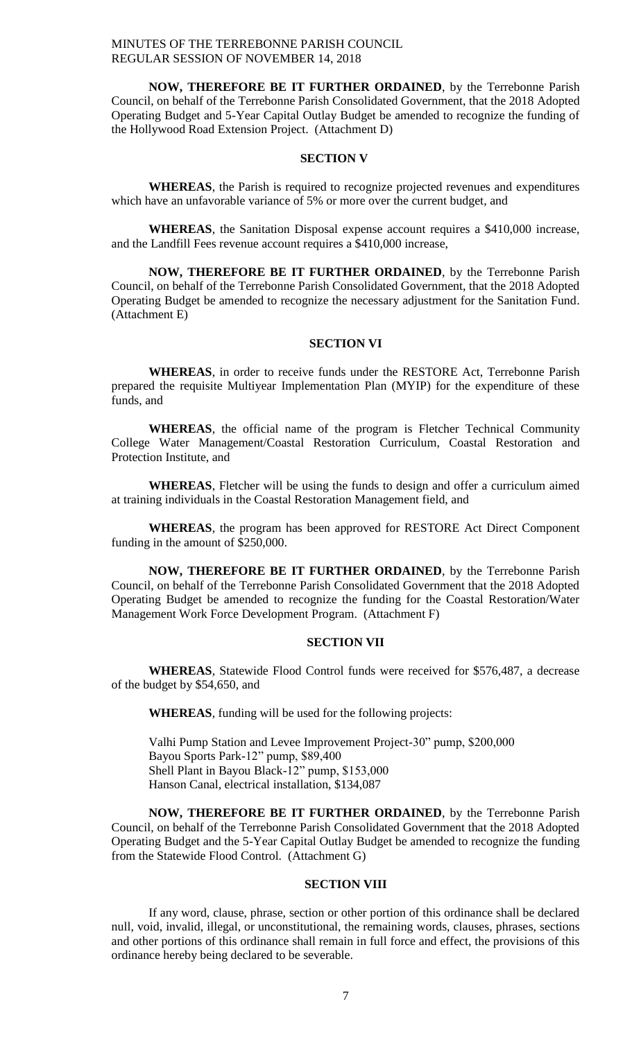**NOW, THEREFORE BE IT FURTHER ORDAINED**, by the Terrebonne Parish Council, on behalf of the Terrebonne Parish Consolidated Government, that the 2018 Adopted Operating Budget and 5-Year Capital Outlay Budget be amended to recognize the funding of the Hollywood Road Extension Project. (Attachment D)

**SECTION V**

**WHEREAS**, the Parish is required to recognize projected revenues and expenditures which have an unfavorable variance of 5% or more over the current budget, and

**WHEREAS**, the Sanitation Disposal expense account requires a $410,000 increase, and the Landfill Fees revenue account requires a $410,000 increase,

**NOW, THEREFORE BE IT FURTHER ORDAINED**, by the Terrebonne Parish Council, on behalf of the Terrebonne Parish Consolidated Government, that the 2018 Adopted Operating Budget be amended to recognize the necessary adjustment for the Sanitation Fund. (Attachment E)

**SECTION VI**

**WHEREAS**, in order to receive funds under the RESTORE Act, Terrebonne Parish prepared the requisite Multiyear Implementation Plan (MYIP) for the expenditure of these funds, and

**WHEREAS**, the official name of the program is Fletcher Technical Community College Water Management/Coastal Restoration Curriculum, Coastal Restoration and Protection Institute, and

**WHEREAS**, Fletcher will be using the funds to design and offer a curriculum aimed at training individuals in the Coastal Restoration Management field, and

**WHEREAS**, the program has been approved for RESTORE Act Direct Component funding in the amount of $250,000.

**NOW, THEREFORE BE IT FURTHER ORDAINED**, by the Terrebonne Parish Council, on behalf of the Terrebonne Parish Consolidated Government that the 2018 Adopted Operating Budget be amended to recognize the funding for the Coastal Restoration/Water Management Work Force Development Program. (Attachment F)

**SECTION VII**

**WHEREAS**, Statewide Flood Control funds were received for $576,487, a decrease of the budget by $54,650, and

**WHEREAS**, funding will be used for the following projects:

Valhi Pump Station and Levee Improvement Project-30" pump, $200,000
Bayou Sports Park-12" pump, $89,400
Shell Plant in Bayou Black-12" pump, $153,000
Hanson Canal, electrical installation, $134,087

**NOW, THEREFORE BE IT FURTHER ORDAINED**, by the Terrebonne Parish Council, on behalf of the Terrebonne Parish Consolidated Government that the 2018 Adopted Operating Budget and the 5-Year Capital Outlay Budget be amended to recognize the funding from the Statewide Flood Control. (Attachment G)

**SECTION VIII**

If any word, clause, phrase, section or other portion of this ordinance shall be declared null, void, invalid, illegal, or unconstitutional, the remaining words, clauses, phrases, sections and other portions of this ordinance shall remain in full force and effect, the provisions of this ordinance hereby being declared to be severable.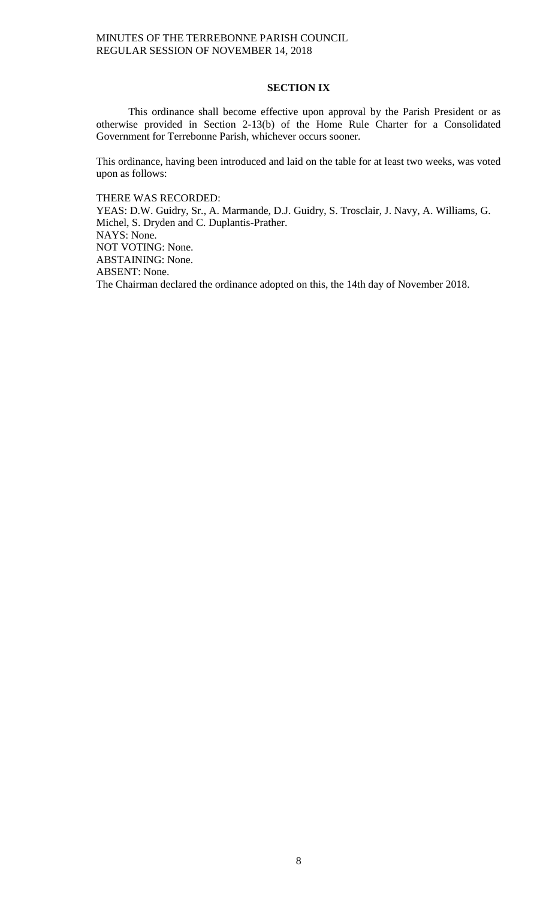**SECTION IX**

This ordinance shall become effective upon approval by the Parish President or as otherwise provided in Section 2-13(b) of the Home Rule Charter for a Consolidated Government for Terrebonne Parish, whichever occurs sooner.

This ordinance, having been introduced and laid on the table for at least two weeks, was voted upon as follows:

THERE WAS RECORDED:
YEAS: D.W. Guidry, Sr., A. Marmande, D.J. Guidry, S. Trosclair, J. Navy, A. Williams, G. Michel, S. Dryden and C. Duplantis-Prather.
NAYS: None.
NOT VOTING: None.
ABSTAINING: None.
ABSENT: None.
The Chairman declared the ordinance adopted on this, the 14th day of November 2018.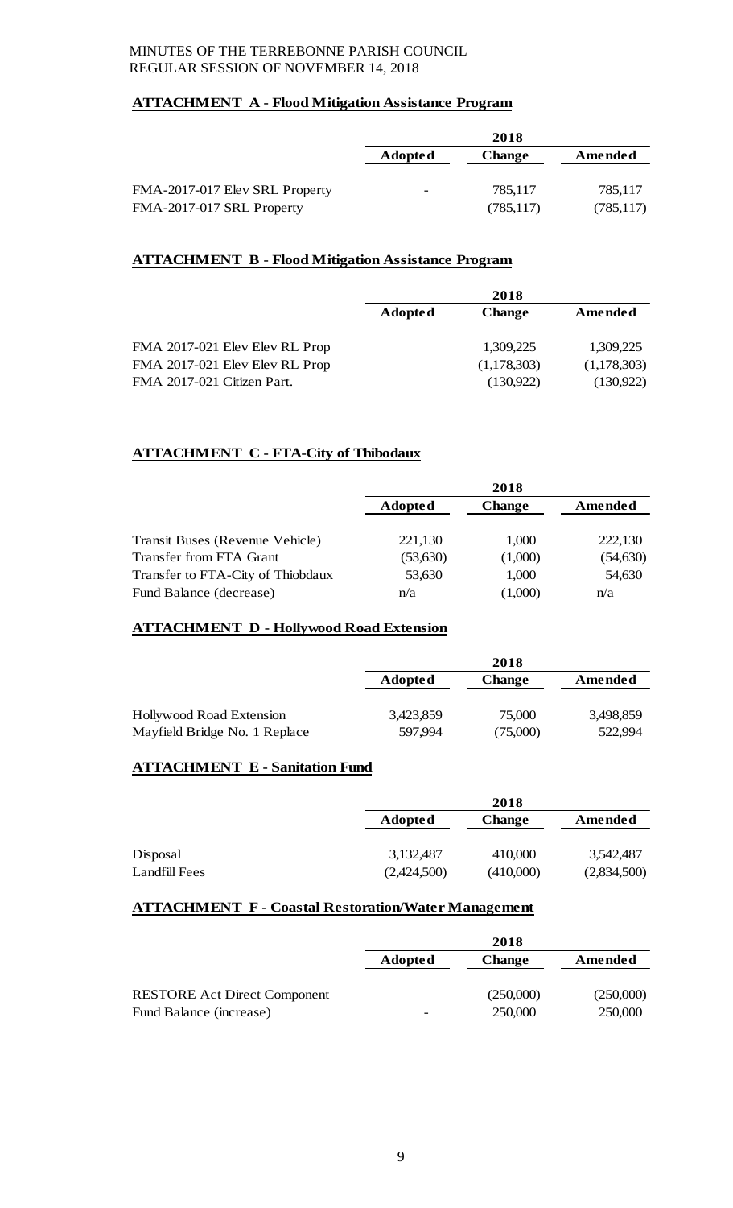MINUTES OF THE TERREBONNE PARISH COUNCIL
REGULAR SESSION OF NOVEMBER 14, 2018

**ATTACHMENT A - Flood Mitigation Assistance Program**

| | 2018 | | |
|---|---|---|---|
| | **Adopted** | **Change** | **Amended** |
| FMA-2017-017 Elev SRL Property | - | 785,117 | 785,117 |
| FMA-2017-017 SRL Property | | (785,117) | (785,117) |

**ATTACHMENT B - Flood Mitigation Assistance Program**

| | 2018 | | |
|---|---|---|---|
| | **Adopted** | **Change** | **Amended** |
| FMA 2017-021 Elev Elev RL Prop | | 1,309,225 | 1,309,225 |
| FMA 2017-021 Elev Elev RL Prop | | (1,178,303) | (1,178,303) |
| FMA 2017-021 Citizen Part. | | (130,922) | (130,922) |

**ATTACHMENT C - FTA-City of Thibodaux**

| | 2018 | | |
|---|---|---|---|
| | **Adopted** | **Change** | **Amended** |
| Transit Buses (Revenue Vehicle) | 221,130 | 1,000 | 222,130 |
| Transfer from FTA Grant | (53,630) | (1,000) | (54,630) |
| Transfer to FTA-City of Thiobdaux | 53,630 | 1,000 | 54,630 |
| Fund Balance (decrease) | n/a | (1,000) | n/a |

**ATTACHMENT D - Hollywood Road Extension**

| | 2018 | | |
|---|---|---|---|
| | **Adopted** | **Change** | **Amended** |
| Hollywood Road Extension | 3,423,859 | 75,000 | 3,498,859 |
| Mayfield Bridge No. 1 Replace | 597,994 | (75,000) | 522,994 |

**ATTACHMENT E - Sanitation Fund**

| | 2018 | | |
|---|---|---|---|
| | **Adopted** | **Change** | **Amended** |
| Disposal | 3,132,487 | 410,000 | 3,542,487 |
| Landfill Fees | (2,424,500) | (410,000) | (2,834,500) |

**ATTACHMENT F - Coastal Restoration/Water Management**

| | 2018 | | |
|---|---|---|---|
| | **Adopted** | **Change** | **Amended** |
| RESTORE Act Direct Component | | (250,000) | (250,000) |
| Fund Balance (increase) | - | 250,000 | 250,000 |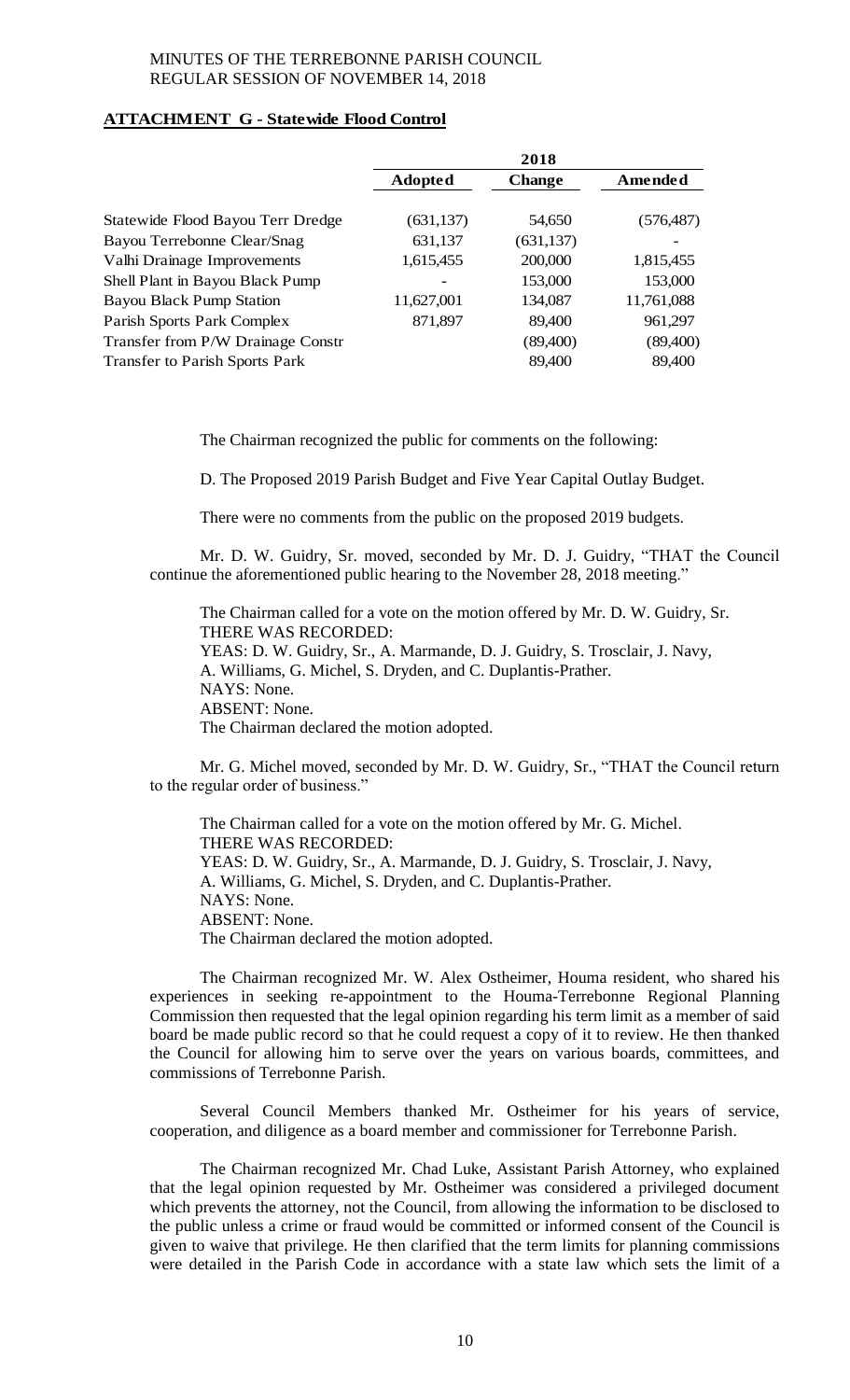**ATTACHMENT G - Statewide Flood Control**

| | 2018 | | |
|---|---|---|---|
| | **Adopted** | **Change** | **Amended** |
| Statewide Flood Bayou Terr Dredge | (631,137) | 54,650 | (576,487) |
| Bayou Terrebonne Clear/Snag | 631,137 | (631,137) | - |
| Valhi Drainage Improvements | 1,615,455 | 200,000 | 1,815,455 |
| Shell Plant in Bayou Black Pump | - | 153,000 | 153,000 |
| Bayou Black Pump Station | 11,627,001 | 134,087 | 11,761,088 |
| Parish Sports Park Complex | 871,897 | 89,400 | 961,297 |
| Transfer from P/W Drainage Constr | | (89,400) | (89,400) |
| Transfer to Parish Sports Park | | 89,400 | 89,400 |

The Chairman recognized the public for comments on the following:

D. The Proposed 2019 Parish Budget and Five Year Capital Outlay Budget.

There were no comments from the public on the proposed 2019 budgets.

Mr. D. W. Guidry, Sr. moved, seconded by Mr. D. J. Guidry, "THAT the Council continue the aforementioned public hearing to the November 28, 2018 meeting."

The Chairman called for a vote on the motion offered by Mr. D. W. Guidry, Sr.
THERE WAS RECORDED:
YEAS: D. W. Guidry, Sr., A. Marmande, D. J. Guidry, S. Trosclair, J. Navy, A. Williams, G. Michel, S. Dryden, and C. Duplantis-Prather.
NAYS: None.
ABSENT: None.
The Chairman declared the motion adopted.

Mr. G. Michel moved, seconded by Mr. D. W. Guidry, Sr., "THAT the Council return to the regular order of business."

The Chairman called for a vote on the motion offered by Mr. G. Michel.
THERE WAS RECORDED:
YEAS: D. W. Guidry, Sr., A. Marmande, D. J. Guidry, S. Trosclair, J. Navy, A. Williams, G. Michel, S. Dryden, and C. Duplantis-Prather.
NAYS: None.
ABSENT: None.
The Chairman declared the motion adopted.

The Chairman recognized Mr. W. Alex Ostheimer, Houma resident, who shared his experiences in seeking re-appointment to the Houma-Terrebonne Regional Planning Commission then requested that the legal opinion regarding his term limit as a member of said board be made public record so that he could request a copy of it to review. He then thanked the Council for allowing him to serve over the years on various boards, committees, and commissions of Terrebonne Parish.

Several Council Members thanked Mr. Ostheimer for his years of service, cooperation, and diligence as a board member and commissioner for Terrebonne Parish.

The Chairman recognized Mr. Chad Luke, Assistant Parish Attorney, who explained that the legal opinion requested by Mr. Ostheimer was considered a privileged document which prevents the attorney, not the Council, from allowing the information to be disclosed to the public unless a crime or fraud would be committed or informed consent of the Council is given to waive that privilege. He then clarified that the term limits for planning commissions were detailed in the Parish Code in accordance with a state law which sets the limit of a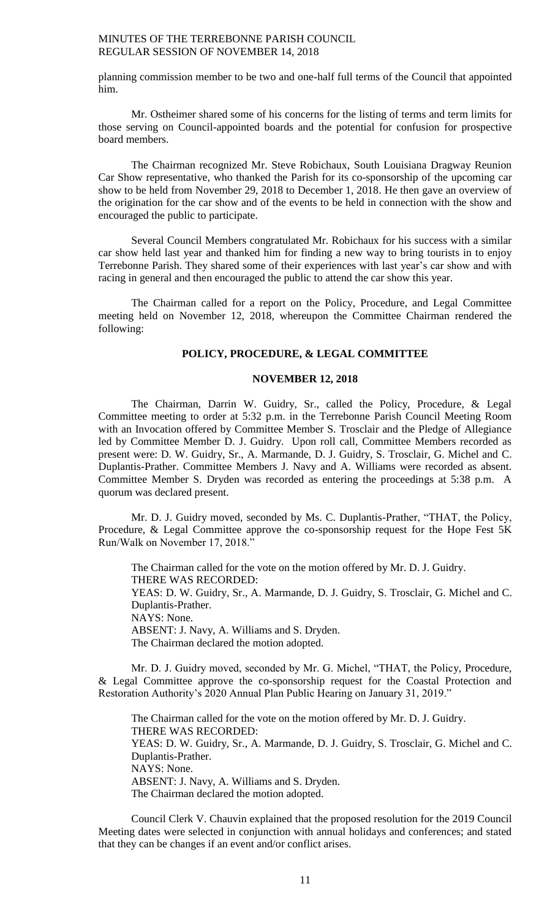planning commission member to be two and one-half full terms of the Council that appointed him.

Mr. Ostheimer shared some of his concerns for the listing of terms and term limits for those serving on Council-appointed boards and the potential for confusion for prospective board members.

The Chairman recognized Mr. Steve Robichaux, South Louisiana Dragway Reunion Car Show representative, who thanked the Parish for its co-sponsorship of the upcoming car show to be held from November 29, 2018 to December 1, 2018. He then gave an overview of the origination for the car show and of the events to be held in connection with the show and encouraged the public to participate.

Several Council Members congratulated Mr. Robichaux for his success with a similar car show held last year and thanked him for finding a new way to bring tourists in to enjoy Terrebonne Parish. They shared some of their experiences with last year's car show and with racing in general and then encouraged the public to attend the car show this year.

The Chairman called for a report on the Policy, Procedure, and Legal Committee meeting held on November 12, 2018, whereupon the Committee Chairman rendered the following:

## POLICY, PROCEDURE, & LEGAL COMMITTEE

## NOVEMBER 12, 2018

The Chairman, Darrin W. Guidry, Sr., called the Policy, Procedure, & Legal Committee meeting to order at 5:32 p.m. in the Terrebonne Parish Council Meeting Room with an Invocation offered by Committee Member S. Trosclair and the Pledge of Allegiance led by Committee Member D. J. Guidry. Upon roll call, Committee Members recorded as present were: D. W. Guidry, Sr., A. Marmande, D. J. Guidry, S. Trosclair, G. Michel and C. Duplantis-Prather. Committee Members J. Navy and A. Williams were recorded as absent. Committee Member S. Dryden was recorded as entering the proceedings at 5:38 p.m. A quorum was declared present.

Mr. D. J. Guidry moved, seconded by Ms. C. Duplantis-Prather, "THAT, the Policy, Procedure, & Legal Committee approve the co-sponsorship request for the Hope Fest 5K Run/Walk on November 17, 2018."

The Chairman called for the vote on the motion offered by Mr. D. J. Guidry.
THERE WAS RECORDED:
YEAS: D. W. Guidry, Sr., A. Marmande, D. J. Guidry, S. Trosclair, G. Michel and C. Duplantis-Prather.
NAYS: None.
ABSENT: J. Navy, A. Williams and S. Dryden.
The Chairman declared the motion adopted.

Mr. D. J. Guidry moved, seconded by Mr. G. Michel, "THAT, the Policy, Procedure, & Legal Committee approve the co-sponsorship request for the Coastal Protection and Restoration Authority's 2020 Annual Plan Public Hearing on January 31, 2019."

The Chairman called for the vote on the motion offered by Mr. D. J. Guidry.
THERE WAS RECORDED:
YEAS: D. W. Guidry, Sr., A. Marmande, D. J. Guidry, S. Trosclair, G. Michel and C. Duplantis-Prather.
NAYS: None.
ABSENT: J. Navy, A. Williams and S. Dryden.
The Chairman declared the motion adopted.

Council Clerk V. Chauvin explained that the proposed resolution for the 2019 Council Meeting dates were selected in conjunction with annual holidays and conferences; and stated that they can be changes if an event and/or conflict arises.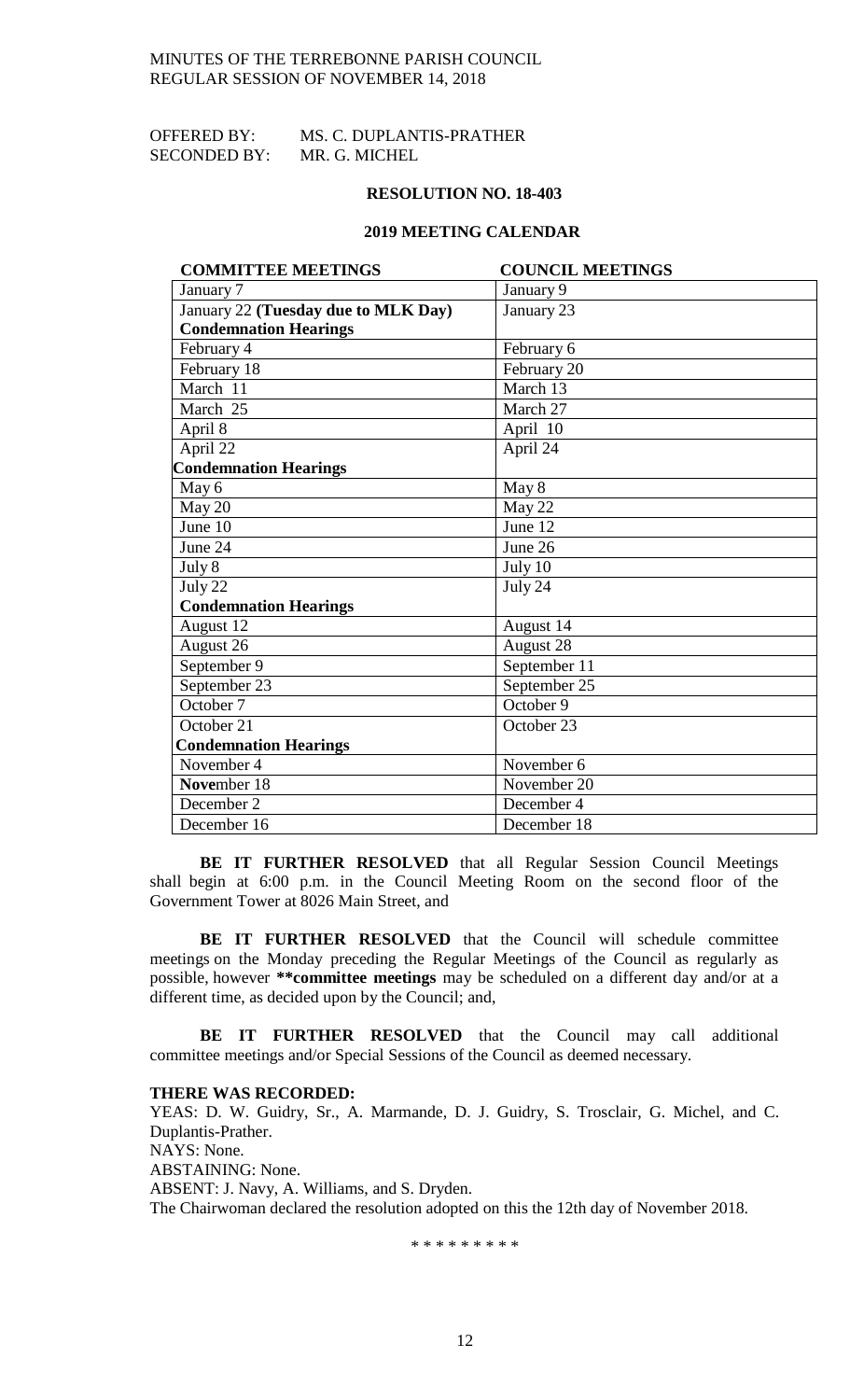OFFERED BY: MS. C. DUPLANTIS-PRATHER
SECONDED BY: MR. G. MICHEL

## RESOLUTION NO. 18-403

## 2019 MEETING CALENDAR

| COMMITTEE MEETINGS | COUNCIL MEETINGS |
|---|---|
| January 7 | January 9 |
| January 22 **(Tuesday due to MLK Day)** | January 23 |
| **Condemnation Hearings** | |
| February 4 | February 6 |
| February 18 | February 20 |
| March 11 | March 13 |
| March 25 | March 27 |
| April 8 | April 10 |
| April 22 | April 24 |
| **Condemnation Hearings** | |
| May 6 | May 8 |
| May 20 | May 22 |
| June 10 | June 12 |
| June 24 | June 26 |
| July 8 | July 10 |
| July 22 | July 24 |
| **Condemnation Hearings** | |
| August 12 | August 14 |
| August 26 | August 28 |
| September 9 | September 11 |
| September 23 | September 25 |
| October 7 | October 9 |
| October 21 | October 23 |
| **Condemnation Hearings** | |
| November 4 | November 6 |
| **Nove**mber 18 | November 20 |
| December 2 | December 4 |
| December 16 | December 18 |

**BE IT FURTHER RESOLVED** that all Regular Session Council Meetings shall begin at 6:00 p.m. in the Council Meeting Room on the second floor of the Government Tower at 8026 Main Street, and

**BE IT FURTHER RESOLVED** that the Council will schedule committee meetings on the Monday preceding the Regular Meetings of the Council as regularly as possible, however **\*\*committee meetings** may be scheduled on a different day and/or at a different time, as decided upon by the Council; and,

**BE IT FURTHER RESOLVED** that the Council may call additional committee meetings and/or Special Sessions of the Council as deemed necessary.

**THERE WAS RECORDED:**
YEAS: D. W. Guidry, Sr., A. Marmande, D. J. Guidry, S. Trosclair, G. Michel, and C. Duplantis-Prather.
NAYS: None.
ABSTAINING: None.
ABSENT: J. Navy, A. Williams, and S. Dryden.
The Chairwoman declared the resolution adopted on this the 12th day of November 2018.

\* \* \* \* \* \* \* \* \*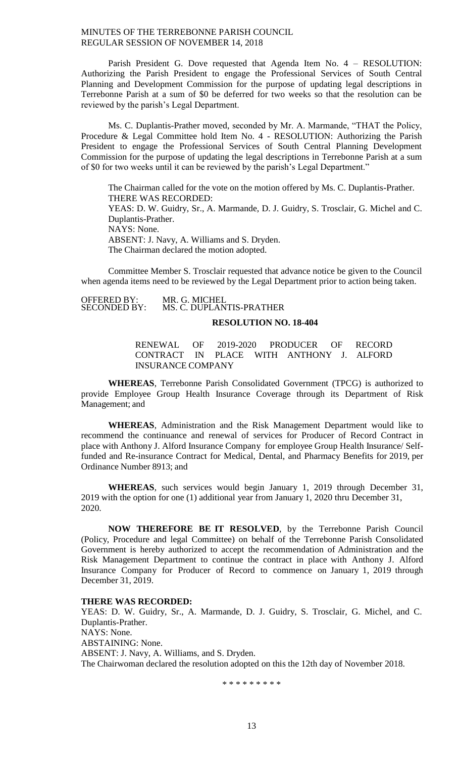Parish President G. Dove requested that Agenda Item No. 4 – RESOLUTION: Authorizing the Parish President to engage the Professional Services of South Central Planning and Development Commission for the purpose of updating legal descriptions in Terrebonne Parish at a sum of $0 be deferred for two weeks so that the resolution can be reviewed by the parish's Legal Department.

Ms. C. Duplantis-Prather moved, seconded by Mr. A. Marmande, "THAT the Policy, Procedure & Legal Committee hold Item No. 4 - RESOLUTION: Authorizing the Parish President to engage the Professional Services of South Central Planning Development Commission for the purpose of updating the legal descriptions in Terrebonne Parish at a sum of $0 for two weeks until it can be reviewed by the parish's Legal Department."

The Chairman called for the vote on the motion offered by Ms. C. Duplantis-Prather.
THERE WAS RECORDED:
YEAS: D. W. Guidry, Sr., A. Marmande, D. J. Guidry, S. Trosclair, G. Michel and C. Duplantis-Prather.
NAYS: None.
ABSENT: J. Navy, A. Williams and S. Dryden.
The Chairman declared the motion adopted.

Committee Member S. Trosclair requested that advance notice be given to the Council when agenda items need to be reviewed by the Legal Department prior to action being taken.

OFFERED BY: MR. G. MICHEL
SECONDED BY: MS. C. DUPLANTIS-PRATHER

## RESOLUTION NO. 18-404

RENEWAL OF 2019-2020 PRODUCER OF RECORD CONTRACT IN PLACE WITH ANTHONY J. ALFORD INSURANCE COMPANY

**WHEREAS**, Terrebonne Parish Consolidated Government (TPCG) is authorized to provide Employee Group Health Insurance Coverage through its Department of Risk Management; and

**WHEREAS**, Administration and the Risk Management Department would like to recommend the continuance and renewal of services for Producer of Record Contract in place with Anthony J. Alford Insurance Company for employee Group Health Insurance/ Self-funded and Re-insurance Contract for Medical, Dental, and Pharmacy Benefits for 2019, per Ordinance Number 8913; and

**WHEREAS**, such services would begin January 1, 2019 through December 31, 2019 with the option for one (1) additional year from January 1, 2020 thru December 31, 2020.

**NOW THEREFORE BE IT RESOLVED**, by the Terrebonne Parish Council (Policy, Procedure and legal Committee) on behalf of the Terrebonne Parish Consolidated Government is hereby authorized to accept the recommendation of Administration and the Risk Management Department to continue the contract in place with Anthony J. Alford Insurance Company for Producer of Record to commence on January 1, 2019 through December 31, 2019.

**THERE WAS RECORDED:**
YEAS: D. W. Guidry, Sr., A. Marmande, D. J. Guidry, S. Trosclair, G. Michel, and C. Duplantis-Prather.
NAYS: None.
ABSTAINING: None.
ABSENT: J. Navy, A. Williams, and S. Dryden.
The Chairwoman declared the resolution adopted on this the 12th day of November 2018.

\* \* \* \* \* \* \* \* \*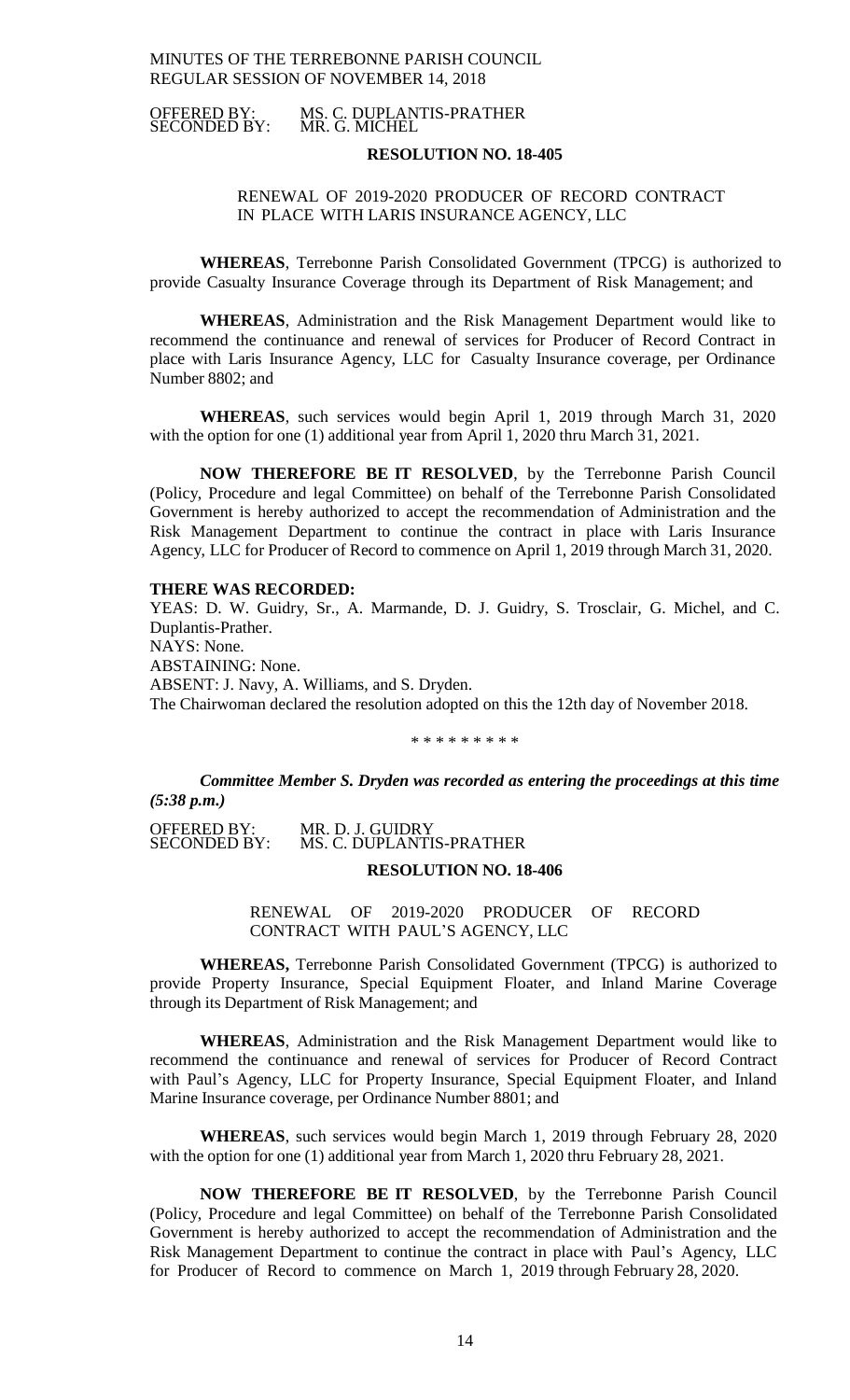OFFERED BY: MS. C. DUPLANTIS-PRATHER
SECONDED BY: MR. G. MICHEL

**RESOLUTION NO. 18-405**

RENEWAL OF 2019-2020 PRODUCER OF RECORD CONTRACT IN PLACE WITH LARIS INSURANCE AGENCY, LLC

**WHEREAS**, Terrebonne Parish Consolidated Government (TPCG) is authorized to provide Casualty Insurance Coverage through its Department of Risk Management; and

**WHEREAS**, Administration and the Risk Management Department would like to recommend the continuance and renewal of services for Producer of Record Contract in place with Laris Insurance Agency, LLC for Casualty Insurance coverage, per Ordinance Number 8802; and

**WHEREAS**, such services would begin April 1, 2019 through March 31, 2020 with the option for one (1) additional year from April 1, 2020 thru March 31, 2021.

**NOW THEREFORE BE IT RESOLVED**, by the Terrebonne Parish Council (Policy, Procedure and legal Committee) on behalf of the Terrebonne Parish Consolidated Government is hereby authorized to accept the recommendation of Administration and the Risk Management Department to continue the contract in place with Laris Insurance Agency, LLC for Producer of Record to commence on April 1, 2019 through March 31, 2020.

**THERE WAS RECORDED:**

YEAS: D. W. Guidry, Sr., A. Marmande, D. J. Guidry, S. Trosclair, G. Michel, and C. Duplantis-Prather.

NAYS: None.

ABSTAINING: None.

ABSENT: J. Navy, A. Williams, and S. Dryden.

The Chairwoman declared the resolution adopted on this the 12th day of November 2018.

\* \* \* \* \* \* \* \* \*

***Committee Member S. Dryden was recorded as entering the proceedings at this time (5:38 p.m.)***

OFFERED BY: MR. D. J. GUIDRY
SECONDED BY: MS. C. DUPLANTIS-PRATHER

**RESOLUTION NO. 18-406**

RENEWAL OF 2019-2020 PRODUCER OF RECORD CONTRACT WITH PAUL'S AGENCY, LLC

**WHEREAS,** Terrebonne Parish Consolidated Government (TPCG) is authorized to provide Property Insurance, Special Equipment Floater, and Inland Marine Coverage through its Department of Risk Management; and

**WHEREAS**, Administration and the Risk Management Department would like to recommend the continuance and renewal of services for Producer of Record Contract with Paul's Agency, LLC for Property Insurance, Special Equipment Floater, and Inland Marine Insurance coverage, per Ordinance Number 8801; and

**WHEREAS**, such services would begin March 1, 2019 through February 28, 2020 with the option for one (1) additional year from March 1, 2020 thru February 28, 2021.

**NOW THEREFORE BE IT RESOLVED**, by the Terrebonne Parish Council (Policy, Procedure and legal Committee) on behalf of the Terrebonne Parish Consolidated Government is hereby authorized to accept the recommendation of Administration and the Risk Management Department to continue the contract in place with Paul's Agency, LLC for Producer of Record to commence on March 1, 2019 through February 28, 2020.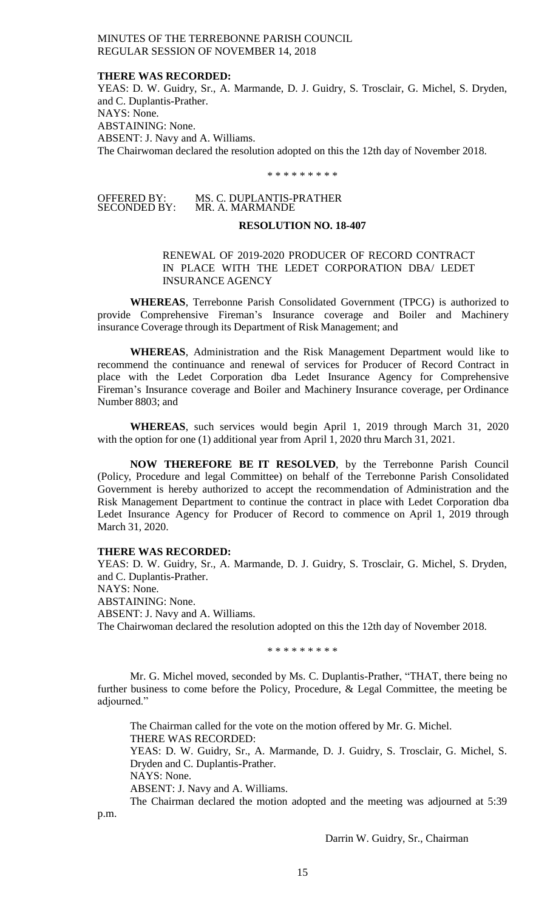**THERE WAS RECORDED:**
YEAS: D. W. Guidry, Sr., A. Marmande, D. J. Guidry, S. Trosclair, G. Michel, S. Dryden, and C. Duplantis-Prather.
NAYS: None.
ABSTAINING: None.
ABSENT: J. Navy and A. Williams.
The Chairwoman declared the resolution adopted on this the 12th day of November 2018.

\* \* \* \* \* \* \* \* \*

OFFERED BY: MS. C. DUPLANTIS-PRATHER
SECONDED BY: MR. A. MARMANDE

**RESOLUTION NO. 18-407**

RENEWAL OF 2019-2020 PRODUCER OF RECORD CONTRACT IN PLACE WITH THE LEDET CORPORATION DBA/ LEDET INSURANCE AGENCY

**WHEREAS**, Terrebonne Parish Consolidated Government (TPCG) is authorized to provide Comprehensive Fireman's Insurance coverage and Boiler and Machinery insurance Coverage through its Department of Risk Management; and

**WHEREAS**, Administration and the Risk Management Department would like to recommend the continuance and renewal of services for Producer of Record Contract in place with the Ledet Corporation dba Ledet Insurance Agency for Comprehensive Fireman's Insurance coverage and Boiler and Machinery Insurance coverage, per Ordinance Number 8803; and

**WHEREAS**, such services would begin April 1, 2019 through March 31, 2020 with the option for one (1) additional year from April 1, 2020 thru March 31, 2021.

**NOW THEREFORE BE IT RESOLVED**, by the Terrebonne Parish Council (Policy, Procedure and legal Committee) on behalf of the Terrebonne Parish Consolidated Government is hereby authorized to accept the recommendation of Administration and the Risk Management Department to continue the contract in place with Ledet Corporation dba Ledet Insurance Agency for Producer of Record to commence on April 1, 2019 through March 31, 2020.

**THERE WAS RECORDED:**
YEAS: D. W. Guidry, Sr., A. Marmande, D. J. Guidry, S. Trosclair, G. Michel, S. Dryden, and C. Duplantis-Prather.
NAYS: None.
ABSTAINING: None.
ABSENT: J. Navy and A. Williams.
The Chairwoman declared the resolution adopted on this the 12th day of November 2018.

\* \* \* \* \* \* \* \* \*

Mr. G. Michel moved, seconded by Ms. C. Duplantis-Prather, "THAT, there being no further business to come before the Policy, Procedure, & Legal Committee, the meeting be adjourned."

The Chairman called for the vote on the motion offered by Mr. G. Michel.
THERE WAS RECORDED:
YEAS: D. W. Guidry, Sr., A. Marmande, D. J. Guidry, S. Trosclair, G. Michel, S. Dryden and C. Duplantis-Prather.
NAYS: None.
ABSENT: J. Navy and A. Williams.
The Chairman declared the motion adopted and the meeting was adjourned at 5:39 p.m.

Darrin W. Guidry, Sr., Chairman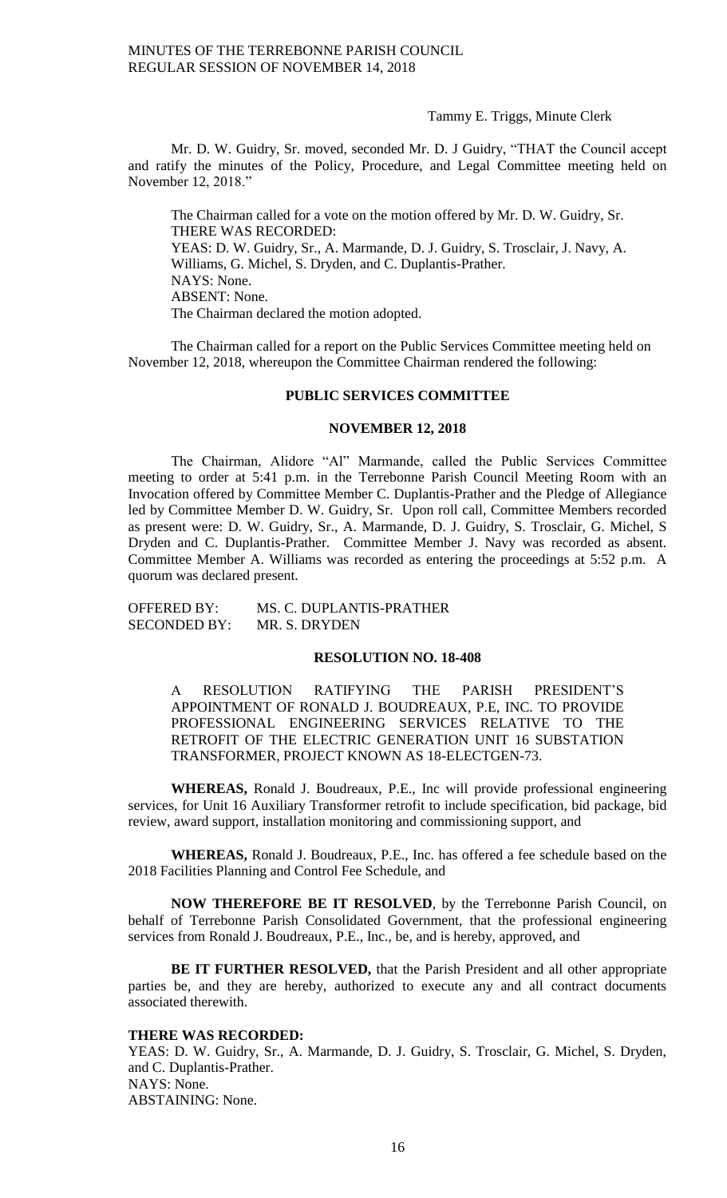Tammy E. Triggs, Minute Clerk

Mr. D. W. Guidry, Sr. moved, seconded Mr. D. J Guidry, "THAT the Council accept and ratify the minutes of the Policy, Procedure, and Legal Committee meeting held on November 12, 2018."

The Chairman called for a vote on the motion offered by Mr. D. W. Guidry, Sr.
THERE WAS RECORDED:
YEAS: D. W. Guidry, Sr., A. Marmande, D. J. Guidry, S. Trosclair, J. Navy, A. Williams, G. Michel, S. Dryden, and C. Duplantis-Prather.
NAYS: None.
ABSENT: None.
The Chairman declared the motion adopted.

The Chairman called for a report on the Public Services Committee meeting held on November 12, 2018, whereupon the Committee Chairman rendered the following:

## PUBLIC SERVICES COMMITTEE

## NOVEMBER 12, 2018

The Chairman, Alidore "Al" Marmande, called the Public Services Committee meeting to order at 5:41 p.m. in the Terrebonne Parish Council Meeting Room with an Invocation offered by Committee Member C. Duplantis-Prather and the Pledge of Allegiance led by Committee Member D. W. Guidry, Sr. Upon roll call, Committee Members recorded as present were: D. W. Guidry, Sr., A. Marmande, D. J. Guidry, S. Trosclair, G. Michel, S Dryden and C. Duplantis-Prather. Committee Member J. Navy was recorded as absent. Committee Member A. Williams was recorded as entering the proceedings at 5:52 p.m. A quorum was declared present.

OFFERED BY: MS. C. DUPLANTIS-PRATHER
SECONDED BY: MR. S. DRYDEN

## RESOLUTION NO. 18-408

A RESOLUTION RATIFYING THE PARISH PRESIDENT'S APPOINTMENT OF RONALD J. BOUDREAUX, P.E, INC. TO PROVIDE PROFESSIONAL ENGINEERING SERVICES RELATIVE TO THE RETROFIT OF THE ELECTRIC GENERATION UNIT 16 SUBSTATION TRANSFORMER, PROJECT KNOWN AS 18-ELECTGEN-73.

**WHEREAS,** Ronald J. Boudreaux, P.E., Inc will provide professional engineering services, for Unit 16 Auxiliary Transformer retrofit to include specification, bid package, bid review, award support, installation monitoring and commissioning support, and

**WHEREAS,** Ronald J. Boudreaux, P.E., Inc. has offered a fee schedule based on the 2018 Facilities Planning and Control Fee Schedule, and

**NOW THEREFORE BE IT RESOLVED**, by the Terrebonne Parish Council, on behalf of Terrebonne Parish Consolidated Government, that the professional engineering services from Ronald J. Boudreaux, P.E., Inc., be, and is hereby, approved, and

**BE IT FURTHER RESOLVED,** that the Parish President and all other appropriate parties be, and they are hereby, authorized to execute any and all contract documents associated therewith.

**THERE WAS RECORDED:**
YEAS: D. W. Guidry, Sr., A. Marmande, D. J. Guidry, S. Trosclair, G. Michel, S. Dryden, and C. Duplantis-Prather.
NAYS: None.
ABSTAINING: None.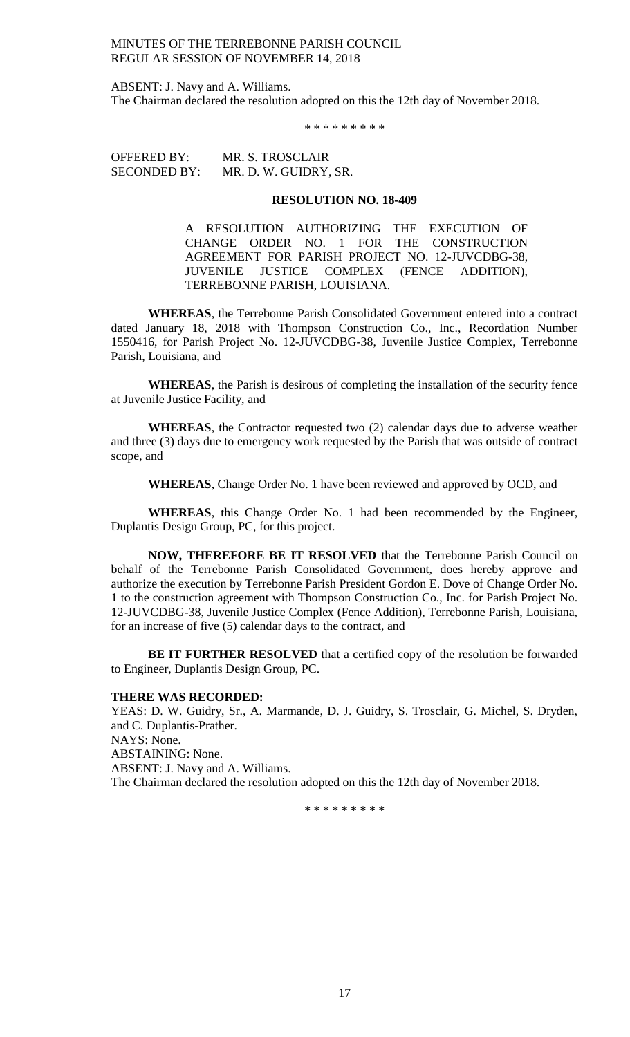ABSENT: J. Navy and A. Williams.
The Chairman declared the resolution adopted on this the 12th day of November 2018.

* * * * * * * * *

OFFERED BY: MR. S. TROSCLAIR
SECONDED BY: MR. D. W. GUIDRY, SR.

**RESOLUTION NO. 18-409**

A RESOLUTION AUTHORIZING THE EXECUTION OF CHANGE ORDER NO. 1 FOR THE CONSTRUCTION AGREEMENT FOR PARISH PROJECT NO. 12-JUVCDBG-38, JUVENILE JUSTICE COMPLEX (FENCE ADDITION), TERREBONNE PARISH, LOUISIANA.

**WHEREAS**, the Terrebonne Parish Consolidated Government entered into a contract dated January 18, 2018 with Thompson Construction Co., Inc., Recordation Number 1550416, for Parish Project No. 12-JUVCDBG-38, Juvenile Justice Complex, Terrebonne Parish, Louisiana, and

**WHEREAS**, the Parish is desirous of completing the installation of the security fence at Juvenile Justice Facility, and

**WHEREAS**, the Contractor requested two (2) calendar days due to adverse weather and three (3) days due to emergency work requested by the Parish that was outside of contract scope, and

**WHEREAS**, Change Order No. 1 have been reviewed and approved by OCD, and

**WHEREAS**, this Change Order No. 1 had been recommended by the Engineer, Duplantis Design Group, PC, for this project.

**NOW, THEREFORE BE IT RESOLVED** that the Terrebonne Parish Council on behalf of the Terrebonne Parish Consolidated Government, does hereby approve and authorize the execution by Terrebonne Parish President Gordon E. Dove of Change Order No. 1 to the construction agreement with Thompson Construction Co., Inc. for Parish Project No. 12-JUVCDBG-38, Juvenile Justice Complex (Fence Addition), Terrebonne Parish, Louisiana, for an increase of five (5) calendar days to the contract, and

**BE IT FURTHER RESOLVED** that a certified copy of the resolution be forwarded to Engineer, Duplantis Design Group, PC.

**THERE WAS RECORDED:**
YEAS: D. W. Guidry, Sr., A. Marmande, D. J. Guidry, S. Trosclair, G. Michel, S. Dryden, and C. Duplantis-Prather.
NAYS: None.
ABSTAINING: None.
ABSENT: J. Navy and A. Williams.
The Chairman declared the resolution adopted on this the 12th day of November 2018.

* * * * * * * * *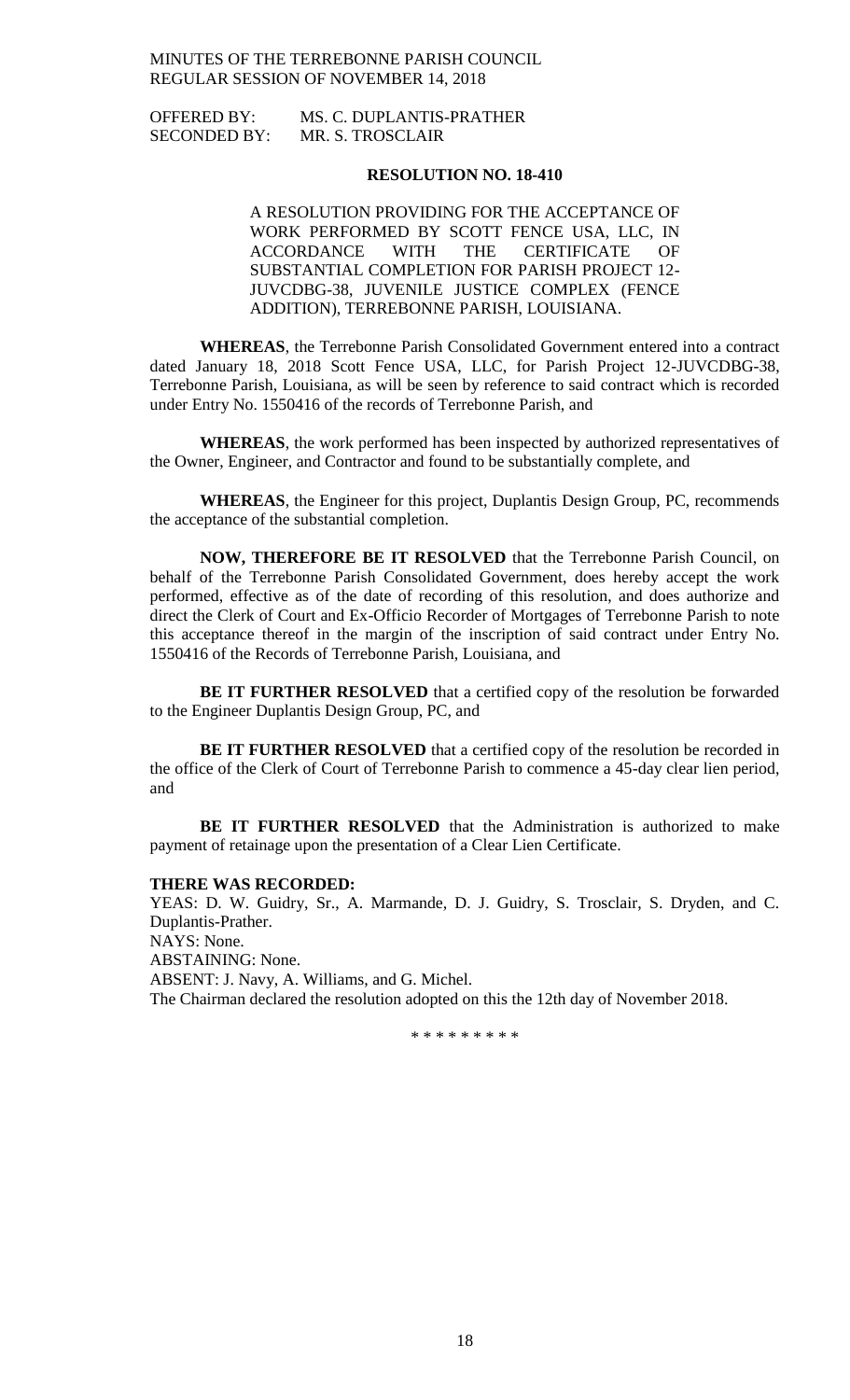OFFERED BY: MS. C. DUPLANTIS-PRATHER
SECONDED BY: MR. S. TROSCLAIR

**RESOLUTION NO. 18-410**

A RESOLUTION PROVIDING FOR THE ACCEPTANCE OF WORK PERFORMED BY SCOTT FENCE USA, LLC, IN ACCORDANCE WITH THE CERTIFICATE OF SUBSTANTIAL COMPLETION FOR PARISH PROJECT 12-JUVCDBG-38, JUVENILE JUSTICE COMPLEX (FENCE ADDITION), TERREBONNE PARISH, LOUISIANA.

**WHEREAS**, the Terrebonne Parish Consolidated Government entered into a contract dated January 18, 2018 Scott Fence USA, LLC, for Parish Project 12-JUVCDBG-38, Terrebonne Parish, Louisiana, as will be seen by reference to said contract which is recorded under Entry No. 1550416 of the records of Terrebonne Parish, and

**WHEREAS**, the work performed has been inspected by authorized representatives of the Owner, Engineer, and Contractor and found to be substantially complete, and

**WHEREAS**, the Engineer for this project, Duplantis Design Group, PC, recommends the acceptance of the substantial completion.

**NOW, THEREFORE BE IT RESOLVED** that the Terrebonne Parish Council, on behalf of the Terrebonne Parish Consolidated Government, does hereby accept the work performed, effective as of the date of recording of this resolution, and does authorize and direct the Clerk of Court and Ex-Officio Recorder of Mortgages of Terrebonne Parish to note this acceptance thereof in the margin of the inscription of said contract under Entry No. 1550416 of the Records of Terrebonne Parish, Louisiana, and

**BE IT FURTHER RESOLVED** that a certified copy of the resolution be forwarded to the Engineer Duplantis Design Group, PC, and

**BE IT FURTHER RESOLVED** that a certified copy of the resolution be recorded in the office of the Clerk of Court of Terrebonne Parish to commence a 45-day clear lien period, and

**BE IT FURTHER RESOLVED** that the Administration is authorized to make payment of retainage upon the presentation of a Clear Lien Certificate.

**THERE WAS RECORDED:**
YEAS: D. W. Guidry, Sr., A. Marmande, D. J. Guidry, S. Trosclair, S. Dryden, and C. Duplantis-Prather.
NAYS: None.
ABSTAINING: None.
ABSENT: J. Navy, A. Williams, and G. Michel.
The Chairman declared the resolution adopted on this the 12th day of November 2018.

\* \* \* \* \* \* \* \* \*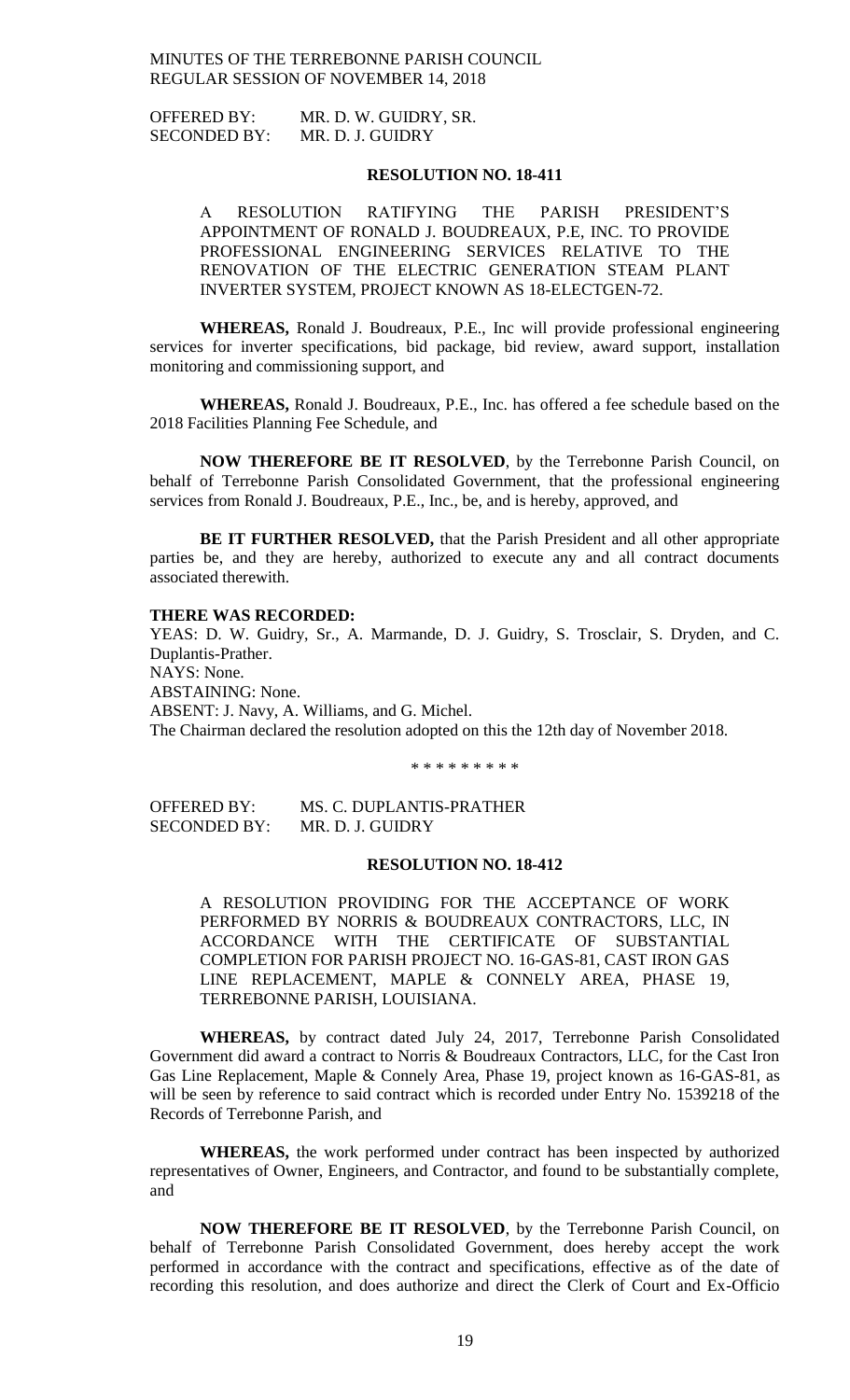OFFERED BY: MR. D. W. GUIDRY, SR.
SECONDED BY: MR. D. J. GUIDRY

**RESOLUTION NO. 18-411**

A RESOLUTION RATIFYING THE PARISH PRESIDENT'S APPOINTMENT OF RONALD J. BOUDREAUX, P.E, INC. TO PROVIDE PROFESSIONAL ENGINEERING SERVICES RELATIVE TO THE RENOVATION OF THE ELECTRIC GENERATION STEAM PLANT INVERTER SYSTEM, PROJECT KNOWN AS 18-ELECTGEN-72.

**WHEREAS,** Ronald J. Boudreaux, P.E., Inc will provide professional engineering services for inverter specifications, bid package, bid review, award support, installation monitoring and commissioning support, and

**WHEREAS,** Ronald J. Boudreaux, P.E., Inc. has offered a fee schedule based on the 2018 Facilities Planning Fee Schedule, and

**NOW THEREFORE BE IT RESOLVED**, by the Terrebonne Parish Council, on behalf of Terrebonne Parish Consolidated Government, that the professional engineering services from Ronald J. Boudreaux, P.E., Inc., be, and is hereby, approved, and

**BE IT FURTHER RESOLVED,** that the Parish President and all other appropriate parties be, and they are hereby, authorized to execute any and all contract documents associated therewith.

**THERE WAS RECORDED:**
YEAS: D. W. Guidry, Sr., A. Marmande, D. J. Guidry, S. Trosclair, S. Dryden, and C. Duplantis-Prather.
NAYS: None.
ABSTAINING: None.
ABSENT: J. Navy, A. Williams, and G. Michel.
The Chairman declared the resolution adopted on this the 12th day of November 2018.

\* \* \* \* \* \* \* \* \*

OFFERED BY: MS. C. DUPLANTIS-PRATHER
SECONDED BY: MR. D. J. GUIDRY

**RESOLUTION NO. 18-412**

A RESOLUTION PROVIDING FOR THE ACCEPTANCE OF WORK PERFORMED BY NORRIS & BOUDREAUX CONTRACTORS, LLC, IN ACCORDANCE WITH THE CERTIFICATE OF SUBSTANTIAL COMPLETION FOR PARISH PROJECT NO. 16-GAS-81, CAST IRON GAS LINE REPLACEMENT, MAPLE & CONNELY AREA, PHASE 19, TERREBONNE PARISH, LOUISIANA.

**WHEREAS,** by contract dated July 24, 2017, Terrebonne Parish Consolidated Government did award a contract to Norris & Boudreaux Contractors, LLC, for the Cast Iron Gas Line Replacement, Maple & Connely Area, Phase 19, project known as 16-GAS-81, as will be seen by reference to said contract which is recorded under Entry No. 1539218 of the Records of Terrebonne Parish, and

**WHEREAS,** the work performed under contract has been inspected by authorized representatives of Owner, Engineers, and Contractor, and found to be substantially complete, and

**NOW THEREFORE BE IT RESOLVED**, by the Terrebonne Parish Council, on behalf of Terrebonne Parish Consolidated Government, does hereby accept the work performed in accordance with the contract and specifications, effective as of the date of recording this resolution, and does authorize and direct the Clerk of Court and Ex-Officio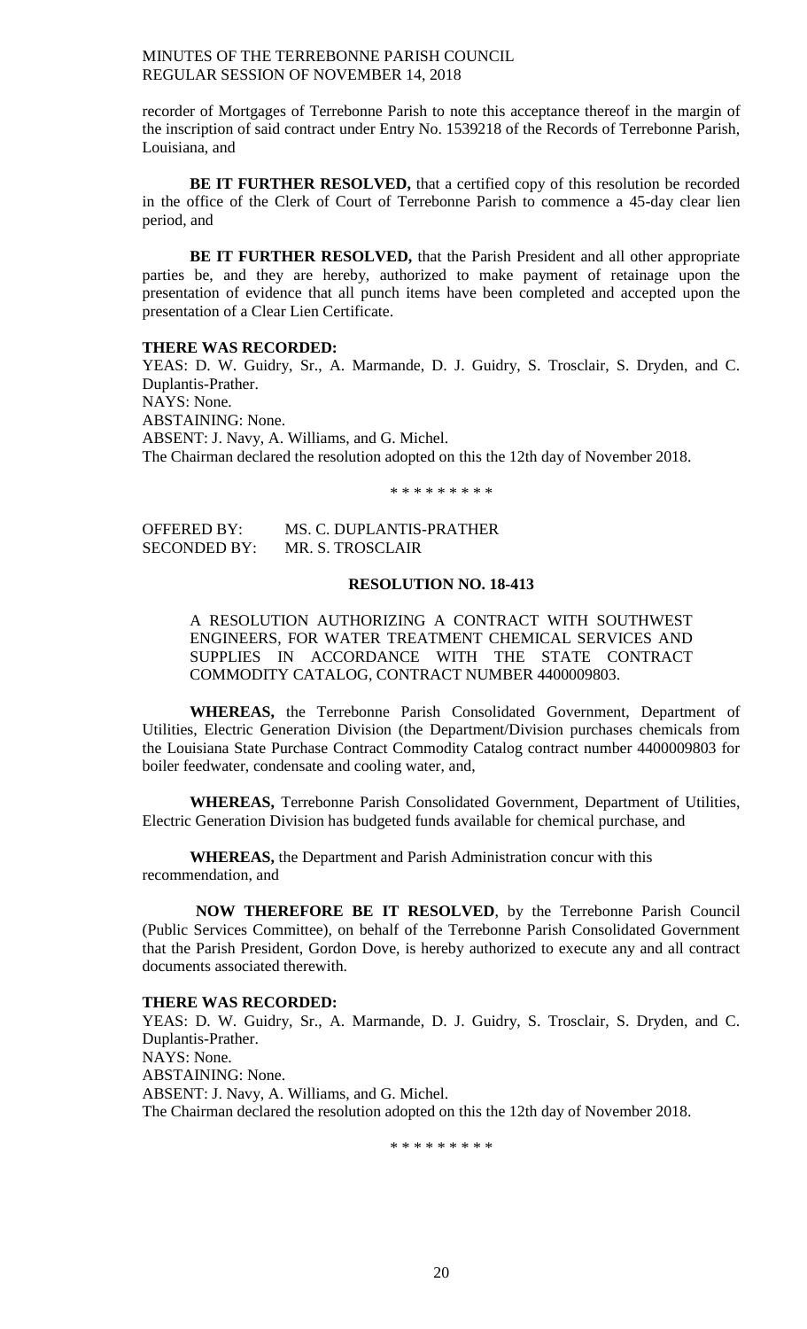recorder of Mortgages of Terrebonne Parish to note this acceptance thereof in the margin of the inscription of said contract under Entry No. 1539218 of the Records of Terrebonne Parish, Louisiana, and

**BE IT FURTHER RESOLVED,** that a certified copy of this resolution be recorded in the office of the Clerk of Court of Terrebonne Parish to commence a 45-day clear lien period, and

**BE IT FURTHER RESOLVED,** that the Parish President and all other appropriate parties be, and they are hereby, authorized to make payment of retainage upon the presentation of evidence that all punch items have been completed and accepted upon the presentation of a Clear Lien Certificate.

**THERE WAS RECORDED:**
YEAS: D. W. Guidry, Sr., A. Marmande, D. J. Guidry, S. Trosclair, S. Dryden, and C. Duplantis-Prather.
NAYS: None.
ABSTAINING: None.
ABSENT: J. Navy, A. Williams, and G. Michel.
The Chairman declared the resolution adopted on this the 12th day of November 2018.

\* \* \* \* \* \* \* \* \*

OFFERED BY: MS. C. DUPLANTIS-PRATHER
SECONDED BY: MR. S. TROSCLAIR

**RESOLUTION NO. 18-413**

A RESOLUTION AUTHORIZING A CONTRACT WITH SOUTHWEST ENGINEERS, FOR WATER TREATMENT CHEMICAL SERVICES AND SUPPLIES IN ACCORDANCE WITH THE STATE CONTRACT COMMODITY CATALOG, CONTRACT NUMBER 4400009803.

**WHEREAS,** the Terrebonne Parish Consolidated Government, Department of Utilities, Electric Generation Division (the Department/Division purchases chemicals from the Louisiana State Purchase Contract Commodity Catalog contract number 4400009803 for boiler feedwater, condensate and cooling water, and,

**WHEREAS,** Terrebonne Parish Consolidated Government, Department of Utilities, Electric Generation Division has budgeted funds available for chemical purchase, and

**WHEREAS,** the Department and Parish Administration concur with this recommendation, and

**NOW THEREFORE BE IT RESOLVED**, by the Terrebonne Parish Council (Public Services Committee), on behalf of the Terrebonne Parish Consolidated Government that the Parish President, Gordon Dove, is hereby authorized to execute any and all contract documents associated therewith.

**THERE WAS RECORDED:**
YEAS: D. W. Guidry, Sr., A. Marmande, D. J. Guidry, S. Trosclair, S. Dryden, and C. Duplantis-Prather.
NAYS: None.
ABSTAINING: None.
ABSENT: J. Navy, A. Williams, and G. Michel.
The Chairman declared the resolution adopted on this the 12th day of November 2018.

\* \* \* \* \* \* \* \* \*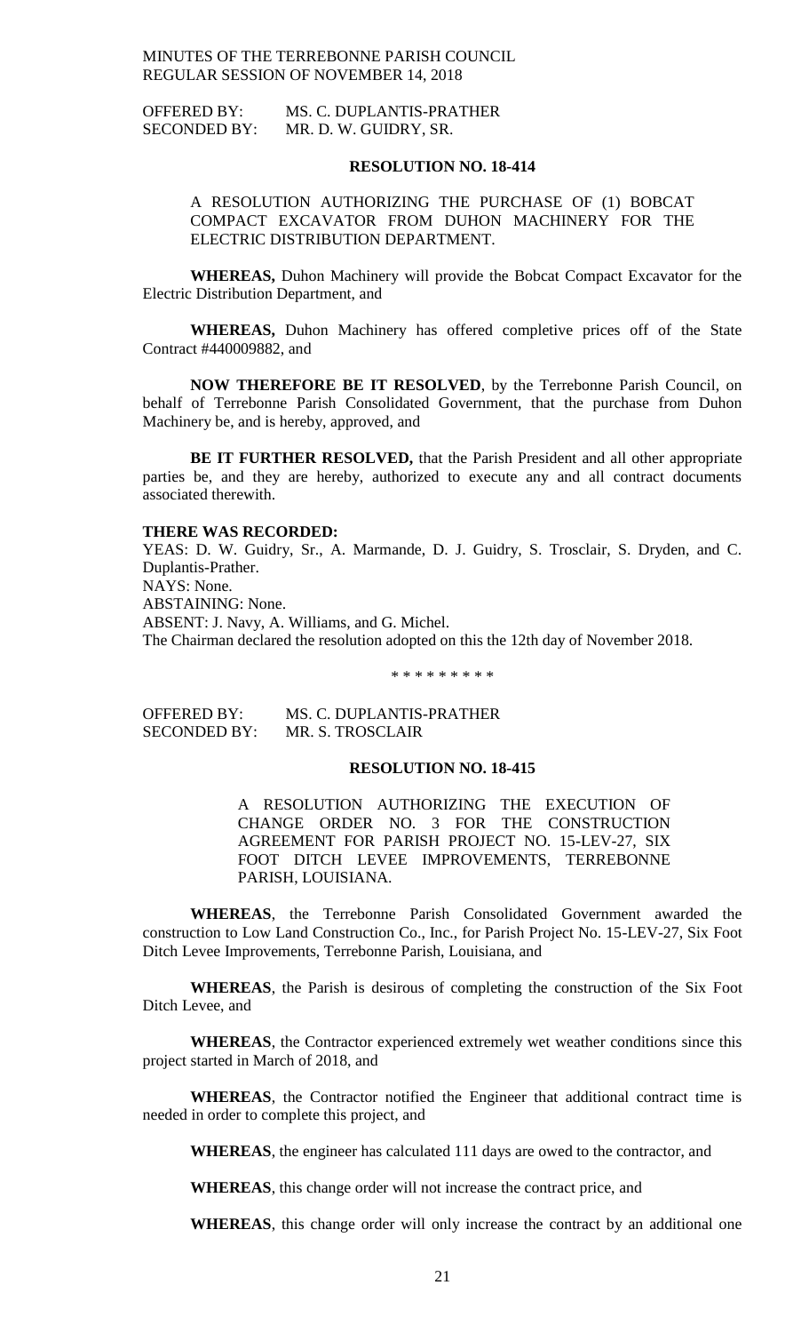OFFERED BY: MS. C. DUPLANTIS-PRATHER
SECONDED BY: MR. D. W. GUIDRY, SR.

**RESOLUTION NO. 18-414**

A RESOLUTION AUTHORIZING THE PURCHASE OF (1) BOBCAT COMPACT EXCAVATOR FROM DUHON MACHINERY FOR THE ELECTRIC DISTRIBUTION DEPARTMENT.

**WHEREAS,** Duhon Machinery will provide the Bobcat Compact Excavator for the Electric Distribution Department, and

**WHEREAS,** Duhon Machinery has offered completive prices off of the State Contract #440009882, and

**NOW THEREFORE BE IT RESOLVED**, by the Terrebonne Parish Council, on behalf of Terrebonne Parish Consolidated Government, that the purchase from Duhon Machinery be, and is hereby, approved, and

**BE IT FURTHER RESOLVED,** that the Parish President and all other appropriate parties be, and they are hereby, authorized to execute any and all contract documents associated therewith.

**THERE WAS RECORDED:**
YEAS: D. W. Guidry, Sr., A. Marmande, D. J. Guidry, S. Trosclair, S. Dryden, and C. Duplantis-Prather.
NAYS: None.
ABSTAINING: None.
ABSENT: J. Navy, A. Williams, and G. Michel.
The Chairman declared the resolution adopted on this the 12th day of November 2018.

\* \* \* \* \* \* \* \* \*

OFFERED BY: MS. C. DUPLANTIS-PRATHER
SECONDED BY: MR. S. TROSCLAIR

**RESOLUTION NO. 18-415**

A RESOLUTION AUTHORIZING THE EXECUTION OF CHANGE ORDER NO. 3 FOR THE CONSTRUCTION AGREEMENT FOR PARISH PROJECT NO. 15-LEV-27, SIX FOOT DITCH LEVEE IMPROVEMENTS, TERREBONNE PARISH, LOUISIANA.

**WHEREAS**, the Terrebonne Parish Consolidated Government awarded the construction to Low Land Construction Co., Inc., for Parish Project No. 15-LEV-27, Six Foot Ditch Levee Improvements, Terrebonne Parish, Louisiana, and

**WHEREAS**, the Parish is desirous of completing the construction of the Six Foot Ditch Levee, and

**WHEREAS**, the Contractor experienced extremely wet weather conditions since this project started in March of 2018, and

**WHEREAS**, the Contractor notified the Engineer that additional contract time is needed in order to complete this project, and

**WHEREAS**, the engineer has calculated 111 days are owed to the contractor, and

**WHEREAS**, this change order will not increase the contract price, and

**WHEREAS**, this change order will only increase the contract by an additional one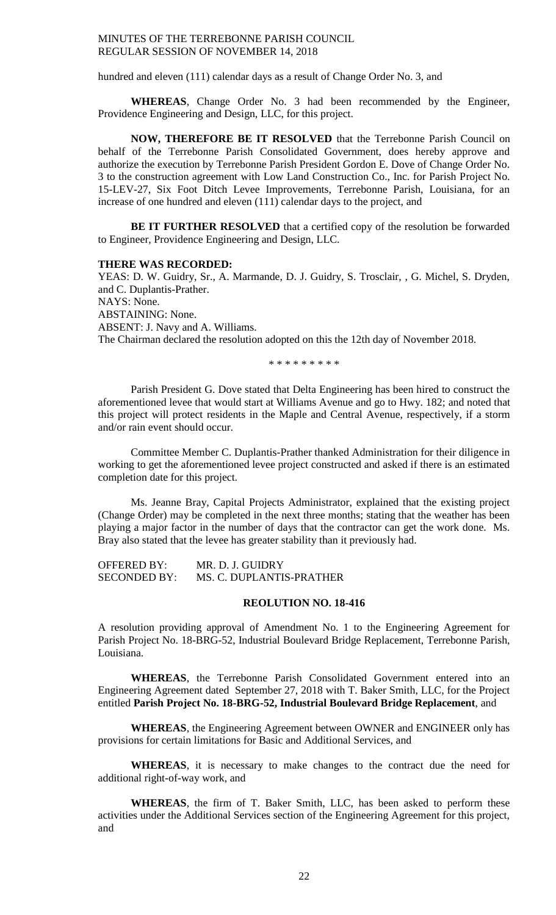hundred and eleven (111) calendar days as a result of Change Order No. 3, and

**WHEREAS**, Change Order No. 3 had been recommended by the Engineer, Providence Engineering and Design, LLC, for this project.

**NOW, THEREFORE BE IT RESOLVED** that the Terrebonne Parish Council on behalf of the Terrebonne Parish Consolidated Government, does hereby approve and authorize the execution by Terrebonne Parish President Gordon E. Dove of Change Order No. 3 to the construction agreement with Low Land Construction Co., Inc. for Parish Project No. 15-LEV-27, Six Foot Ditch Levee Improvements, Terrebonne Parish, Louisiana, for an increase of one hundred and eleven (111) calendar days to the project, and

**BE IT FURTHER RESOLVED** that a certified copy of the resolution be forwarded to Engineer, Providence Engineering and Design, LLC.

**THERE WAS RECORDED:**

YEAS: D. W. Guidry, Sr., A. Marmande, D. J. Guidry, S. Trosclair, , G. Michel, S. Dryden, and C. Duplantis-Prather.
NAYS: None.
ABSTAINING: None.
ABSENT: J. Navy and A. Williams.
The Chairman declared the resolution adopted on this the 12th day of November 2018.

\* \* \* \* \* \* \* \* \*

Parish President G. Dove stated that Delta Engineering has been hired to construct the aforementioned levee that would start at Williams Avenue and go to Hwy. 182; and noted that this project will protect residents in the Maple and Central Avenue, respectively, if a storm and/or rain event should occur.

Committee Member C. Duplantis-Prather thanked Administration for their diligence in working to get the aforementioned levee project constructed and asked if there is an estimated completion date for this project.

Ms. Jeanne Bray, Capital Projects Administrator, explained that the existing project (Change Order) may be completed in the next three months; stating that the weather has been playing a major factor in the number of days that the contractor can get the work done. Ms. Bray also stated that the levee has greater stability than it previously had.

OFFERED BY: MR. D. J. GUIDRY
SECONDED BY: MS. C. DUPLANTIS-PRATHER

**REOLUTION NO. 18-416**

A resolution providing approval of Amendment No. 1 to the Engineering Agreement for Parish Project No. 18-BRG-52, Industrial Boulevard Bridge Replacement, Terrebonne Parish, Louisiana.

**WHEREAS**, the Terrebonne Parish Consolidated Government entered into an Engineering Agreement dated September 27, 2018 with T. Baker Smith, LLC, for the Project entitled **Parish Project No. 18-BRG-52, Industrial Boulevard Bridge Replacement**, and

**WHEREAS**, the Engineering Agreement between OWNER and ENGINEER only has provisions for certain limitations for Basic and Additional Services, and

**WHEREAS**, it is necessary to make changes to the contract due the need for additional right-of-way work, and

**WHEREAS**, the firm of T. Baker Smith, LLC, has been asked to perform these activities under the Additional Services section of the Engineering Agreement for this project, and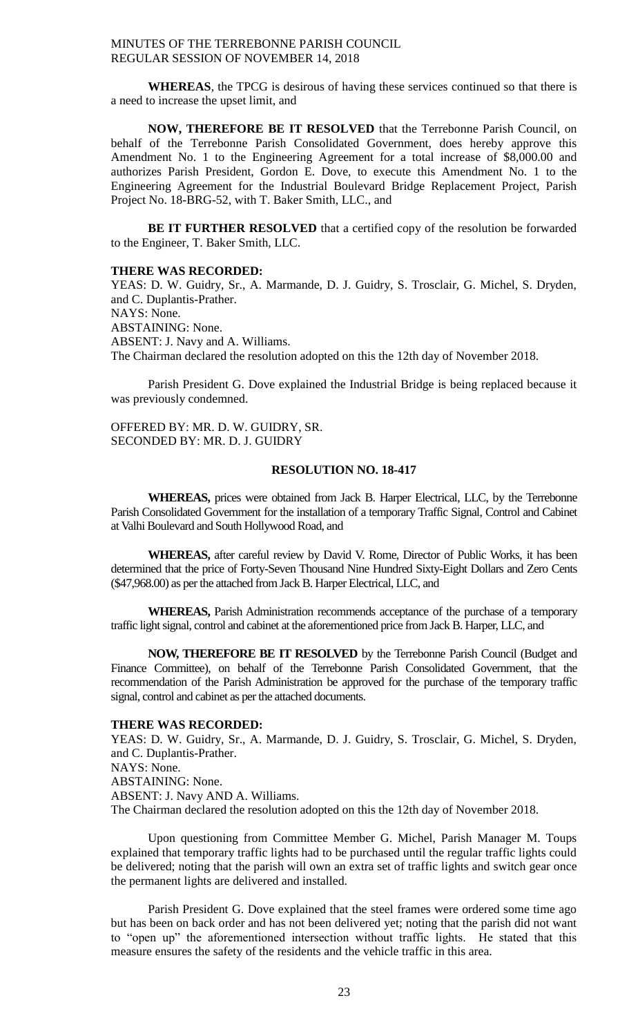**WHEREAS**, the TPCG is desirous of having these services continued so that there is a need to increase the upset limit, and

**NOW, THEREFORE BE IT RESOLVED** that the Terrebonne Parish Council, on behalf of the Terrebonne Parish Consolidated Government, does hereby approve this Amendment No. 1 to the Engineering Agreement for a total increase of $8,000.00 and authorizes Parish President, Gordon E. Dove, to execute this Amendment No. 1 to the Engineering Agreement for the Industrial Boulevard Bridge Replacement Project, Parish Project No. 18-BRG-52, with T. Baker Smith, LLC., and

**BE IT FURTHER RESOLVED** that a certified copy of the resolution be forwarded to the Engineer, T. Baker Smith, LLC.

**THERE WAS RECORDED:**
YEAS: D. W. Guidry, Sr., A. Marmande, D. J. Guidry, S. Trosclair, G. Michel, S. Dryden, and C. Duplantis-Prather.
NAYS: None.
ABSTAINING: None.
ABSENT: J. Navy and A. Williams.
The Chairman declared the resolution adopted on this the 12th day of November 2018.

Parish President G. Dove explained the Industrial Bridge is being replaced because it was previously condemned.

OFFERED BY: MR. D. W. GUIDRY, SR.
SECONDED BY: MR. D. J. GUIDRY

**RESOLUTION NO. 18-417**

**WHEREAS,** prices were obtained from Jack B. Harper Electrical, LLC, by the Terrebonne Parish Consolidated Government for the installation of a temporary Traffic Signal, Control and Cabinet at Valhi Boulevard and South Hollywood Road, and

**WHEREAS,** after careful review by David V. Rome, Director of Public Works, it has been determined that the price of Forty-Seven Thousand Nine Hundred Sixty-Eight Dollars and Zero Cents ($47,968.00) as per the attached from Jack B. Harper Electrical, LLC, and

**WHEREAS,** Parish Administration recommends acceptance of the purchase of a temporary traffic light signal, control and cabinet at the aforementioned price from Jack B. Harper, LLC, and

**NOW, THEREFORE BE IT RESOLVED** by the Terrebonne Parish Council (Budget and Finance Committee), on behalf of the Terrebonne Parish Consolidated Government, that the recommendation of the Parish Administration be approved for the purchase of the temporary traffic signal, control and cabinet as per the attached documents.

**THERE WAS RECORDED:**
YEAS: D. W. Guidry, Sr., A. Marmande, D. J. Guidry, S. Trosclair, G. Michel, S. Dryden, and C. Duplantis-Prather.
NAYS: None.
ABSTAINING: None.
ABSENT: J. Navy AND A. Williams.
The Chairman declared the resolution adopted on this the 12th day of November 2018.

Upon questioning from Committee Member G. Michel, Parish Manager M. Toups explained that temporary traffic lights had to be purchased until the regular traffic lights could be delivered; noting that the parish will own an extra set of traffic lights and switch gear once the permanent lights are delivered and installed.

Parish President G. Dove explained that the steel frames were ordered some time ago but has been on back order and has not been delivered yet; noting that the parish did not want to "open up" the aforementioned intersection without traffic lights. He stated that this measure ensures the safety of the residents and the vehicle traffic in this area.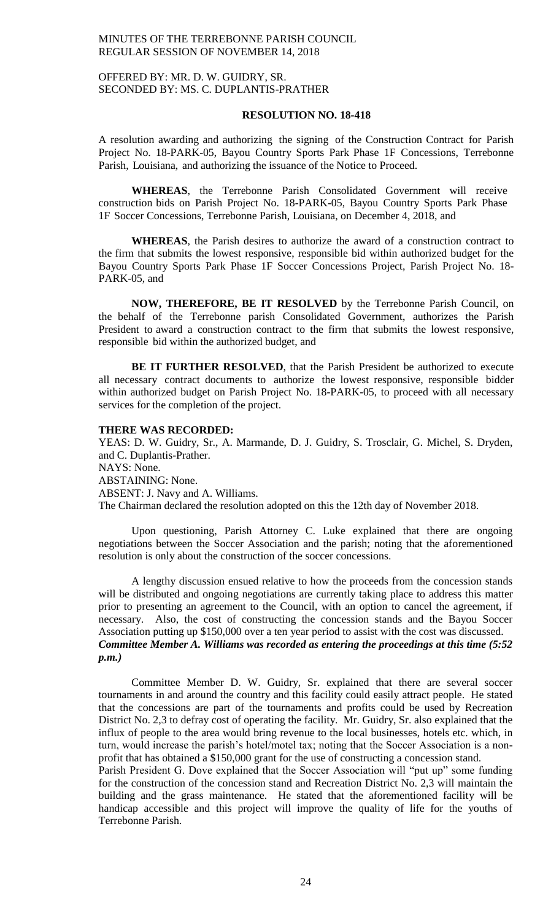OFFERED BY: MR. D. W. GUIDRY, SR.
SECONDED BY: MS. C. DUPLANTIS-PRATHER

**RESOLUTION NO. 18-418**

A resolution awarding and authorizing the signing of the Construction Contract for Parish Project No. 18-PARK-05, Bayou Country Sports Park Phase 1F Concessions, Terrebonne Parish, Louisiana, and authorizing the issuance of the Notice to Proceed.

**WHEREAS**, the Terrebonne Parish Consolidated Government will receive construction bids on Parish Project No. 18-PARK-05, Bayou Country Sports Park Phase 1F Soccer Concessions, Terrebonne Parish, Louisiana, on December 4, 2018, and

**WHEREAS**, the Parish desires to authorize the award of a construction contract to the firm that submits the lowest responsive, responsible bid within authorized budget for the Bayou Country Sports Park Phase 1F Soccer Concessions Project, Parish Project No. 18-PARK-05, and

**NOW, THEREFORE, BE IT RESOLVED** by the Terrebonne Parish Council, on the behalf of the Terrebonne parish Consolidated Government, authorizes the Parish President to award a construction contract to the firm that submits the lowest responsive, responsible bid within the authorized budget, and

**BE IT FURTHER RESOLVED**, that the Parish President be authorized to execute all necessary contract documents to authorize the lowest responsive, responsible bidder within authorized budget on Parish Project No. 18-PARK-05, to proceed with all necessary services for the completion of the project.

**THERE WAS RECORDED:**
YEAS: D. W. Guidry, Sr., A. Marmande, D. J. Guidry, S. Trosclair, G. Michel, S. Dryden, and C. Duplantis-Prather.
NAYS: None.
ABSTAINING: None.
ABSENT: J. Navy and A. Williams.
The Chairman declared the resolution adopted on this the 12th day of November 2018.

Upon questioning, Parish Attorney C. Luke explained that there are ongoing negotiations between the Soccer Association and the parish; noting that the aforementioned resolution is only about the construction of the soccer concessions.

A lengthy discussion ensued relative to how the proceeds from the concession stands will be distributed and ongoing negotiations are currently taking place to address this matter prior to presenting an agreement to the Council, with an option to cancel the agreement, if necessary. Also, the cost of constructing the concession stands and the Bayou Soccer Association putting up $150,000 over a ten year period to assist with the cost was discussed.
***Committee Member A. Williams was recorded as entering the proceedings at this time (5:52 p.m.)***

Committee Member D. W. Guidry, Sr. explained that there are several soccer tournaments in and around the country and this facility could easily attract people. He stated that the concessions are part of the tournaments and profits could be used by Recreation District No. 2,3 to defray cost of operating the facility. Mr. Guidry, Sr. also explained that the influx of people to the area would bring revenue to the local businesses, hotels etc. which, in turn, would increase the parish's hotel/motel tax; noting that the Soccer Association is a non-profit that has obtained a $150,000 grant for the use of constructing a concession stand.
Parish President G. Dove explained that the Soccer Association will "put up" some funding for the construction of the concession stand and Recreation District No. 2,3 will maintain the building and the grass maintenance. He stated that the aforementioned facility will be handicap accessible and this project will improve the quality of life for the youths of Terrebonne Parish.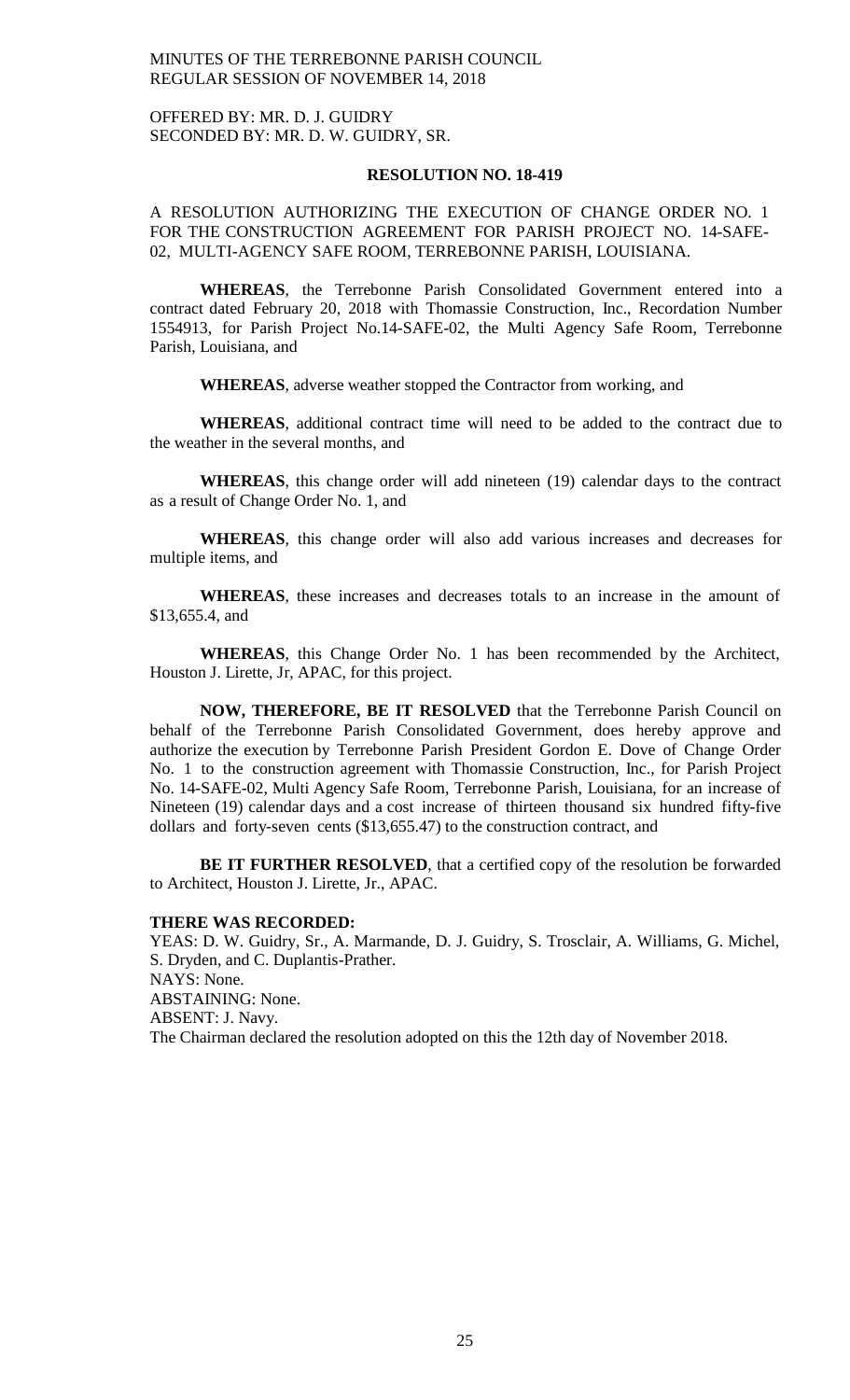OFFERED BY: MR. D. J. GUIDRY
SECONDED BY: MR. D. W. GUIDRY, SR.

**RESOLUTION NO. 18-419**

A RESOLUTION AUTHORIZING THE EXECUTION OF CHANGE ORDER NO. 1 FOR THE CONSTRUCTION AGREEMENT FOR PARISH PROJECT NO. 14-SAFE-02, MULTI-AGENCY SAFE ROOM, TERREBONNE PARISH, LOUISIANA.

**WHEREAS**, the Terrebonne Parish Consolidated Government entered into a contract dated February 20, 2018 with Thomassie Construction, Inc., Recordation Number 1554913, for Parish Project No.14-SAFE-02, the Multi Agency Safe Room, Terrebonne Parish, Louisiana, and

**WHEREAS**, adverse weather stopped the Contractor from working, and

**WHEREAS**, additional contract time will need to be added to the contract due to the weather in the several months, and

**WHEREAS**, this change order will add nineteen (19) calendar days to the contract as a result of Change Order No. 1, and

**WHEREAS**, this change order will also add various increases and decreases for multiple items, and

**WHEREAS**, these increases and decreases totals to an increase in the amount of $13,655.4, and

**WHEREAS**, this Change Order No. 1 has been recommended by the Architect, Houston J. Lirette, Jr, APAC, for this project.

**NOW, THEREFORE, BE IT RESOLVED** that the Terrebonne Parish Council on behalf of the Terrebonne Parish Consolidated Government, does hereby approve and authorize the execution by Terrebonne Parish President Gordon E. Dove of Change Order No. 1 to the construction agreement with Thomassie Construction, Inc., for Parish Project No. 14-SAFE-02, Multi Agency Safe Room, Terrebonne Parish, Louisiana, for an increase of Nineteen (19) calendar days and a cost increase of thirteen thousand six hundred fifty-five dollars and forty-seven cents ($13,655.47) to the construction contract, and

**BE IT FURTHER RESOLVED**, that a certified copy of the resolution be forwarded to Architect, Houston J. Lirette, Jr., APAC.

**THERE WAS RECORDED:**
YEAS: D. W. Guidry, Sr., A. Marmande, D. J. Guidry, S. Trosclair, A. Williams, G. Michel, S. Dryden, and C. Duplantis-Prather.
NAYS: None.
ABSTAINING: None.
ABSENT: J. Navy.
The Chairman declared the resolution adopted on this the 12th day of November 2018.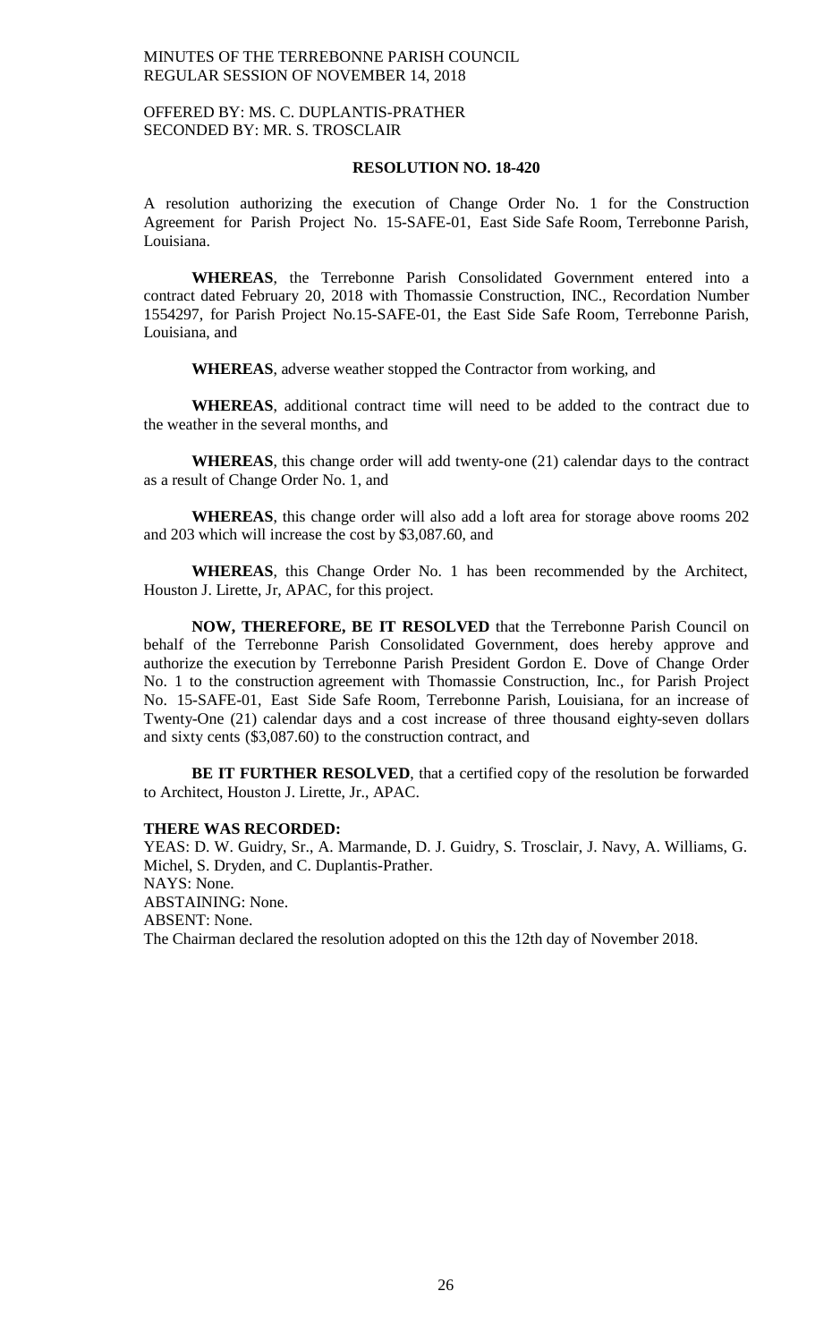OFFERED BY: MS. C. DUPLANTIS-PRATHER
SECONDED BY: MR. S. TROSCLAIR

**RESOLUTION NO. 18-420**

A resolution authorizing the execution of Change Order No. 1 for the Construction Agreement for Parish Project No. 15-SAFE-01, East Side Safe Room, Terrebonne Parish, Louisiana.

**WHEREAS**, the Terrebonne Parish Consolidated Government entered into a contract dated February 20, 2018 with Thomassie Construction, INC., Recordation Number 1554297, for Parish Project No.15-SAFE-01, the East Side Safe Room, Terrebonne Parish, Louisiana, and

**WHEREAS**, adverse weather stopped the Contractor from working, and

**WHEREAS**, additional contract time will need to be added to the contract due to the weather in the several months, and

**WHEREAS**, this change order will add twenty-one (21) calendar days to the contract as a result of Change Order No. 1, and

**WHEREAS**, this change order will also add a loft area for storage above rooms 202 and 203 which will increase the cost by $3,087.60, and

**WHEREAS**, this Change Order No. 1 has been recommended by the Architect, Houston J. Lirette, Jr, APAC, for this project.

**NOW, THEREFORE, BE IT RESOLVED** that the Terrebonne Parish Council on behalf of the Terrebonne Parish Consolidated Government, does hereby approve and authorize the execution by Terrebonne Parish President Gordon E. Dove of Change Order No. 1 to the construction agreement with Thomassie Construction, Inc., for Parish Project No. 15-SAFE-01, East Side Safe Room, Terrebonne Parish, Louisiana, for an increase of Twenty-One (21) calendar days and a cost increase of three thousand eighty-seven dollars and sixty cents ($3,087.60) to the construction contract, and

**BE IT FURTHER RESOLVED**, that a certified copy of the resolution be forwarded to Architect, Houston J. Lirette, Jr., APAC.

**THERE WAS RECORDED:**
YEAS: D. W. Guidry, Sr., A. Marmande, D. J. Guidry, S. Trosclair, J. Navy, A. Williams, G. Michel, S. Dryden, and C. Duplantis-Prather.
NAYS: None.
ABSTAINING: None.
ABSENT: None.
The Chairman declared the resolution adopted on this the 12th day of November 2018.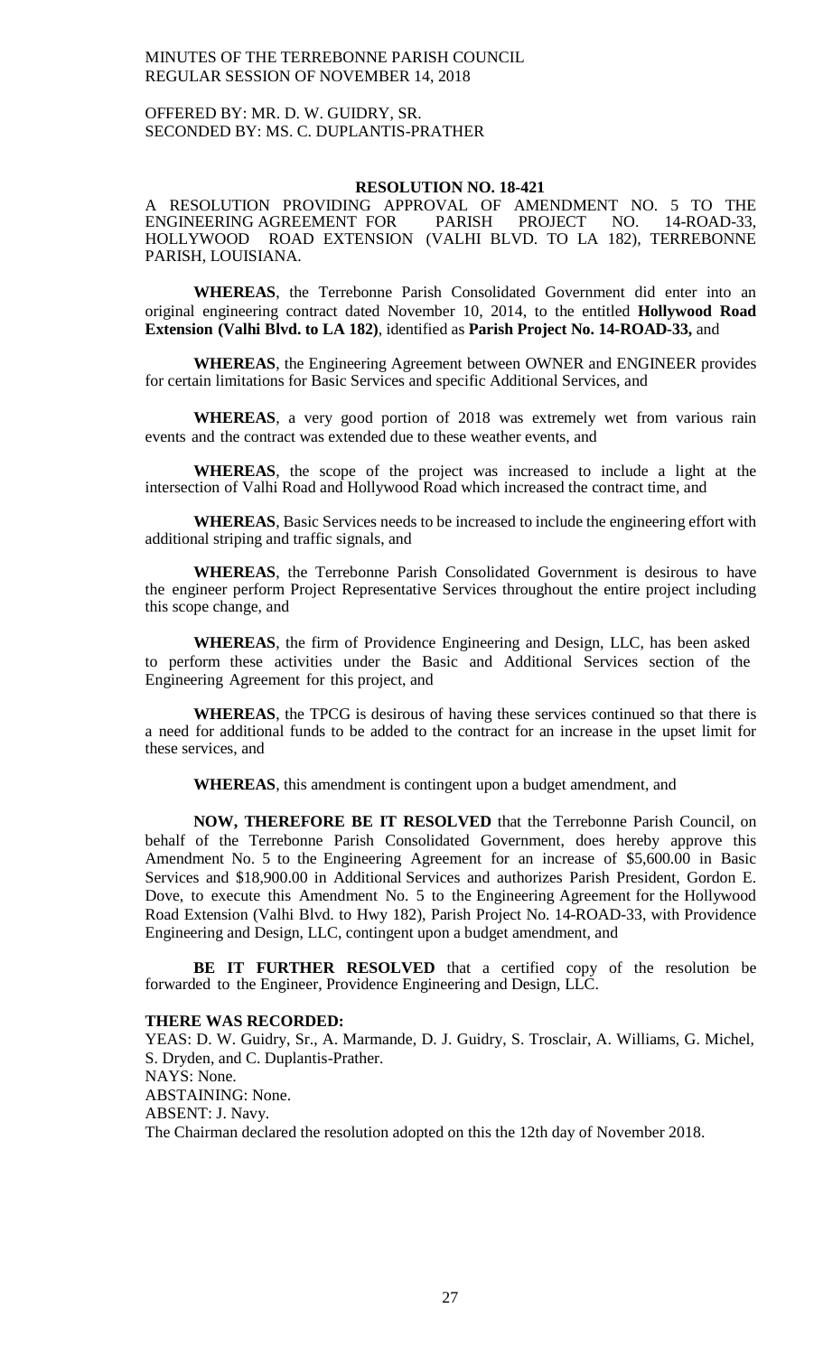OFFERED BY: MR. D. W. GUIDRY, SR.
SECONDED BY: MS. C. DUPLANTIS-PRATHER

**RESOLUTION NO. 18-421**

A RESOLUTION PROVIDING APPROVAL OF AMENDMENT NO. 5 TO THE ENGINEERING AGREEMENT FOR PARISH PROJECT NO. 14-ROAD-33, HOLLYWOOD ROAD EXTENSION (VALHI BLVD. TO LA 182), TERREBONNE PARISH, LOUISIANA.

**WHEREAS**, the Terrebonne Parish Consolidated Government did enter into an original engineering contract dated November 10, 2014, to the entitled **Hollywood Road Extension (Valhi Blvd. to LA 182)**, identified as **Parish Project No. 14-ROAD-33,** and

**WHEREAS**, the Engineering Agreement between OWNER and ENGINEER provides for certain limitations for Basic Services and specific Additional Services, and

**WHEREAS**, a very good portion of 2018 was extremely wet from various rain events and the contract was extended due to these weather events, and

**WHEREAS**, the scope of the project was increased to include a light at the intersection of Valhi Road and Hollywood Road which increased the contract time, and

**WHEREAS**, Basic Services needs to be increased to include the engineering effort with additional striping and traffic signals, and

**WHEREAS**, the Terrebonne Parish Consolidated Government is desirous to have the engineer perform Project Representative Services throughout the entire project including this scope change, and

**WHEREAS**, the firm of Providence Engineering and Design, LLC, has been asked to perform these activities under the Basic and Additional Services section of the Engineering Agreement for this project, and

**WHEREAS**, the TPCG is desirous of having these services continued so that there is a need for additional funds to be added to the contract for an increase in the upset limit for these services, and

**WHEREAS**, this amendment is contingent upon a budget amendment, and

**NOW, THEREFORE BE IT RESOLVED** that the Terrebonne Parish Council, on behalf of the Terrebonne Parish Consolidated Government, does hereby approve this Amendment No. 5 to the Engineering Agreement for an increase of $5,600.00 in Basic Services and $18,900.00 in Additional Services and authorizes Parish President, Gordon E. Dove, to execute this Amendment No. 5 to the Engineering Agreement for the Hollywood Road Extension (Valhi Blvd. to Hwy 182), Parish Project No. 14-ROAD-33, with Providence Engineering and Design, LLC, contingent upon a budget amendment, and

**BE IT FURTHER RESOLVED** that a certified copy of the resolution be forwarded to the Engineer, Providence Engineering and Design, LLC.

**THERE WAS RECORDED:**
YEAS: D. W. Guidry, Sr., A. Marmande, D. J. Guidry, S. Trosclair, A. Williams, G. Michel, S. Dryden, and C. Duplantis-Prather.
NAYS: None.
ABSTAINING: None.
ABSENT: J. Navy.
The Chairman declared the resolution adopted on this the 12th day of November 2018.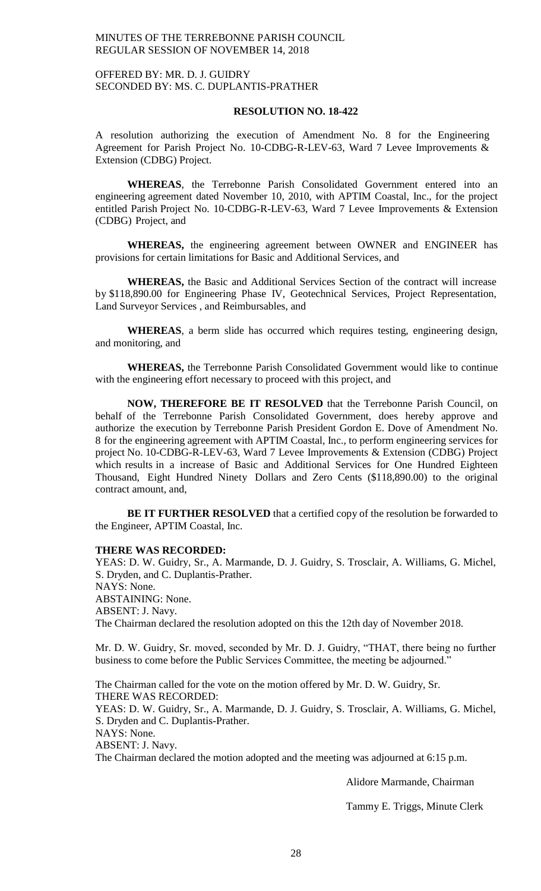OFFERED BY: MR. D. J. GUIDRY
SECONDED BY: MS. C. DUPLANTIS-PRATHER

**RESOLUTION NO. 18-422**

A resolution authorizing the execution of Amendment No. 8 for the Engineering Agreement for Parish Project No. 10-CDBG-R-LEV-63, Ward 7 Levee Improvements & Extension (CDBG) Project.

**WHEREAS**, the Terrebonne Parish Consolidated Government entered into an engineering agreement dated November 10, 2010, with APTIM Coastal, Inc., for the project entitled Parish Project No. 10-CDBG-R-LEV-63, Ward 7 Levee Improvements & Extension (CDBG) Project, and

**WHEREAS,** the engineering agreement between OWNER and ENGINEER has provisions for certain limitations for Basic and Additional Services, and

**WHEREAS,** the Basic and Additional Services Section of the contract will increase by $118,890.00 for Engineering Phase IV, Geotechnical Services, Project Representation, Land Surveyor Services , and Reimbursables, and

**WHEREAS**, a berm slide has occurred which requires testing, engineering design, and monitoring, and

**WHEREAS,** the Terrebonne Parish Consolidated Government would like to continue with the engineering effort necessary to proceed with this project, and

**NOW, THEREFORE BE IT RESOLVED** that the Terrebonne Parish Council, on behalf of the Terrebonne Parish Consolidated Government, does hereby approve and authorize the execution by Terrebonne Parish President Gordon E. Dove of Amendment No. 8 for the engineering agreement with APTIM Coastal, Inc., to perform engineering services for project No. 10-CDBG-R-LEV-63, Ward 7 Levee Improvements & Extension (CDBG) Project which results in a increase of Basic and Additional Services for One Hundred Eighteen Thousand, Eight Hundred Ninety Dollars and Zero Cents ($118,890.00) to the original contract amount, and,

**BE IT FURTHER RESOLVED** that a certified copy of the resolution be forwarded to the Engineer, APTIM Coastal, Inc.

**THERE WAS RECORDED:**
YEAS: D. W. Guidry, Sr., A. Marmande, D. J. Guidry, S. Trosclair, A. Williams, G. Michel, S. Dryden, and C. Duplantis-Prather.
NAYS: None.
ABSTAINING: None.
ABSENT: J. Navy.
The Chairman declared the resolution adopted on this the 12th day of November 2018.

Mr. D. W. Guidry, Sr. moved, seconded by Mr. D. J. Guidry, "THAT, there being no further business to come before the Public Services Committee, the meeting be adjourned."

The Chairman called for the vote on the motion offered by Mr. D. W. Guidry, Sr.
THERE WAS RECORDED:
YEAS: D. W. Guidry, Sr., A. Marmande, D. J. Guidry, S. Trosclair, A. Williams, G. Michel, S. Dryden and C. Duplantis-Prather.
NAYS: None.
ABSENT: J. Navy.
The Chairman declared the motion adopted and the meeting was adjourned at 6:15 p.m.

Alidore Marmande, Chairman

Tammy E. Triggs, Minute Clerk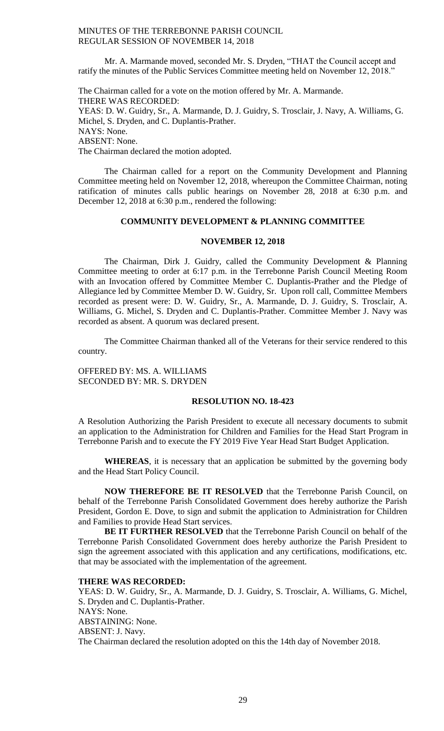Mr. A. Marmande moved, seconded Mr. S. Dryden, "THAT the Council accept and ratify the minutes of the Public Services Committee meeting held on November 12, 2018."

The Chairman called for a vote on the motion offered by Mr. A. Marmande.
THERE WAS RECORDED:
YEAS: D. W. Guidry, Sr., A. Marmande, D. J. Guidry, S. Trosclair, J. Navy, A. Williams, G. Michel, S. Dryden, and C. Duplantis-Prather.
NAYS: None.
ABSENT: None.
The Chairman declared the motion adopted.

The Chairman called for a report on the Community Development and Planning Committee meeting held on November 12, 2018, whereupon the Committee Chairman, noting ratification of minutes calls public hearings on November 28, 2018 at 6:30 p.m. and December 12, 2018 at 6:30 p.m., rendered the following:

**COMMUNITY DEVELOPMENT & PLANNING COMMITTEE**

**NOVEMBER 12, 2018**

The Chairman, Dirk J. Guidry, called the Community Development & Planning Committee meeting to order at 6:17 p.m. in the Terrebonne Parish Council Meeting Room with an Invocation offered by Committee Member C. Duplantis-Prather and the Pledge of Allegiance led by Committee Member D. W. Guidry, Sr. Upon roll call, Committee Members recorded as present were: D. W. Guidry, Sr., A. Marmande, D. J. Guidry, S. Trosclair, A. Williams, G. Michel, S. Dryden and C. Duplantis-Prather. Committee Member J. Navy was recorded as absent. A quorum was declared present.

The Committee Chairman thanked all of the Veterans for their service rendered to this country.

OFFERED BY: MS. A. WILLIAMS
SECONDED BY: MR. S. DRYDEN

**RESOLUTION NO. 18-423**

A Resolution Authorizing the Parish President to execute all necessary documents to submit an application to the Administration for Children and Families for the Head Start Program in Terrebonne Parish and to execute the FY 2019 Five Year Head Start Budget Application.

**WHEREAS**, it is necessary that an application be submitted by the governing body and the Head Start Policy Council.

**NOW THEREFORE BE IT RESOLVED** that the Terrebonne Parish Council, on behalf of the Terrebonne Parish Consolidated Government does hereby authorize the Parish President, Gordon E. Dove, to sign and submit the application to Administration for Children and Families to provide Head Start services.

**BE IT FURTHER RESOLVED** that the Terrebonne Parish Council on behalf of the Terrebonne Parish Consolidated Government does hereby authorize the Parish President to sign the agreement associated with this application and any certifications, modifications, etc. that may be associated with the implementation of the agreement.

**THERE WAS RECORDED:**
YEAS: D. W. Guidry, Sr., A. Marmande, D. J. Guidry, S. Trosclair, A. Williams, G. Michel, S. Dryden and C. Duplantis-Prather.
NAYS: None.
ABSTAINING: None.
ABSENT: J. Navy.
The Chairman declared the resolution adopted on this the 14th day of November 2018.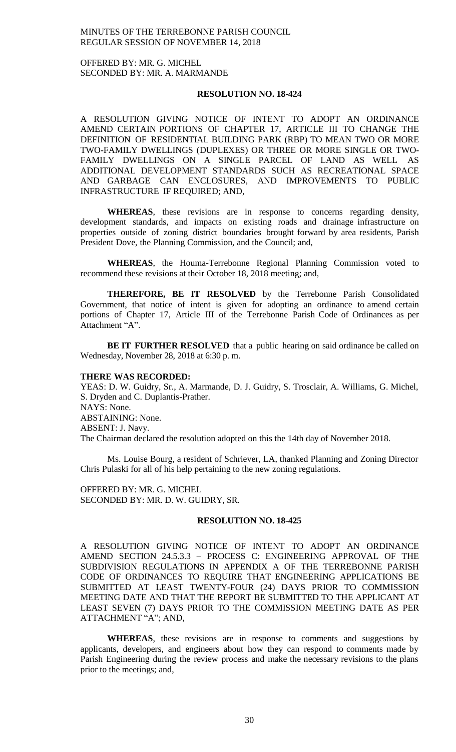OFFERED BY: MR. G. MICHEL
SECONDED BY: MR. A. MARMANDE

**RESOLUTION NO. 18-424**

A RESOLUTION GIVING NOTICE OF INTENT TO ADOPT AN ORDINANCE AMEND CERTAIN PORTIONS OF CHAPTER 17, ARTICLE III TO CHANGE THE DEFINITION OF RESIDENTIAL BUILDING PARK (RBP) TO MEAN TWO OR MORE TWO-FAMILY DWELLINGS (DUPLEXES) OR THREE OR MORE SINGLE OR TWO-FAMILY DWELLINGS ON A SINGLE PARCEL OF LAND AS WELL AS ADDITIONAL DEVELOPMENT STANDARDS SUCH AS RECREATIONAL SPACE AND GARBAGE CAN ENCLOSURES, AND IMPROVEMENTS TO PUBLIC INFRASTRUCTURE IF REQUIRED; AND,

**WHEREAS**, these revisions are in response to concerns regarding density, development standards, and impacts on existing roads and drainage infrastructure on properties outside of zoning district boundaries brought forward by area residents, Parish President Dove, the Planning Commission, and the Council; and,

**WHEREAS**, the Houma-Terrebonne Regional Planning Commission voted to recommend these revisions at their October 18, 2018 meeting; and,

**THEREFORE, BE IT RESOLVED** by the Terrebonne Parish Consolidated Government, that notice of intent is given for adopting an ordinance to amend certain portions of Chapter 17, Article III of the Terrebonne Parish Code of Ordinances as per Attachment "A".

**BE IT FURTHER RESOLVED** that a public hearing on said ordinance be called on Wednesday, November 28, 2018 at 6:30 p. m.

**THERE WAS RECORDED:**
YEAS: D. W. Guidry, Sr., A. Marmande, D. J. Guidry, S. Trosclair, A. Williams, G. Michel, S. Dryden and C. Duplantis-Prather.
NAYS: None.
ABSTAINING: None.
ABSENT: J. Navy.
The Chairman declared the resolution adopted on this the 14th day of November 2018.

Ms. Louise Bourg, a resident of Schriever, LA, thanked Planning and Zoning Director Chris Pulaski for all of his help pertaining to the new zoning regulations.

OFFERED BY: MR. G. MICHEL
SECONDED BY: MR. D. W. GUIDRY, SR.

**RESOLUTION NO. 18-425**

A RESOLUTION GIVING NOTICE OF INTENT TO ADOPT AN ORDINANCE AMEND SECTION 24.5.3.3 – PROCESS C: ENGINEERING APPROVAL OF THE SUBDIVISION REGULATIONS IN APPENDIX A OF THE TERREBONNE PARISH CODE OF ORDINANCES TO REQUIRE THAT ENGINEERING APPLICATIONS BE SUBMITTED AT LEAST TWENTY-FOUR (24) DAYS PRIOR TO COMMISSION MEETING DATE AND THAT THE REPORT BE SUBMITTED TO THE APPLICANT AT LEAST SEVEN (7) DAYS PRIOR TO THE COMMISSION MEETING DATE AS PER ATTACHMENT "A"; AND,

**WHEREAS**, these revisions are in response to comments and suggestions by applicants, developers, and engineers about how they can respond to comments made by Parish Engineering during the review process and make the necessary revisions to the plans prior to the meetings; and,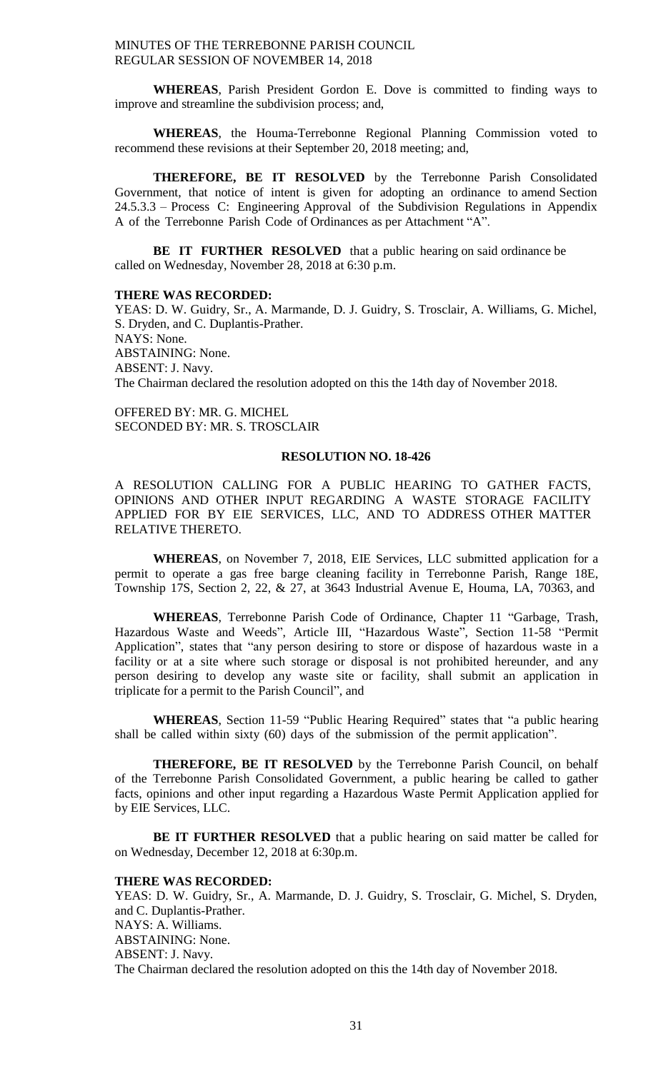**WHEREAS**, Parish President Gordon E. Dove is committed to finding ways to improve and streamline the subdivision process; and,

**WHEREAS**, the Houma-Terrebonne Regional Planning Commission voted to recommend these revisions at their September 20, 2018 meeting; and,

**THEREFORE, BE IT RESOLVED** by the Terrebonne Parish Consolidated Government, that notice of intent is given for adopting an ordinance to amend Section 24.5.3.3 – Process C: Engineering Approval of the Subdivision Regulations in Appendix A of the Terrebonne Parish Code of Ordinances as per Attachment "A".

**BE IT FURTHER RESOLVED** that a public hearing on said ordinance be called on Wednesday, November 28, 2018 at 6:30 p.m.

**THERE WAS RECORDED:**
YEAS: D. W. Guidry, Sr., A. Marmande, D. J. Guidry, S. Trosclair, A. Williams, G. Michel, S. Dryden, and C. Duplantis-Prather.
NAYS: None.
ABSTAINING: None.
ABSENT: J. Navy.
The Chairman declared the resolution adopted on this the 14th day of November 2018.

OFFERED BY: MR. G. MICHEL
SECONDED BY: MR. S. TROSCLAIR

**RESOLUTION NO. 18-426**

A RESOLUTION CALLING FOR A PUBLIC HEARING TO GATHER FACTS, OPINIONS AND OTHER INPUT REGARDING A WASTE STORAGE FACILITY APPLIED FOR BY EIE SERVICES, LLC, AND TO ADDRESS OTHER MATTER RELATIVE THERETO.

**WHEREAS**, on November 7, 2018, EIE Services, LLC submitted application for a permit to operate a gas free barge cleaning facility in Terrebonne Parish, Range 18E, Township 17S, Section 2, 22, & 27, at 3643 Industrial Avenue E, Houma, LA, 70363, and

**WHEREAS**, Terrebonne Parish Code of Ordinance, Chapter 11 "Garbage, Trash, Hazardous Waste and Weeds", Article III, "Hazardous Waste", Section 11-58 "Permit Application", states that "any person desiring to store or dispose of hazardous waste in a facility or at a site where such storage or disposal is not prohibited hereunder, and any person desiring to develop any waste site or facility, shall submit an application in triplicate for a permit to the Parish Council", and

**WHEREAS**, Section 11-59 "Public Hearing Required" states that "a public hearing shall be called within sixty (60) days of the submission of the permit application".

**THEREFORE, BE IT RESOLVED** by the Terrebonne Parish Council, on behalf of the Terrebonne Parish Consolidated Government, a public hearing be called to gather facts, opinions and other input regarding a Hazardous Waste Permit Application applied for by EIE Services, LLC.

**BE IT FURTHER RESOLVED** that a public hearing on said matter be called for on Wednesday, December 12, 2018 at 6:30p.m.

**THERE WAS RECORDED:**
YEAS: D. W. Guidry, Sr., A. Marmande, D. J. Guidry, S. Trosclair, G. Michel, S. Dryden, and C. Duplantis-Prather.
NAYS: A. Williams.
ABSTAINING: None.
ABSENT: J. Navy.
The Chairman declared the resolution adopted on this the 14th day of November 2018.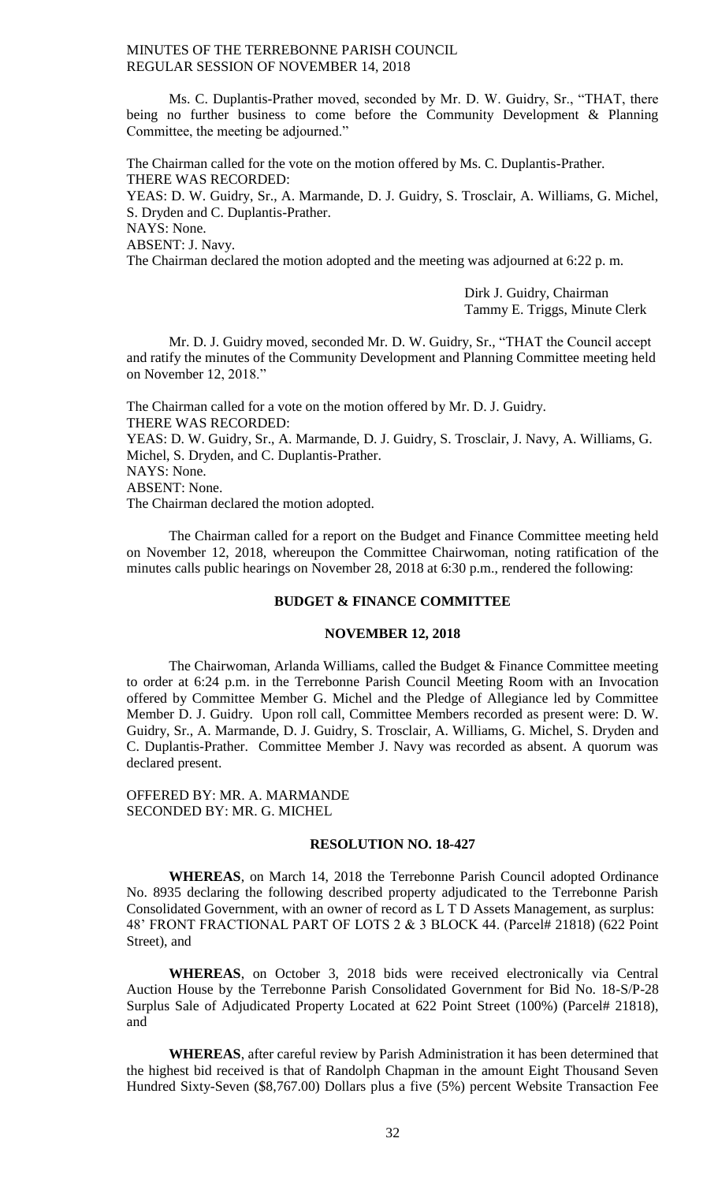Ms. C. Duplantis-Prather moved, seconded by Mr. D. W. Guidry, Sr., "THAT, there being no further business to come before the Community Development & Planning Committee, the meeting be adjourned."

The Chairman called for the vote on the motion offered by Ms. C. Duplantis-Prather.
THERE WAS RECORDED:
YEAS: D. W. Guidry, Sr., A. Marmande, D. J. Guidry, S. Trosclair, A. Williams, G. Michel, S. Dryden and C. Duplantis-Prather.
NAYS: None.
ABSENT: J. Navy.
The Chairman declared the motion adopted and the meeting was adjourned at 6:22 p. m.

Dirk J. Guidry, Chairman
Tammy E. Triggs, Minute Clerk

Mr. D. J. Guidry moved, seconded Mr. D. W. Guidry, Sr., "THAT the Council accept and ratify the minutes of the Community Development and Planning Committee meeting held on November 12, 2018."

The Chairman called for a vote on the motion offered by Mr. D. J. Guidry.
THERE WAS RECORDED:
YEAS: D. W. Guidry, Sr., A. Marmande, D. J. Guidry, S. Trosclair, J. Navy, A. Williams, G. Michel, S. Dryden, and C. Duplantis-Prather.
NAYS: None.
ABSENT: None.
The Chairman declared the motion adopted.

The Chairman called for a report on the Budget and Finance Committee meeting held on November 12, 2018, whereupon the Committee Chairwoman, noting ratification of the minutes calls public hearings on November 28, 2018 at 6:30 p.m., rendered the following:

**BUDGET & FINANCE COMMITTEE**

**NOVEMBER 12, 2018**

The Chairwoman, Arlanda Williams, called the Budget & Finance Committee meeting to order at 6:24 p.m. in the Terrebonne Parish Council Meeting Room with an Invocation offered by Committee Member G. Michel and the Pledge of Allegiance led by Committee Member D. J. Guidry. Upon roll call, Committee Members recorded as present were: D. W. Guidry, Sr., A. Marmande, D. J. Guidry, S. Trosclair, A. Williams, G. Michel, S. Dryden and C. Duplantis-Prather. Committee Member J. Navy was recorded as absent. A quorum was declared present.

OFFERED BY: MR. A. MARMANDE
SECONDED BY: MR. G. MICHEL

**RESOLUTION NO. 18-427**

**WHEREAS**, on March 14, 2018 the Terrebonne Parish Council adopted Ordinance No. 8935 declaring the following described property adjudicated to the Terrebonne Parish Consolidated Government, with an owner of record as L T D Assets Management, as surplus: 48' FRONT FRACTIONAL PART OF LOTS 2 & 3 BLOCK 44. (Parcel# 21818) (622 Point Street), and

**WHEREAS**, on October 3, 2018 bids were received electronically via Central Auction House by the Terrebonne Parish Consolidated Government for Bid No. 18-S/P-28 Surplus Sale of Adjudicated Property Located at 622 Point Street (100%) (Parcel# 21818), and

**WHEREAS**, after careful review by Parish Administration it has been determined that the highest bid received is that of Randolph Chapman in the amount Eight Thousand Seven Hundred Sixty-Seven ($8,767.00) Dollars plus a five (5%) percent Website Transaction Fee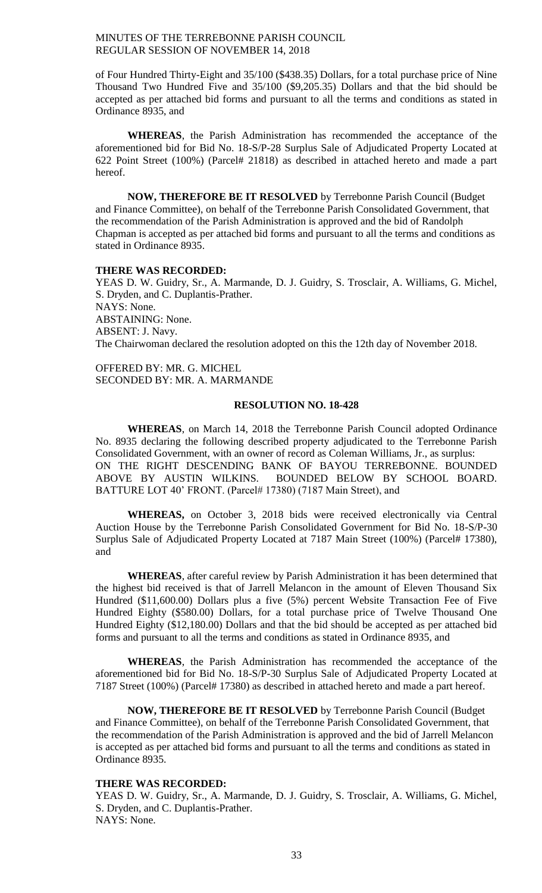of Four Hundred Thirty-Eight and 35/100 ($438.35) Dollars, for a total purchase price of Nine Thousand Two Hundred Five and 35/100 ($9,205.35) Dollars and that the bid should be accepted as per attached bid forms and pursuant to all the terms and conditions as stated in Ordinance 8935, and

**WHEREAS**, the Parish Administration has recommended the acceptance of the aforementioned bid for Bid No. 18-S/P-28 Surplus Sale of Adjudicated Property Located at 622 Point Street (100%) (Parcel# 21818) as described in attached hereto and made a part hereof.

**NOW, THEREFORE BE IT RESOLVED** by Terrebonne Parish Council (Budget and Finance Committee), on behalf of the Terrebonne Parish Consolidated Government, that the recommendation of the Parish Administration is approved and the bid of Randolph Chapman is accepted as per attached bid forms and pursuant to all the terms and conditions as stated in Ordinance 8935.

**THERE WAS RECORDED:**
YEAS D. W. Guidry, Sr., A. Marmande, D. J. Guidry, S. Trosclair, A. Williams, G. Michel, S. Dryden, and C. Duplantis-Prather.
NAYS: None.
ABSTAINING: None.
ABSENT: J. Navy.
The Chairwoman declared the resolution adopted on this the 12th day of November 2018.

OFFERED BY: MR. G. MICHEL
SECONDED BY: MR. A. MARMANDE

**RESOLUTION NO. 18-428**

**WHEREAS**, on March 14, 2018 the Terrebonne Parish Council adopted Ordinance No. 8935 declaring the following described property adjudicated to the Terrebonne Parish Consolidated Government, with an owner of record as Coleman Williams, Jr., as surplus: ON THE RIGHT DESCENDING BANK OF BAYOU TERREBONNE. BOUNDED ABOVE BY AUSTIN WILKINS. BOUNDED BELOW BY SCHOOL BOARD. BATTURE LOT 40' FRONT. (Parcel# 17380) (7187 Main Street), and

**WHEREAS,** on October 3, 2018 bids were received electronically via Central Auction House by the Terrebonne Parish Consolidated Government for Bid No. 18-S/P-30 Surplus Sale of Adjudicated Property Located at 7187 Main Street (100%) (Parcel# 17380), and

**WHEREAS**, after careful review by Parish Administration it has been determined that the highest bid received is that of Jarrell Melancon in the amount of Eleven Thousand Six Hundred ($11,600.00) Dollars plus a five (5%) percent Website Transaction Fee of Five Hundred Eighty ($580.00) Dollars, for a total purchase price of Twelve Thousand One Hundred Eighty ($12,180.00) Dollars and that the bid should be accepted as per attached bid forms and pursuant to all the terms and conditions as stated in Ordinance 8935, and

**WHEREAS**, the Parish Administration has recommended the acceptance of the aforementioned bid for Bid No. 18-S/P-30 Surplus Sale of Adjudicated Property Located at 7187 Street (100%) (Parcel# 17380) as described in attached hereto and made a part hereof.

**NOW, THEREFORE BE IT RESOLVED** by Terrebonne Parish Council (Budget and Finance Committee), on behalf of the Terrebonne Parish Consolidated Government, that the recommendation of the Parish Administration is approved and the bid of Jarrell Melancon is accepted as per attached bid forms and pursuant to all the terms and conditions as stated in Ordinance 8935.

**THERE WAS RECORDED:**
YEAS D. W. Guidry, Sr., A. Marmande, D. J. Guidry, S. Trosclair, A. Williams, G. Michel, S. Dryden, and C. Duplantis-Prather.
NAYS: None.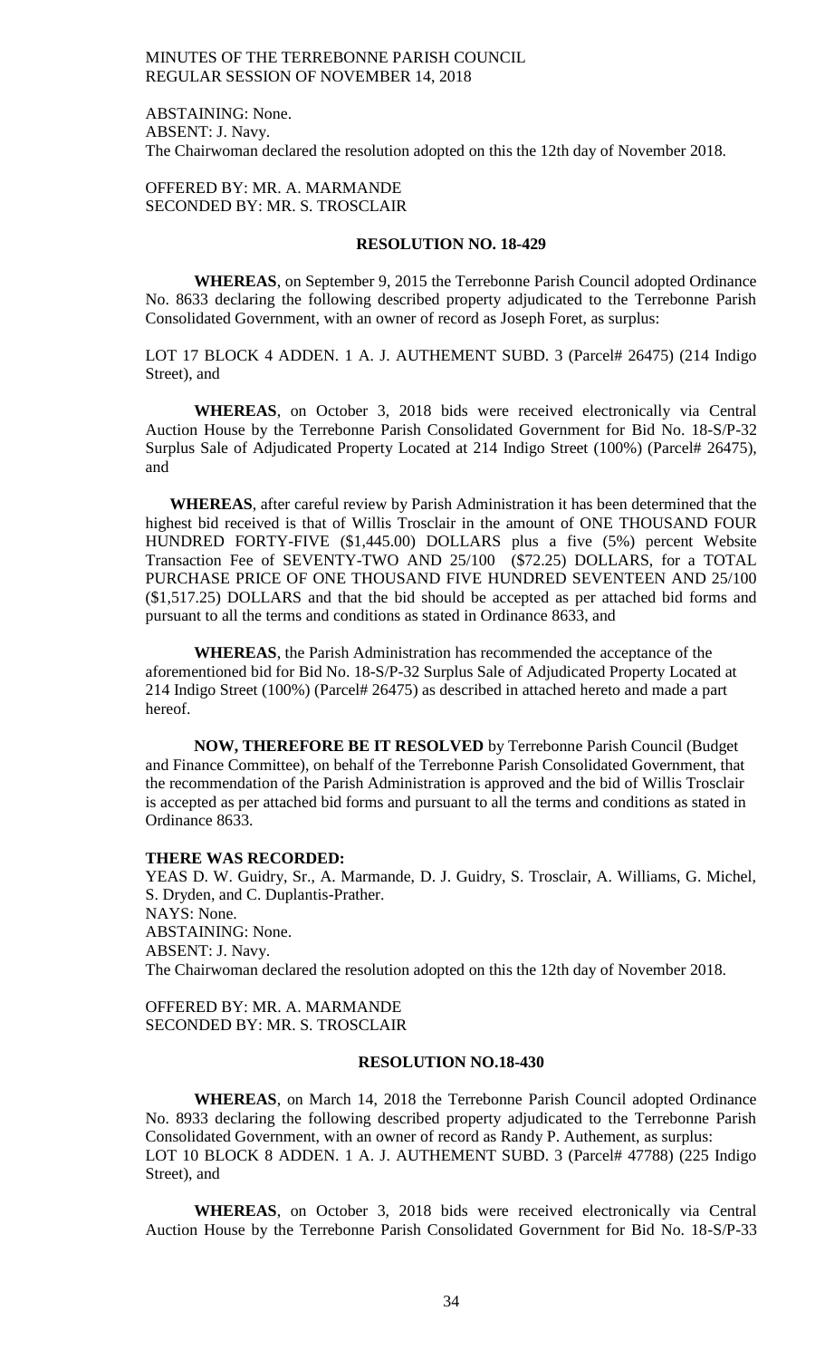ABSTAINING: None.
ABSENT: J. Navy.
The Chairwoman declared the resolution adopted on this the 12th day of November 2018.

OFFERED BY: MR. A. MARMANDE
SECONDED BY: MR. S. TROSCLAIR

**RESOLUTION NO. 18-429**

**WHEREAS**, on September 9, 2015 the Terrebonne Parish Council adopted Ordinance No. 8633 declaring the following described property adjudicated to the Terrebonne Parish Consolidated Government, with an owner of record as Joseph Foret, as surplus:

LOT 17 BLOCK 4 ADDEN. 1 A. J. AUTHEMENT SUBD. 3 (Parcel# 26475) (214 Indigo Street), and

**WHEREAS**, on October 3, 2018 bids were received electronically via Central Auction House by the Terrebonne Parish Consolidated Government for Bid No. 18-S/P-32 Surplus Sale of Adjudicated Property Located at 214 Indigo Street (100%) (Parcel# 26475), and

**WHEREAS**, after careful review by Parish Administration it has been determined that the highest bid received is that of Willis Trosclair in the amount of ONE THOUSAND FOUR HUNDRED FORTY-FIVE ($1,445.00) DOLLARS plus a five (5%) percent Website Transaction Fee of SEVENTY-TWO AND 25/100 ($72.25) DOLLARS, for a TOTAL PURCHASE PRICE OF ONE THOUSAND FIVE HUNDRED SEVENTEEN AND 25/100 ($1,517.25) DOLLARS and that the bid should be accepted as per attached bid forms and pursuant to all the terms and conditions as stated in Ordinance 8633, and

**WHEREAS**, the Parish Administration has recommended the acceptance of the aforementioned bid for Bid No. 18-S/P-32 Surplus Sale of Adjudicated Property Located at 214 Indigo Street (100%) (Parcel# 26475) as described in attached hereto and made a part hereof.

**NOW, THEREFORE BE IT RESOLVED** by Terrebonne Parish Council (Budget and Finance Committee), on behalf of the Terrebonne Parish Consolidated Government, that the recommendation of the Parish Administration is approved and the bid of Willis Trosclair is accepted as per attached bid forms and pursuant to all the terms and conditions as stated in Ordinance 8633.

**THERE WAS RECORDED:**
YEAS D. W. Guidry, Sr., A. Marmande, D. J. Guidry, S. Trosclair, A. Williams, G. Michel, S. Dryden, and C. Duplantis-Prather.
NAYS: None.
ABSTAINING: None.
ABSENT: J. Navy.
The Chairwoman declared the resolution adopted on this the 12th day of November 2018.

OFFERED BY: MR. A. MARMANDE
SECONDED BY: MR. S. TROSCLAIR

**RESOLUTION NO.18-430**

**WHEREAS**, on March 14, 2018 the Terrebonne Parish Council adopted Ordinance No. 8933 declaring the following described property adjudicated to the Terrebonne Parish Consolidated Government, with an owner of record as Randy P. Authement, as surplus:
LOT 10 BLOCK 8 ADDEN. 1 A. J. AUTHEMENT SUBD. 3 (Parcel# 47788) (225 Indigo Street), and

**WHEREAS**, on October 3, 2018 bids were received electronically via Central Auction House by the Terrebonne Parish Consolidated Government for Bid No. 18-S/P-33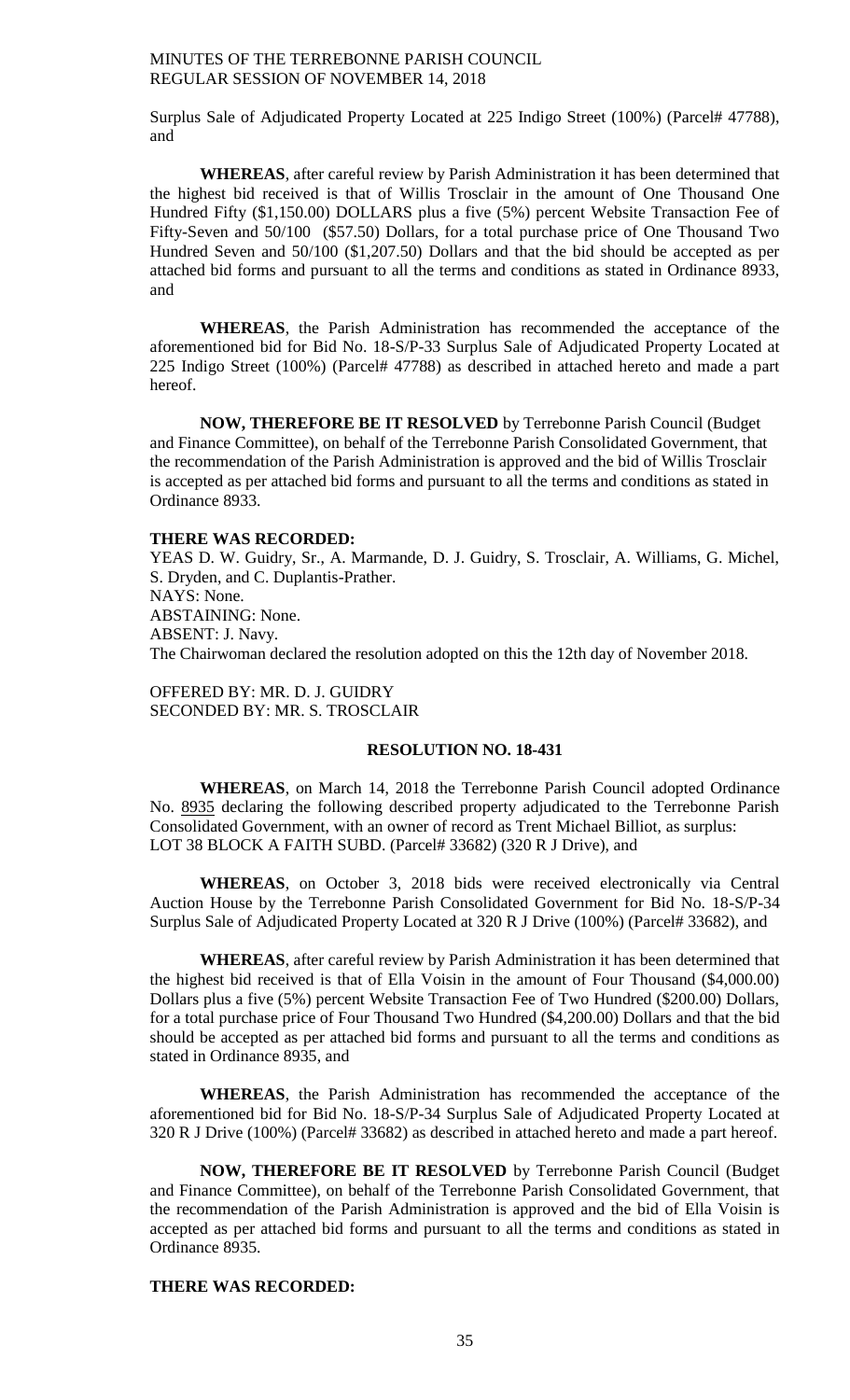Surplus Sale of Adjudicated Property Located at 225 Indigo Street (100%) (Parcel# 47788), and

**WHEREAS**, after careful review by Parish Administration it has been determined that the highest bid received is that of Willis Trosclair in the amount of One Thousand One Hundred Fifty ($1,150.00) DOLLARS plus a five (5%) percent Website Transaction Fee of Fifty-Seven and 50/100 ($57.50) Dollars, for a total purchase price of One Thousand Two Hundred Seven and 50/100 ($1,207.50) Dollars and that the bid should be accepted as per attached bid forms and pursuant to all the terms and conditions as stated in Ordinance 8933, and

**WHEREAS**, the Parish Administration has recommended the acceptance of the aforementioned bid for Bid No. 18-S/P-33 Surplus Sale of Adjudicated Property Located at 225 Indigo Street (100%) (Parcel# 47788) as described in attached hereto and made a part hereof.

**NOW, THEREFORE BE IT RESOLVED** by Terrebonne Parish Council (Budget and Finance Committee), on behalf of the Terrebonne Parish Consolidated Government, that the recommendation of the Parish Administration is approved and the bid of Willis Trosclair is accepted as per attached bid forms and pursuant to all the terms and conditions as stated in Ordinance 8933.

**THERE WAS RECORDED:**

YEAS D. W. Guidry, Sr., A. Marmande, D. J. Guidry, S. Trosclair, A. Williams, G. Michel, S. Dryden, and C. Duplantis-Prather.
NAYS: None.
ABSTAINING: None.
ABSENT: J. Navy.
The Chairwoman declared the resolution adopted on this the 12th day of November 2018.

OFFERED BY: MR. D. J. GUIDRY
SECONDED BY: MR. S. TROSCLAIR

**RESOLUTION NO. 18-431**

**WHEREAS**, on March 14, 2018 the Terrebonne Parish Council adopted Ordinance No. 8935 declaring the following described property adjudicated to the Terrebonne Parish Consolidated Government, with an owner of record as Trent Michael Billiot, as surplus: LOT 38 BLOCK A FAITH SUBD. (Parcel# 33682) (320 R J Drive), and

**WHEREAS**, on October 3, 2018 bids were received electronically via Central Auction House by the Terrebonne Parish Consolidated Government for Bid No. 18-S/P-34 Surplus Sale of Adjudicated Property Located at 320 R J Drive (100%) (Parcel# 33682), and

**WHEREAS**, after careful review by Parish Administration it has been determined that the highest bid received is that of Ella Voisin in the amount of Four Thousand ($4,000.00) Dollars plus a five (5%) percent Website Transaction Fee of Two Hundred ($200.00) Dollars, for a total purchase price of Four Thousand Two Hundred ($4,200.00) Dollars and that the bid should be accepted as per attached bid forms and pursuant to all the terms and conditions as stated in Ordinance 8935, and

**WHEREAS**, the Parish Administration has recommended the acceptance of the aforementioned bid for Bid No. 18-S/P-34 Surplus Sale of Adjudicated Property Located at 320 R J Drive (100%) (Parcel# 33682) as described in attached hereto and made a part hereof.

**NOW, THEREFORE BE IT RESOLVED** by Terrebonne Parish Council (Budget and Finance Committee), on behalf of the Terrebonne Parish Consolidated Government, that the recommendation of the Parish Administration is approved and the bid of Ella Voisin is accepted as per attached bid forms and pursuant to all the terms and conditions as stated in Ordinance 8935.

**THERE WAS RECORDED:**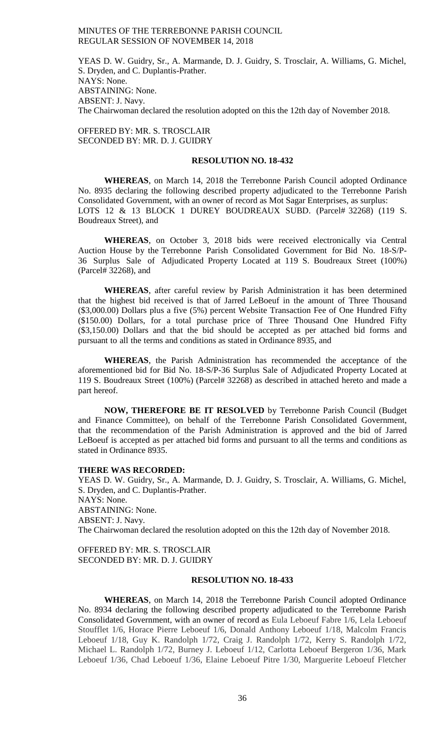YEAS D. W. Guidry, Sr., A. Marmande, D. J. Guidry, S. Trosclair, A. Williams, G. Michel, S. Dryden, and C. Duplantis-Prather.
NAYS: None.
ABSTAINING: None.
ABSENT: J. Navy.
The Chairwoman declared the resolution adopted on this the 12th day of November 2018.

OFFERED BY: MR. S. TROSCLAIR
SECONDED BY: MR. D. J. GUIDRY

**RESOLUTION NO. 18-432**

**WHEREAS**, on March 14, 2018 the Terrebonne Parish Council adopted Ordinance No. 8935 declaring the following described property adjudicated to the Terrebonne Parish Consolidated Government, with an owner of record as Mot Sagar Enterprises, as surplus: LOTS 12 & 13 BLOCK 1 DUREY BOUDREAUX SUBD. (Parcel# 32268) (119 S. Boudreaux Street), and

**WHEREAS**, on October 3, 2018 bids were received electronically via Central Auction House by the Terrebonne Parish Consolidated Government for Bid No. 18-S/P-36 Surplus Sale of Adjudicated Property Located at 119 S. Boudreaux Street (100%) (Parcel# 32268), and

**WHEREAS**, after careful review by Parish Administration it has been determined that the highest bid received is that of Jarred LeBoeuf in the amount of Three Thousand ($3,000.00) Dollars plus a five (5%) percent Website Transaction Fee of One Hundred Fifty ($150.00) Dollars, for a total purchase price of Three Thousand One Hundred Fifty ($3,150.00) Dollars and that the bid should be accepted as per attached bid forms and pursuant to all the terms and conditions as stated in Ordinance 8935, and

**WHEREAS**, the Parish Administration has recommended the acceptance of the aforementioned bid for Bid No. 18-S/P-36 Surplus Sale of Adjudicated Property Located at 119 S. Boudreaux Street (100%) (Parcel# 32268) as described in attached hereto and made a part hereof.

**NOW, THEREFORE BE IT RESOLVED** by Terrebonne Parish Council (Budget and Finance Committee), on behalf of the Terrebonne Parish Consolidated Government, that the recommendation of the Parish Administration is approved and the bid of Jarred LeBoeuf is accepted as per attached bid forms and pursuant to all the terms and conditions as stated in Ordinance 8935.

**THERE WAS RECORDED:**
YEAS D. W. Guidry, Sr., A. Marmande, D. J. Guidry, S. Trosclair, A. Williams, G. Michel, S. Dryden, and C. Duplantis-Prather.
NAYS: None.
ABSTAINING: None.
ABSENT: J. Navy.
The Chairwoman declared the resolution adopted on this the 12th day of November 2018.

OFFERED BY: MR. S. TROSCLAIR
SECONDED BY: MR. D. J. GUIDRY

**RESOLUTION NO. 18-433**

**WHEREAS**, on March 14, 2018 the Terrebonne Parish Council adopted Ordinance No. 8934 declaring the following described property adjudicated to the Terrebonne Parish Consolidated Government, with an owner of record as Eula Leboeuf Fabre 1/6, Lela Leboeuf Stoufflet 1/6, Horace Pierre Leboeuf 1/6, Donald Anthony Leboeuf 1/18, Malcolm Francis Leboeuf 1/18, Guy K. Randolph 1/72, Craig J. Randolph 1/72, Kerry S. Randolph 1/72, Michael L. Randolph 1/72, Burney J. Leboeuf 1/12, Carlotta Leboeuf Bergeron 1/36, Mark Leboeuf 1/36, Chad Leboeuf 1/36, Elaine Leboeuf Pitre 1/30, Marguerite Leboeuf Fletcher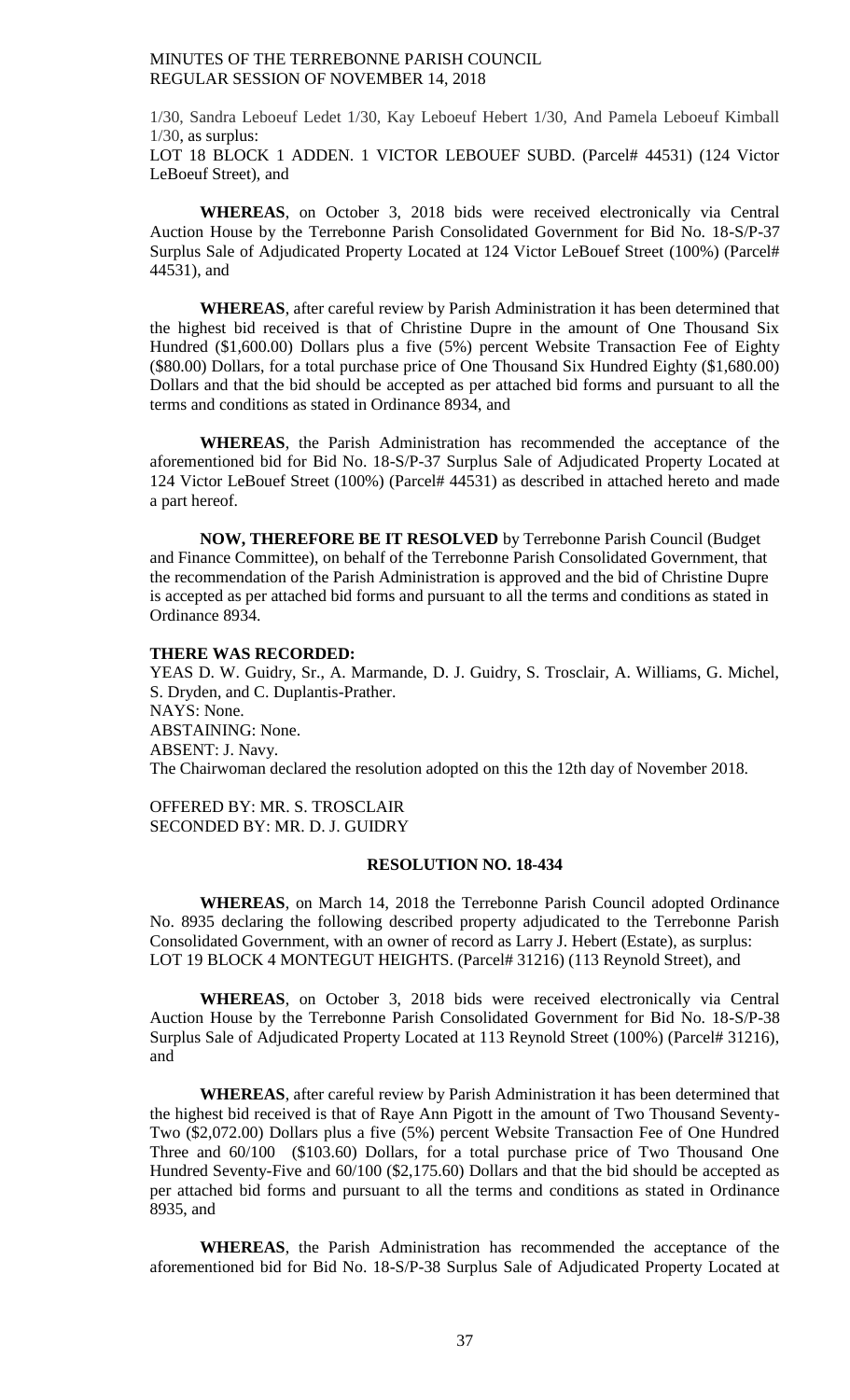1/30, Sandra Leboeuf Ledet 1/30, Kay Leboeuf Hebert 1/30, And Pamela Leboeuf Kimball 1/30, as surplus:
LOT 18 BLOCK 1 ADDEN. 1 VICTOR LEBOUEF SUBD. (Parcel# 44531) (124 Victor LeBoeuf Street), and

**WHEREAS**, on October 3, 2018 bids were received electronically via Central Auction House by the Terrebonne Parish Consolidated Government for Bid No. 18-S/P-37 Surplus Sale of Adjudicated Property Located at 124 Victor LeBouef Street (100%) (Parcel# 44531), and

**WHEREAS**, after careful review by Parish Administration it has been determined that the highest bid received is that of Christine Dupre in the amount of One Thousand Six Hundred ($1,600.00) Dollars plus a five (5%) percent Website Transaction Fee of Eighty ($80.00) Dollars, for a total purchase price of One Thousand Six Hundred Eighty ($1,680.00) Dollars and that the bid should be accepted as per attached bid forms and pursuant to all the terms and conditions as stated in Ordinance 8934, and

**WHEREAS**, the Parish Administration has recommended the acceptance of the aforementioned bid for Bid No. 18-S/P-37 Surplus Sale of Adjudicated Property Located at 124 Victor LeBouef Street (100%) (Parcel# 44531) as described in attached hereto and made a part hereof.

**NOW, THEREFORE BE IT RESOLVED** by Terrebonne Parish Council (Budget and Finance Committee), on behalf of the Terrebonne Parish Consolidated Government, that the recommendation of the Parish Administration is approved and the bid of Christine Dupre is accepted as per attached bid forms and pursuant to all the terms and conditions as stated in Ordinance 8934.

**THERE WAS RECORDED:**
YEAS D. W. Guidry, Sr., A. Marmande, D. J. Guidry, S. Trosclair, A. Williams, G. Michel, S. Dryden, and C. Duplantis-Prather.
NAYS: None.
ABSTAINING: None.
ABSENT: J. Navy.
The Chairwoman declared the resolution adopted on this the 12th day of November 2018.

OFFERED BY: MR. S. TROSCLAIR
SECONDED BY: MR. D. J. GUIDRY

**RESOLUTION NO. 18-434**

**WHEREAS**, on March 14, 2018 the Terrebonne Parish Council adopted Ordinance No. 8935 declaring the following described property adjudicated to the Terrebonne Parish Consolidated Government, with an owner of record as Larry J. Hebert (Estate), as surplus:
LOT 19 BLOCK 4 MONTEGUT HEIGHTS. (Parcel# 31216) (113 Reynold Street), and

**WHEREAS**, on October 3, 2018 bids were received electronically via Central Auction House by the Terrebonne Parish Consolidated Government for Bid No. 18-S/P-38 Surplus Sale of Adjudicated Property Located at 113 Reynold Street (100%) (Parcel# 31216), and

**WHEREAS**, after careful review by Parish Administration it has been determined that the highest bid received is that of Raye Ann Pigott in the amount of Two Thousand Seventy-Two ($2,072.00) Dollars plus a five (5%) percent Website Transaction Fee of One Hundred Three and 60/100 ($103.60) Dollars, for a total purchase price of Two Thousand One Hundred Seventy-Five and 60/100 ($2,175.60) Dollars and that the bid should be accepted as per attached bid forms and pursuant to all the terms and conditions as stated in Ordinance 8935, and

**WHEREAS**, the Parish Administration has recommended the acceptance of the aforementioned bid for Bid No. 18-S/P-38 Surplus Sale of Adjudicated Property Located at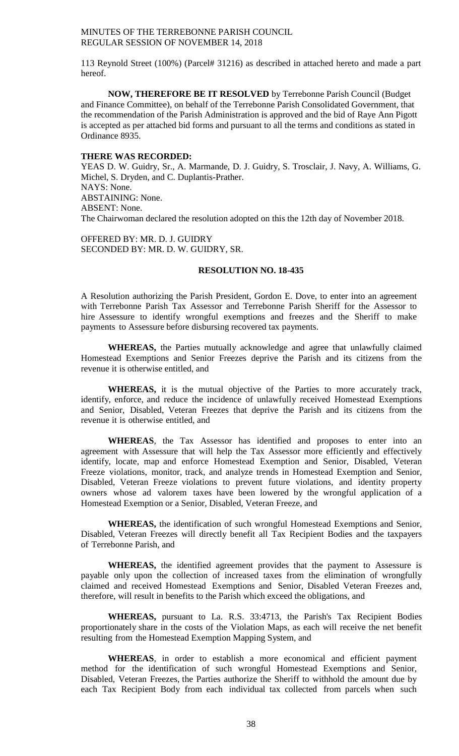113 Reynold Street (100%) (Parcel# 31216) as described in attached hereto and made a part hereof.

**NOW, THEREFORE BE IT RESOLVED** by Terrebonne Parish Council (Budget and Finance Committee), on behalf of the Terrebonne Parish Consolidated Government, that the recommendation of the Parish Administration is approved and the bid of Raye Ann Pigott is accepted as per attached bid forms and pursuant to all the terms and conditions as stated in Ordinance 8935.

**THERE WAS RECORDED:**
YEAS D. W. Guidry, Sr., A. Marmande, D. J. Guidry, S. Trosclair, J. Navy, A. Williams, G. Michel, S. Dryden, and C. Duplantis-Prather.
NAYS: None.
ABSTAINING: None.
ABSENT: None.
The Chairwoman declared the resolution adopted on this the 12th day of November 2018.

OFFERED BY: MR. D. J. GUIDRY
SECONDED BY: MR. D. W. GUIDRY, SR.

**RESOLUTION NO. 18-435**

A Resolution authorizing the Parish President, Gordon E. Dove, to enter into an agreement with Terrebonne Parish Tax Assessor and Terrebonne Parish Sheriff for the Assessor to hire Assessure to identify wrongful exemptions and freezes and the Sheriff to make payments to Assessure before disbursing recovered tax payments.

**WHEREAS,** the Parties mutually acknowledge and agree that unlawfully claimed Homestead Exemptions and Senior Freezes deprive the Parish and its citizens from the revenue it is otherwise entitled, and

**WHEREAS,** it is the mutual objective of the Parties to more accurately track, identify, enforce, and reduce the incidence of unlawfully received Homestead Exemptions and Senior, Disabled, Veteran Freezes that deprive the Parish and its citizens from the revenue it is otherwise entitled, and

**WHEREAS**, the Tax Assessor has identified and proposes to enter into an agreement with Assessure that will help the Tax Assessor more efficiently and effectively identify, locate, map and enforce Homestead Exemption and Senior, Disabled, Veteran Freeze violations, monitor, track, and analyze trends in Homestead Exemption and Senior, Disabled, Veteran Freeze violations to prevent future violations, and identity property owners whose ad valorem taxes have been lowered by the wrongful application of a Homestead Exemption or a Senior, Disabled, Veteran Freeze, and

**WHEREAS,** the identification of such wrongful Homestead Exemptions and Senior, Disabled, Veteran Freezes will directly benefit all Tax Recipient Bodies and the taxpayers of Terrebonne Parish, and

**WHEREAS,** the identified agreement provides that the payment to Assessure is payable only upon the collection of increased taxes from the elimination of wrongfully claimed and received Homestead Exemptions and Senior, Disabled Veteran Freezes and, therefore, will result in benefits to the Parish which exceed the obligations, and

**WHEREAS,** pursuant to La. R.S. 33:4713, the Parish's Tax Recipient Bodies proportionately share in the costs of the Violation Maps, as each will receive the net benefit resulting from the Homestead Exemption Mapping System, and

**WHEREAS**, in order to establish a more economical and efficient payment method for the identification of such wrongful Homestead Exemptions and Senior, Disabled, Veteran Freezes, the Parties authorize the Sheriff to withhold the amount due by each Tax Recipient Body from each individual tax collected from parcels when such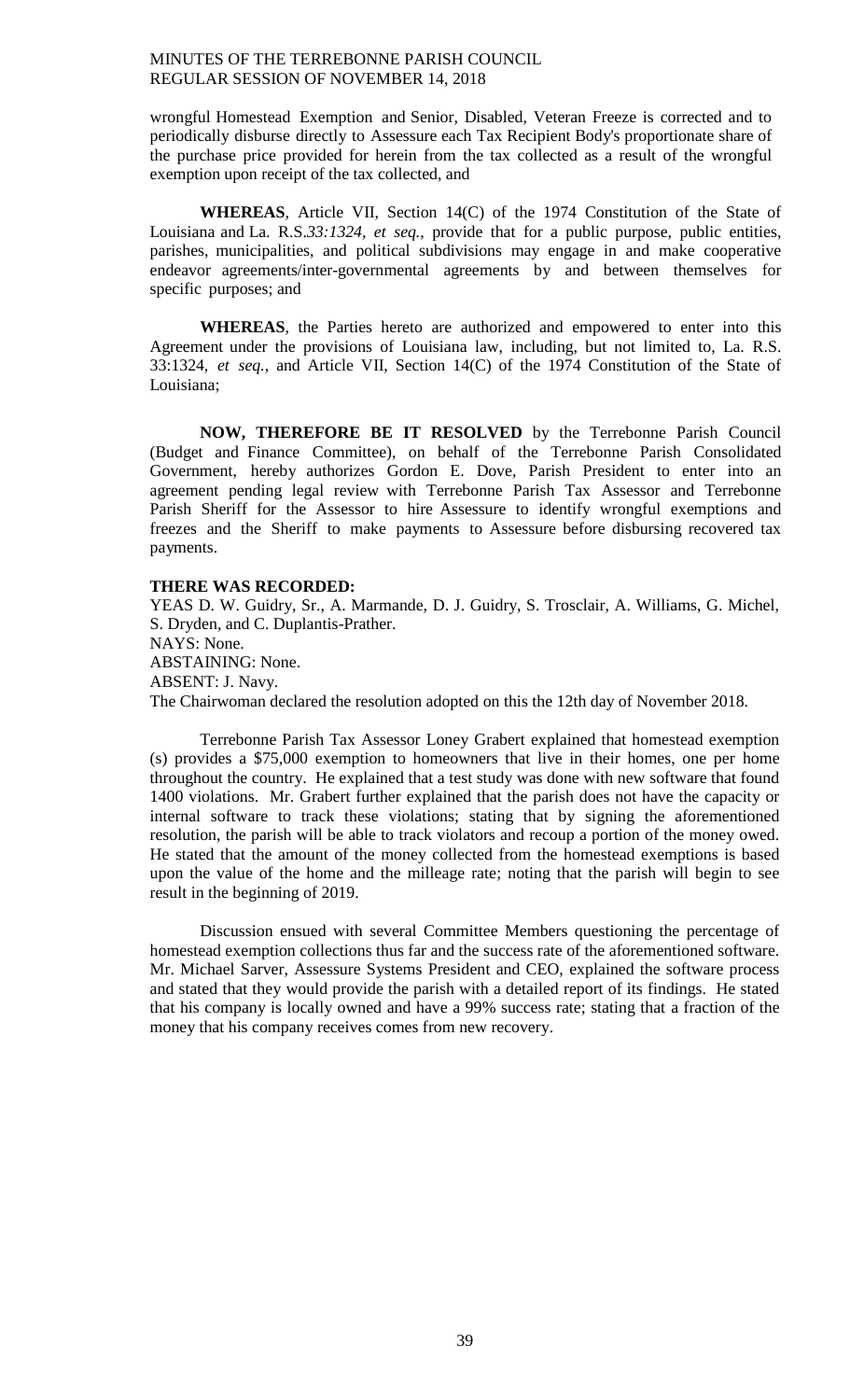wrongful Homestead Exemption and Senior, Disabled, Veteran Freeze is corrected and to periodically disburse directly to Assessure each Tax Recipient Body's proportionate share of the purchase price provided for herein from the tax collected as a result of the wrongful exemption upon receipt of the tax collected, and

**WHEREAS**, Article VII, Section 14(C) of the 1974 Constitution of the State of Louisiana and La. R.S.*33:1324, et seq.,* provide that for a public purpose, public entities, parishes, municipalities, and political subdivisions may engage in and make cooperative endeavor agreements/inter-governmental agreements by and between themselves for specific purposes; and

**WHEREAS**, the Parties hereto are authorized and empowered to enter into this Agreement under the provisions of Louisiana law, including, but not limited to, La. R.S. 33:1324, *et seq.,* and Article VII, Section 14(C) of the 1974 Constitution of the State of Louisiana;

**NOW, THEREFORE BE IT RESOLVED** by the Terrebonne Parish Council (Budget and Finance Committee), on behalf of the Terrebonne Parish Consolidated Government, hereby authorizes Gordon E. Dove, Parish President to enter into an agreement pending legal review with Terrebonne Parish Tax Assessor and Terrebonne Parish Sheriff for the Assessor to hire Assessure to identify wrongful exemptions and freezes and the Sheriff to make payments to Assessure before disbursing recovered tax payments.

**THERE WAS RECORDED:**

YEAS D. W. Guidry, Sr., A. Marmande, D. J. Guidry, S. Trosclair, A. Williams, G. Michel, S. Dryden, and C. Duplantis-Prather.
NAYS: None.
ABSTAINING: None.
ABSENT: J. Navy.
The Chairwoman declared the resolution adopted on this the 12th day of November 2018.

Terrebonne Parish Tax Assessor Loney Grabert explained that homestead exemption (s) provides a $75,000 exemption to homeowners that live in their homes, one per home throughout the country. He explained that a test study was done with new software that found 1400 violations. Mr. Grabert further explained that the parish does not have the capacity or internal software to track these violations; stating that by signing the aforementioned resolution, the parish will be able to track violators and recoup a portion of the money owed. He stated that the amount of the money collected from the homestead exemptions is based upon the value of the home and the milleage rate; noting that the parish will begin to see result in the beginning of 2019.

Discussion ensued with several Committee Members questioning the percentage of homestead exemption collections thus far and the success rate of the aforementioned software. Mr. Michael Sarver, Assessure Systems President and CEO, explained the software process and stated that they would provide the parish with a detailed report of its findings. He stated that his company is locally owned and have a 99% success rate; stating that a fraction of the money that his company receives comes from new recovery.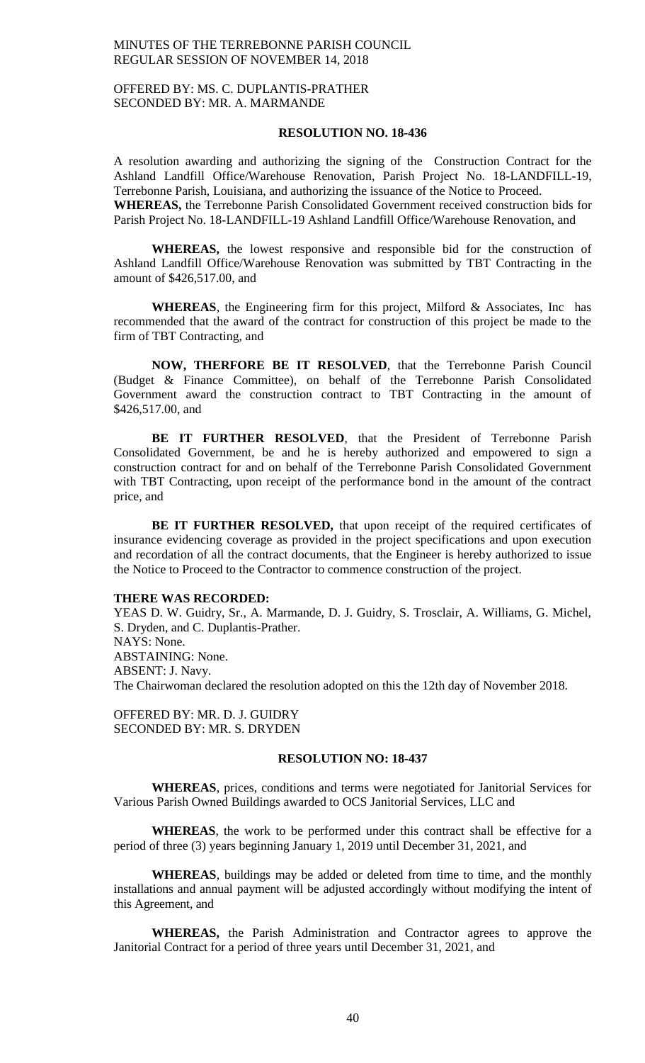OFFERED BY: MS. C. DUPLANTIS-PRATHER
SECONDED BY: MR. A. MARMANDE

**RESOLUTION NO. 18-436**

A resolution awarding and authorizing the signing of the Construction Contract for the Ashland Landfill Office/Warehouse Renovation, Parish Project No. 18-LANDFILL-19, Terrebonne Parish, Louisiana, and authorizing the issuance of the Notice to Proceed.

**WHEREAS,** the Terrebonne Parish Consolidated Government received construction bids for Parish Project No. 18-LANDFILL-19 Ashland Landfill Office/Warehouse Renovation, and

**WHEREAS,** the lowest responsive and responsible bid for the construction of Ashland Landfill Office/Warehouse Renovation was submitted by TBT Contracting in the amount of $426,517.00, and

**WHEREAS**, the Engineering firm for this project, Milford & Associates, Inc has recommended that the award of the contract for construction of this project be made to the firm of TBT Contracting, and

**NOW, THERFORE BE IT RESOLVED**, that the Terrebonne Parish Council (Budget & Finance Committee), on behalf of the Terrebonne Parish Consolidated Government award the construction contract to TBT Contracting in the amount of $426,517.00, and

**BE IT FURTHER RESOLVED**, that the President of Terrebonne Parish Consolidated Government, be and he is hereby authorized and empowered to sign a construction contract for and on behalf of the Terrebonne Parish Consolidated Government with TBT Contracting, upon receipt of the performance bond in the amount of the contract price, and

**BE IT FURTHER RESOLVED,** that upon receipt of the required certificates of insurance evidencing coverage as provided in the project specifications and upon execution and recordation of all the contract documents, that the Engineer is hereby authorized to issue the Notice to Proceed to the Contractor to commence construction of the project.

**THERE WAS RECORDED:**
YEAS D. W. Guidry, Sr., A. Marmande, D. J. Guidry, S. Trosclair, A. Williams, G. Michel, S. Dryden, and C. Duplantis-Prather.
NAYS: None.
ABSTAINING: None.
ABSENT: J. Navy.
The Chairwoman declared the resolution adopted on this the 12th day of November 2018.

OFFERED BY: MR. D. J. GUIDRY
SECONDED BY: MR. S. DRYDEN

**RESOLUTION NO: 18-437**

**WHEREAS**, prices, conditions and terms were negotiated for Janitorial Services for Various Parish Owned Buildings awarded to OCS Janitorial Services, LLC and

**WHEREAS**, the work to be performed under this contract shall be effective for a period of three (3) years beginning January 1, 2019 until December 31, 2021, and

**WHEREAS**, buildings may be added or deleted from time to time, and the monthly installations and annual payment will be adjusted accordingly without modifying the intent of this Agreement, and

**WHEREAS,** the Parish Administration and Contractor agrees to approve the Janitorial Contract for a period of three years until December 31, 2021, and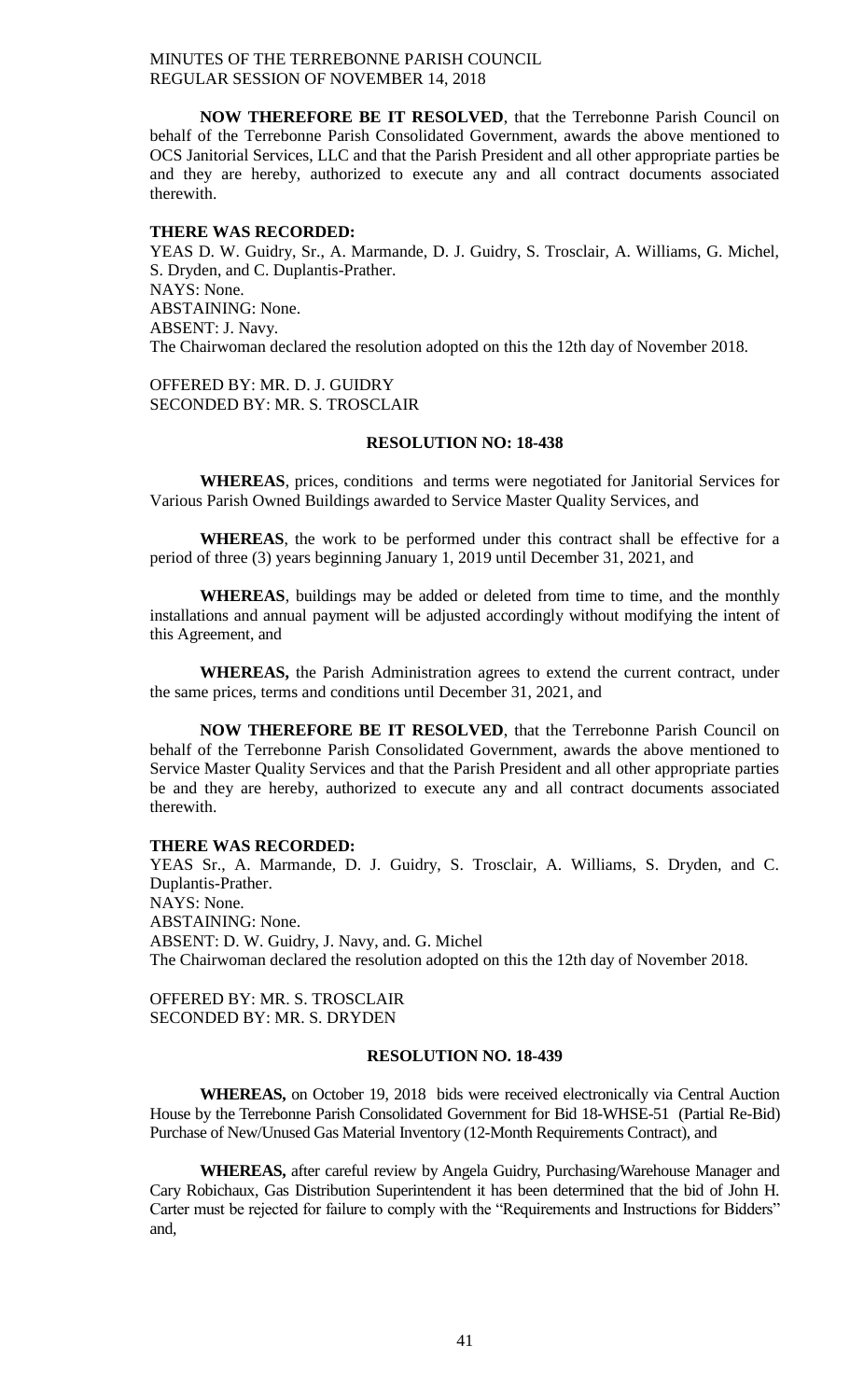**NOW THEREFORE BE IT RESOLVED**, that the Terrebonne Parish Council on behalf of the Terrebonne Parish Consolidated Government, awards the above mentioned to OCS Janitorial Services, LLC and that the Parish President and all other appropriate parties be and they are hereby, authorized to execute any and all contract documents associated therewith.

**THERE WAS RECORDED:**
YEAS D. W. Guidry, Sr., A. Marmande, D. J. Guidry, S. Trosclair, A. Williams, G. Michel, S. Dryden, and C. Duplantis-Prather.
NAYS: None.
ABSTAINING: None.
ABSENT: J. Navy.
The Chairwoman declared the resolution adopted on this the 12th day of November 2018.

OFFERED BY: MR. D. J. GUIDRY
SECONDED BY: MR. S. TROSCLAIR

**RESOLUTION NO: 18-438**

**WHEREAS**, prices, conditions and terms were negotiated for Janitorial Services for Various Parish Owned Buildings awarded to Service Master Quality Services, and

**WHEREAS**, the work to be performed under this contract shall be effective for a period of three (3) years beginning January 1, 2019 until December 31, 2021, and

**WHEREAS**, buildings may be added or deleted from time to time, and the monthly installations and annual payment will be adjusted accordingly without modifying the intent of this Agreement, and

**WHEREAS,** the Parish Administration agrees to extend the current contract, under the same prices, terms and conditions until December 31, 2021, and

**NOW THEREFORE BE IT RESOLVED**, that the Terrebonne Parish Council on behalf of the Terrebonne Parish Consolidated Government, awards the above mentioned to Service Master Quality Services and that the Parish President and all other appropriate parties be and they are hereby, authorized to execute any and all contract documents associated therewith.

**THERE WAS RECORDED:**
YEAS Sr., A. Marmande, D. J. Guidry, S. Trosclair, A. Williams, S. Dryden, and C. Duplantis-Prather.
NAYS: None.
ABSTAINING: None.
ABSENT: D. W. Guidry, J. Navy, and. G. Michel
The Chairwoman declared the resolution adopted on this the 12th day of November 2018.

OFFERED BY: MR. S. TROSCLAIR
SECONDED BY: MR. S. DRYDEN

**RESOLUTION NO. 18-439**

**WHEREAS,** on October 19, 2018 bids were received electronically via Central Auction House by the Terrebonne Parish Consolidated Government for Bid 18-WHSE-51 (Partial Re-Bid) Purchase of New/Unused Gas Material Inventory (12-Month Requirements Contract), and

**WHEREAS,** after careful review by Angela Guidry, Purchasing/Warehouse Manager and Cary Robichaux, Gas Distribution Superintendent it has been determined that the bid of John H. Carter must be rejected for failure to comply with the "Requirements and Instructions for Bidders" and,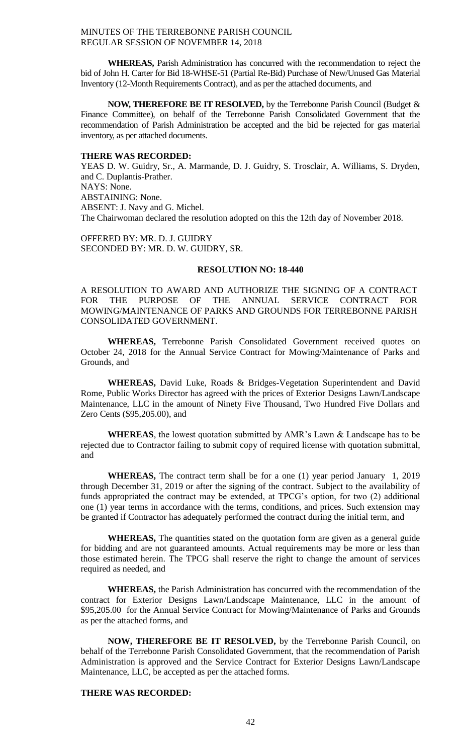**WHEREAS,** Parish Administration has concurred with the recommendation to reject the bid of John H. Carter for Bid 18-WHSE-51 (Partial Re-Bid) Purchase of New/Unused Gas Material Inventory (12-Month Requirements Contract), and as per the attached documents, and

**NOW, THEREFORE BE IT RESOLVED,** by the Terrebonne Parish Council (Budget & Finance Committee), on behalf of the Terrebonne Parish Consolidated Government that the recommendation of Parish Administration be accepted and the bid be rejected for gas material inventory, as per attached documents.

**THERE WAS RECORDED:**

YEAS D. W. Guidry, Sr., A. Marmande, D. J. Guidry, S. Trosclair, A. Williams, S. Dryden, and C. Duplantis-Prather.
NAYS: None.
ABSTAINING: None.
ABSENT: J. Navy and G. Michel.
The Chairwoman declared the resolution adopted on this the 12th day of November 2018.

OFFERED BY: MR. D. J. GUIDRY
SECONDED BY: MR. D. W. GUIDRY, SR.

**RESOLUTION NO: 18-440**

A RESOLUTION TO AWARD AND AUTHORIZE THE SIGNING OF A CONTRACT FOR THE PURPOSE OF THE ANNUAL SERVICE CONTRACT FOR MOWING/MAINTENANCE OF PARKS AND GROUNDS FOR TERREBONNE PARISH CONSOLIDATED GOVERNMENT.

**WHEREAS,** Terrebonne Parish Consolidated Government received quotes on October 24, 2018 for the Annual Service Contract for Mowing/Maintenance of Parks and Grounds, and

**WHEREAS,** David Luke, Roads & Bridges-Vegetation Superintendent and David Rome, Public Works Director has agreed with the prices of Exterior Designs Lawn/Landscape Maintenance, LLC in the amount of Ninety Five Thousand, Two Hundred Five Dollars and Zero Cents ($95,205.00), and

**WHEREAS**, the lowest quotation submitted by AMR's Lawn & Landscape has to be rejected due to Contractor failing to submit copy of required license with quotation submittal, and

**WHEREAS,** The contract term shall be for a one (1) year period January 1, 2019 through December 31, 2019 or after the signing of the contract. Subject to the availability of funds appropriated the contract may be extended, at TPCG's option, for two (2) additional one (1) year terms in accordance with the terms, conditions, and prices. Such extension may be granted if Contractor has adequately performed the contract during the initial term, and

**WHEREAS,** The quantities stated on the quotation form are given as a general guide for bidding and are not guaranteed amounts. Actual requirements may be more or less than those estimated herein. The TPCG shall reserve the right to change the amount of services required as needed, and

**WHEREAS,** the Parish Administration has concurred with the recommendation of the contract for Exterior Designs Lawn/Landscape Maintenance, LLC in the amount of $95,205.00 for the Annual Service Contract for Mowing/Maintenance of Parks and Grounds as per the attached forms, and

**NOW, THEREFORE BE IT RESOLVED,** by the Terrebonne Parish Council, on behalf of the Terrebonne Parish Consolidated Government, that the recommendation of Parish Administration is approved and the Service Contract for Exterior Designs Lawn/Landscape Maintenance, LLC, be accepted as per the attached forms.

**THERE WAS RECORDED:**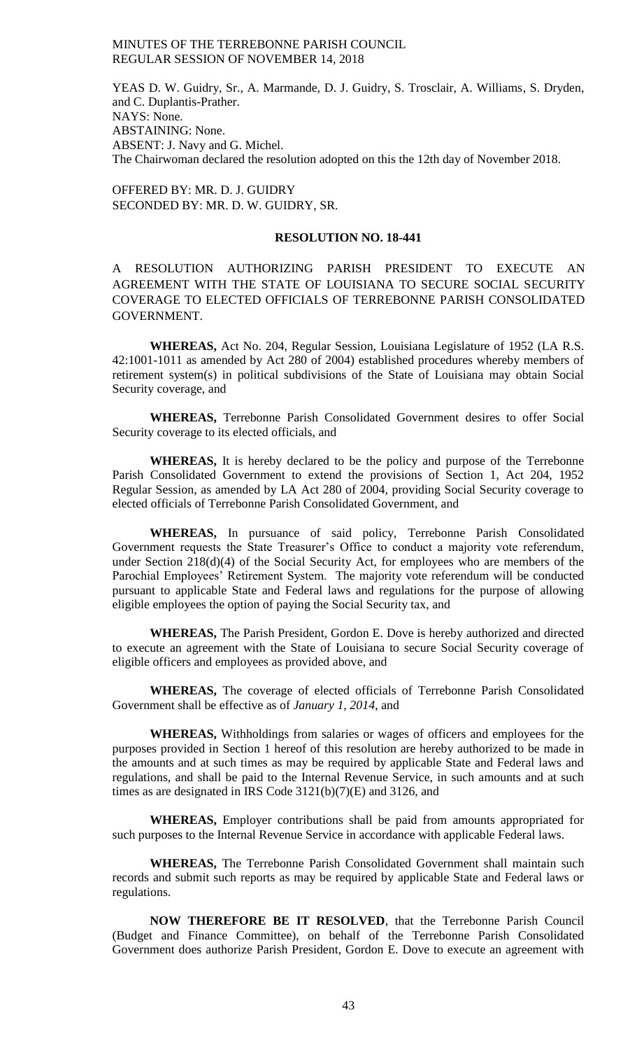YEAS D. W. Guidry, Sr., A. Marmande, D. J. Guidry, S. Trosclair, A. Williams, S. Dryden, and C. Duplantis-Prather.
NAYS: None.
ABSTAINING: None.
ABSENT: J. Navy and G. Michel.
The Chairwoman declared the resolution adopted on this the 12th day of November 2018.

OFFERED BY: MR. D. J. GUIDRY
SECONDED BY: MR. D. W. GUIDRY, SR.

**RESOLUTION NO. 18-441**

A RESOLUTION AUTHORIZING PARISH PRESIDENT TO EXECUTE AN AGREEMENT WITH THE STATE OF LOUISIANA TO SECURE SOCIAL SECURITY COVERAGE TO ELECTED OFFICIALS OF TERREBONNE PARISH CONSOLIDATED GOVERNMENT.

**WHEREAS,** Act No. 204, Regular Session, Louisiana Legislature of 1952 (LA R.S. 42:1001-1011 as amended by Act 280 of 2004) established procedures whereby members of retirement system(s) in political subdivisions of the State of Louisiana may obtain Social Security coverage, and

**WHEREAS,** Terrebonne Parish Consolidated Government desires to offer Social Security coverage to its elected officials, and

**WHEREAS,** It is hereby declared to be the policy and purpose of the Terrebonne Parish Consolidated Government to extend the provisions of Section 1, Act 204, 1952 Regular Session, as amended by LA Act 280 of 2004, providing Social Security coverage to elected officials of Terrebonne Parish Consolidated Government, and

**WHEREAS,** In pursuance of said policy, Terrebonne Parish Consolidated Government requests the State Treasurer's Office to conduct a majority vote referendum, under Section 218(d)(4) of the Social Security Act, for employees who are members of the Parochial Employees' Retirement System. The majority vote referendum will be conducted pursuant to applicable State and Federal laws and regulations for the purpose of allowing eligible employees the option of paying the Social Security tax, and

**WHEREAS,** The Parish President, Gordon E. Dove is hereby authorized and directed to execute an agreement with the State of Louisiana to secure Social Security coverage of eligible officers and employees as provided above, and

**WHEREAS,** The coverage of elected officials of Terrebonne Parish Consolidated Government shall be effective as of *January 1, 2014*, and

**WHEREAS,** Withholdings from salaries or wages of officers and employees for the purposes provided in Section 1 hereof of this resolution are hereby authorized to be made in the amounts and at such times as may be required by applicable State and Federal laws and regulations, and shall be paid to the Internal Revenue Service, in such amounts and at such times as are designated in IRS Code 3121(b)(7)(E) and 3126, and

**WHEREAS,** Employer contributions shall be paid from amounts appropriated for such purposes to the Internal Revenue Service in accordance with applicable Federal laws.

**WHEREAS,** The Terrebonne Parish Consolidated Government shall maintain such records and submit such reports as may be required by applicable State and Federal laws or regulations.

**NOW THEREFORE BE IT RESOLVED**, that the Terrebonne Parish Council (Budget and Finance Committee), on behalf of the Terrebonne Parish Consolidated Government does authorize Parish President, Gordon E. Dove to execute an agreement with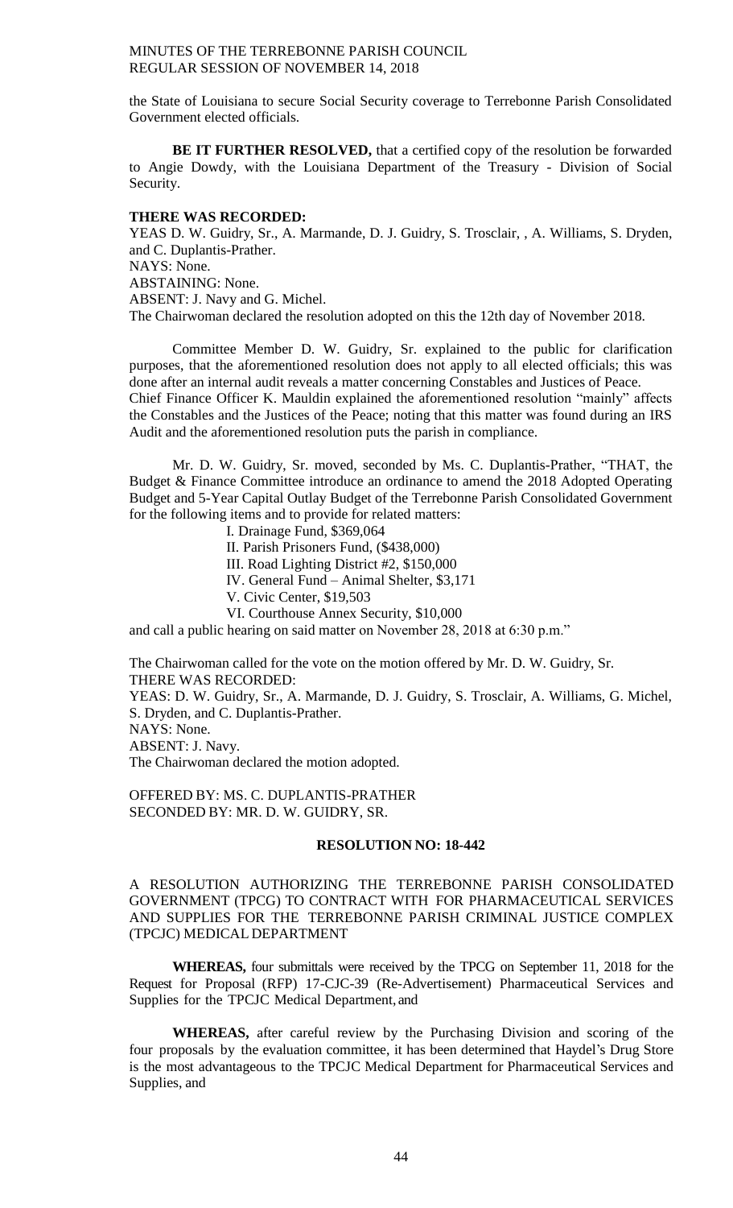the State of Louisiana to secure Social Security coverage to Terrebonne Parish Consolidated Government elected officials.

**BE IT FURTHER RESOLVED,** that a certified copy of the resolution be forwarded to Angie Dowdy, with the Louisiana Department of the Treasury - Division of Social Security.

**THERE WAS RECORDED:**

YEAS D. W. Guidry, Sr., A. Marmande, D. J. Guidry, S. Trosclair, , A. Williams, S. Dryden, and C. Duplantis-Prather.

NAYS: None.

ABSTAINING: None.

ABSENT: J. Navy and G. Michel.

The Chairwoman declared the resolution adopted on this the 12th day of November 2018.

Committee Member D. W. Guidry, Sr. explained to the public for clarification purposes, that the aforementioned resolution does not apply to all elected officials; this was done after an internal audit reveals a matter concerning Constables and Justices of Peace. Chief Finance Officer K. Mauldin explained the aforementioned resolution "mainly" affects the Constables and the Justices of the Peace; noting that this matter was found during an IRS Audit and the aforementioned resolution puts the parish in compliance.

Mr. D. W. Guidry, Sr. moved, seconded by Ms. C. Duplantis-Prather, "THAT, the Budget & Finance Committee introduce an ordinance to amend the 2018 Adopted Operating Budget and 5-Year Capital Outlay Budget of the Terrebonne Parish Consolidated Government for the following items and to provide for related matters:

I. Drainage Fund, $369,064
II. Parish Prisoners Fund, ($438,000)
III. Road Lighting District #2, $150,000
IV. General Fund – Animal Shelter, $3,171
V. Civic Center, $19,503
VI. Courthouse Annex Security, $10,000

and call a public hearing on said matter on November 28, 2018 at 6:30 p.m."

The Chairwoman called for the vote on the motion offered by Mr. D. W. Guidry, Sr.

THERE WAS RECORDED:

YEAS: D. W. Guidry, Sr., A. Marmande, D. J. Guidry, S. Trosclair, A. Williams, G. Michel, S. Dryden, and C. Duplantis-Prather.

NAYS: None.

ABSENT: J. Navy.

The Chairwoman declared the motion adopted.

OFFERED BY: MS. C. DUPLANTIS-PRATHER
SECONDED BY: MR. D. W. GUIDRY, SR.

**RESOLUTION NO: 18-442**

A RESOLUTION AUTHORIZING THE TERREBONNE PARISH CONSOLIDATED GOVERNMENT (TPCG) TO CONTRACT WITH FOR PHARMACEUTICAL SERVICES AND SUPPLIES FOR THE TERREBONNE PARISH CRIMINAL JUSTICE COMPLEX (TPCJC) MEDICAL DEPARTMENT

**WHEREAS,** four submittals were received by the TPCG on September 11, 2018 for the Request for Proposal (RFP) 17-CJC-39 (Re-Advertisement) Pharmaceutical Services and Supplies for the TPCJC Medical Department, and

**WHEREAS,** after careful review by the Purchasing Division and scoring of the four proposals by the evaluation committee, it has been determined that Haydel's Drug Store is the most advantageous to the TPCJC Medical Department for Pharmaceutical Services and Supplies, and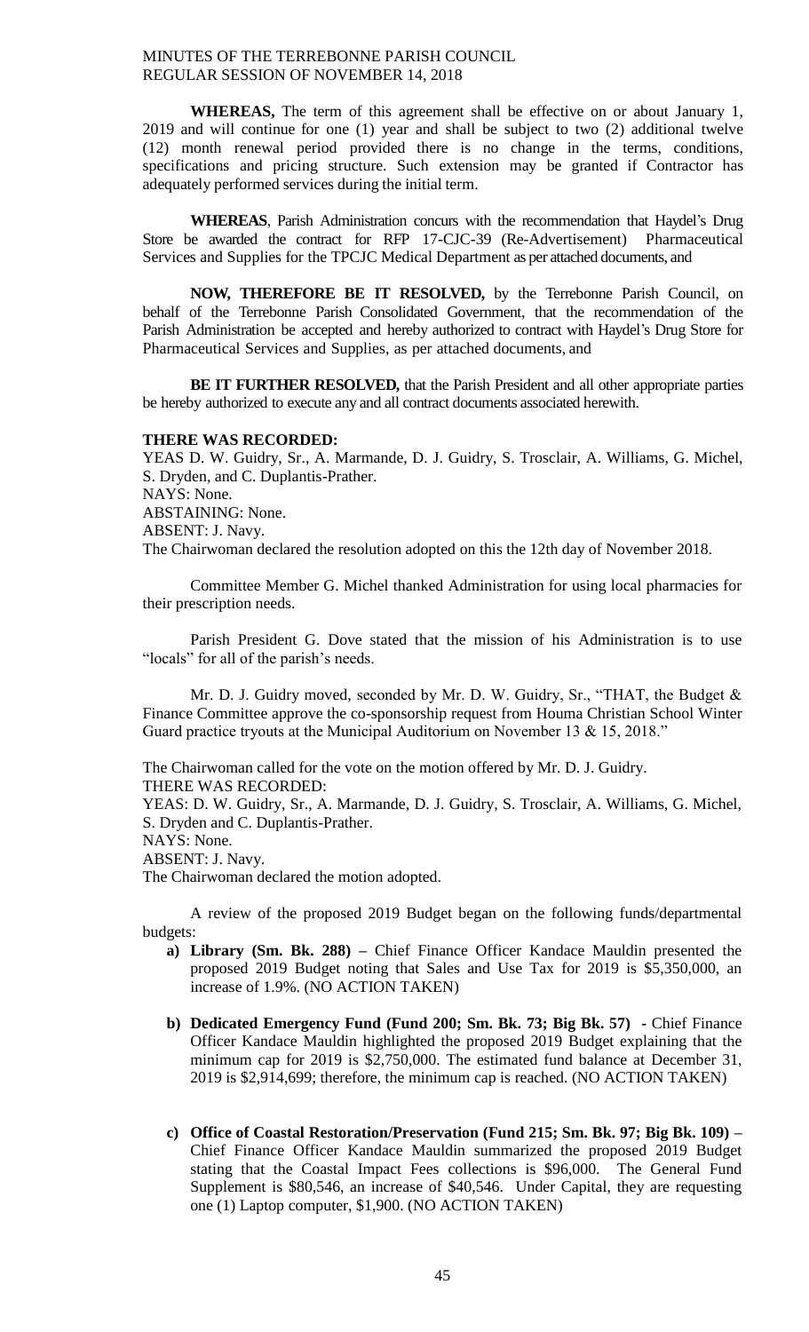**WHEREAS,** The term of this agreement shall be effective on or about January 1, 2019 and will continue for one (1) year and shall be subject to two (2) additional twelve (12) month renewal period provided there is no change in the terms, conditions, specifications and pricing structure. Such extension may be granted if Contractor has adequately performed services during the initial term.

**WHEREAS**, Parish Administration concurs with the recommendation that Haydel's Drug Store be awarded the contract for RFP 17-CJC-39 (Re-Advertisement) Pharmaceutical Services and Supplies for the TPCJC Medical Department as per attached documents, and

**NOW, THEREFORE BE IT RESOLVED,** by the Terrebonne Parish Council, on behalf of the Terrebonne Parish Consolidated Government, that the recommendation of the Parish Administration be accepted and hereby authorized to contract with Haydel's Drug Store for Pharmaceutical Services and Supplies, as per attached documents, and

**BE IT FURTHER RESOLVED,** that the Parish President and all other appropriate parties be hereby authorized to execute any and all contract documents associated herewith.

**THERE WAS RECORDED:**
YEAS D. W. Guidry, Sr., A. Marmande, D. J. Guidry, S. Trosclair, A. Williams, G. Michel, S. Dryden, and C. Duplantis-Prather.
NAYS: None.
ABSTAINING: None.
ABSENT: J. Navy.
The Chairwoman declared the resolution adopted on this the 12th day of November 2018.

Committee Member G. Michel thanked Administration for using local pharmacies for their prescription needs.

Parish President G. Dove stated that the mission of his Administration is to use "locals" for all of the parish's needs.

Mr. D. J. Guidry moved, seconded by Mr. D. W. Guidry, Sr., "THAT, the Budget & Finance Committee approve the co-sponsorship request from Houma Christian School Winter Guard practice tryouts at the Municipal Auditorium on November 13 & 15, 2018."

The Chairwoman called for the vote on the motion offered by Mr. D. J. Guidry.
THERE WAS RECORDED:
YEAS: D. W. Guidry, Sr., A. Marmande, D. J. Guidry, S. Trosclair, A. Williams, G. Michel, S. Dryden and C. Duplantis-Prather.
NAYS: None.
ABSENT: J. Navy.
The Chairwoman declared the motion adopted.

A review of the proposed 2019 Budget began on the following funds/departmental budgets:

- **a) Library (Sm. Bk. 288) –** Chief Finance Officer Kandace Mauldin presented the proposed 2019 Budget noting that Sales and Use Tax for 2019 is $5,350,000, an increase of 1.9%. (NO ACTION TAKEN)

- **b) Dedicated Emergency Fund (Fund 200; Sm. Bk. 73; Big Bk. 57) -** Chief Finance Officer Kandace Mauldin highlighted the proposed 2019 Budget explaining that the minimum cap for 2019 is $2,750,000. The estimated fund balance at December 31, 2019 is $2,914,699; therefore, the minimum cap is reached. (NO ACTION TAKEN)

- **c) Office of Coastal Restoration/Preservation (Fund 215; Sm. Bk. 97; Big Bk. 109) –** Chief Finance Officer Kandace Mauldin summarized the proposed 2019 Budget stating that the Coastal Impact Fees collections is $96,000. The General Fund Supplement is $80,546, an increase of $40,546. Under Capital, they are requesting one (1) Laptop computer, $1,900. (NO ACTION TAKEN)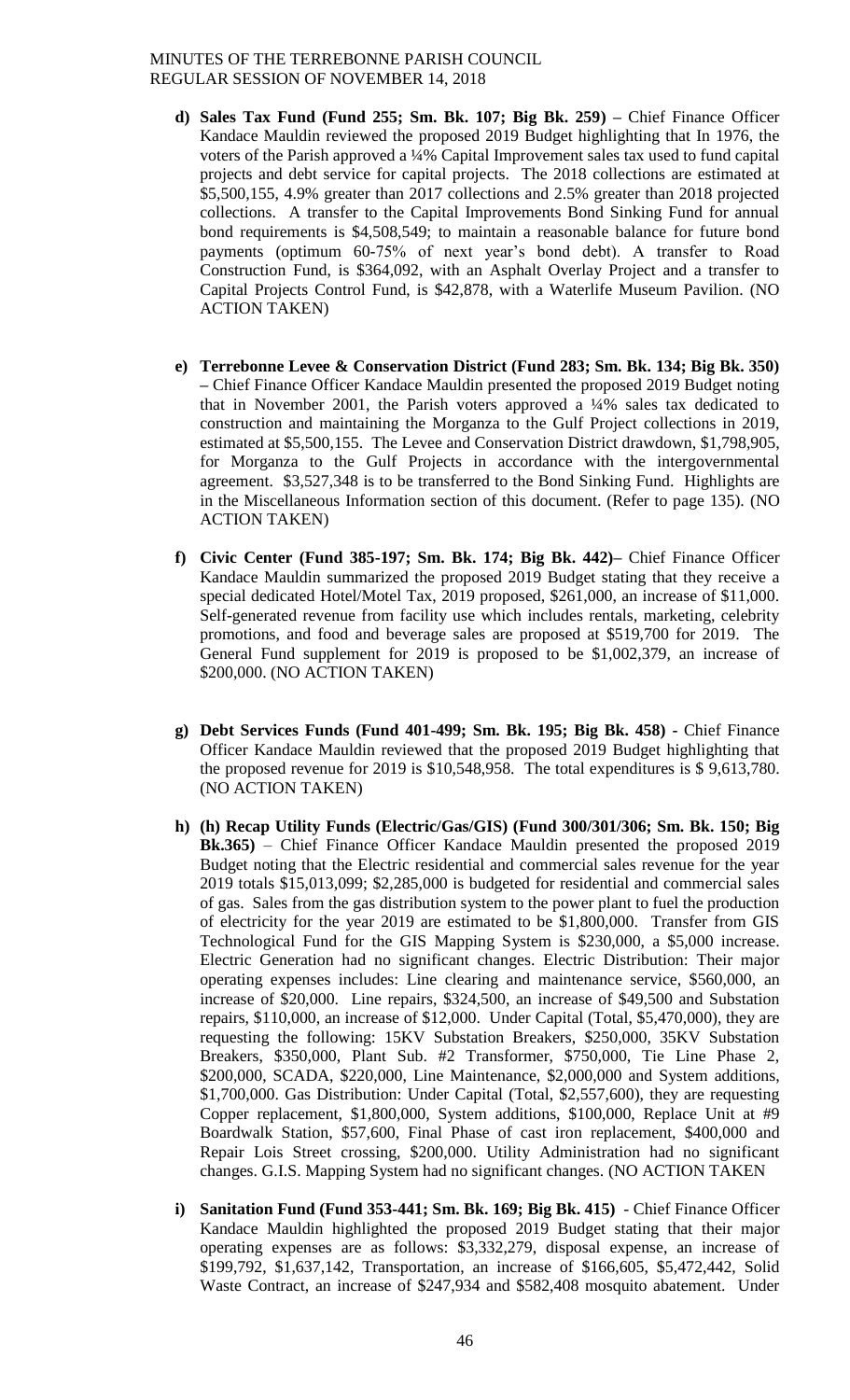- **d) Sales Tax Fund (Fund 255; Sm. Bk. 107; Big Bk. 259) –** Chief Finance Officer Kandace Mauldin reviewed the proposed 2019 Budget highlighting that In 1976, the voters of the Parish approved a ¼% Capital Improvement sales tax used to fund capital projects and debt service for capital projects. The 2018 collections are estimated at $5,500,155, 4.9% greater than 2017 collections and 2.5% greater than 2018 projected collections. A transfer to the Capital Improvements Bond Sinking Fund for annual bond requirements is $4,508,549; to maintain a reasonable balance for future bond payments (optimum 60-75% of next year's bond debt). A transfer to Road Construction Fund, is $364,092, with an Asphalt Overlay Project and a transfer to Capital Projects Control Fund, is $42,878, with a Waterlife Museum Pavilion. (NO ACTION TAKEN)

- **e) Terrebonne Levee & Conservation District (Fund 283; Sm. Bk. 134; Big Bk. 350) –** Chief Finance Officer Kandace Mauldin presented the proposed 2019 Budget noting that in November 2001, the Parish voters approved a ¼% sales tax dedicated to construction and maintaining the Morganza to the Gulf Project collections in 2019, estimated at $5,500,155. The Levee and Conservation District drawdown, $1,798,905, for Morganza to the Gulf Projects in accordance with the intergovernmental agreement. $3,527,348 is to be transferred to the Bond Sinking Fund. Highlights are in the Miscellaneous Information section of this document. (Refer to page 135). (NO ACTION TAKEN)

- **f) Civic Center (Fund 385-197; Sm. Bk. 174; Big Bk. 442)–** Chief Finance Officer Kandace Mauldin summarized the proposed 2019 Budget stating that they receive a special dedicated Hotel/Motel Tax, 2019 proposed, $261,000, an increase of $11,000. Self-generated revenue from facility use which includes rentals, marketing, celebrity promotions, and food and beverage sales are proposed at $519,700 for 2019. The General Fund supplement for 2019 is proposed to be $1,002,379, an increase of $200,000. (NO ACTION TAKEN)

- **g) Debt Services Funds (Fund 401-499; Sm. Bk. 195; Big Bk. 458) -** Chief Finance Officer Kandace Mauldin reviewed that the proposed 2019 Budget highlighting that the proposed revenue for 2019 is $10,548,958. The total expenditures is $ 9,613,780. (NO ACTION TAKEN)

- **h) (h) Recap Utility Funds (Electric/Gas/GIS) (Fund 300/301/306; Sm. Bk. 150; Big Bk.365)** – Chief Finance Officer Kandace Mauldin presented the proposed 2019 Budget noting that the Electric residential and commercial sales revenue for the year 2019 totals $15,013,099; $2,285,000 is budgeted for residential and commercial sales of gas. Sales from the gas distribution system to the power plant to fuel the production of electricity for the year 2019 are estimated to be $1,800,000. Transfer from GIS Technological Fund for the GIS Mapping System is $230,000, a $5,000 increase. Electric Generation had no significant changes. Electric Distribution: Their major operating expenses includes: Line clearing and maintenance service, $560,000, an increase of $20,000. Line repairs, $324,500, an increase of $49,500 and Substation repairs, $110,000, an increase of $12,000. Under Capital (Total, $5,470,000), they are requesting the following: 15KV Substation Breakers, $250,000, 35KV Substation Breakers, $350,000, Plant Sub. #2 Transformer, $750,000, Tie Line Phase 2, $200,000, SCADA, $220,000, Line Maintenance, $2,000,000 and System additions, $1,700,000. Gas Distribution: Under Capital (Total, $2,557,600), they are requesting Copper replacement, $1,800,000, System additions, $100,000, Replace Unit at #9 Boardwalk Station, $57,600, Final Phase of cast iron replacement, $400,000 and Repair Lois Street crossing, $200,000. Utility Administration had no significant changes. G.I.S. Mapping System had no significant changes. (NO ACTION TAKEN

- **i) Sanitation Fund (Fund 353-441; Sm. Bk. 169; Big Bk. 415)** - Chief Finance Officer Kandace Mauldin highlighted the proposed 2019 Budget stating that their major operating expenses are as follows: $3,332,279, disposal expense, an increase of $199,792, $1,637,142, Transportation, an increase of $166,605, $5,472,442, Solid Waste Contract, an increase of $247,934 and $582,408 mosquito abatement. Under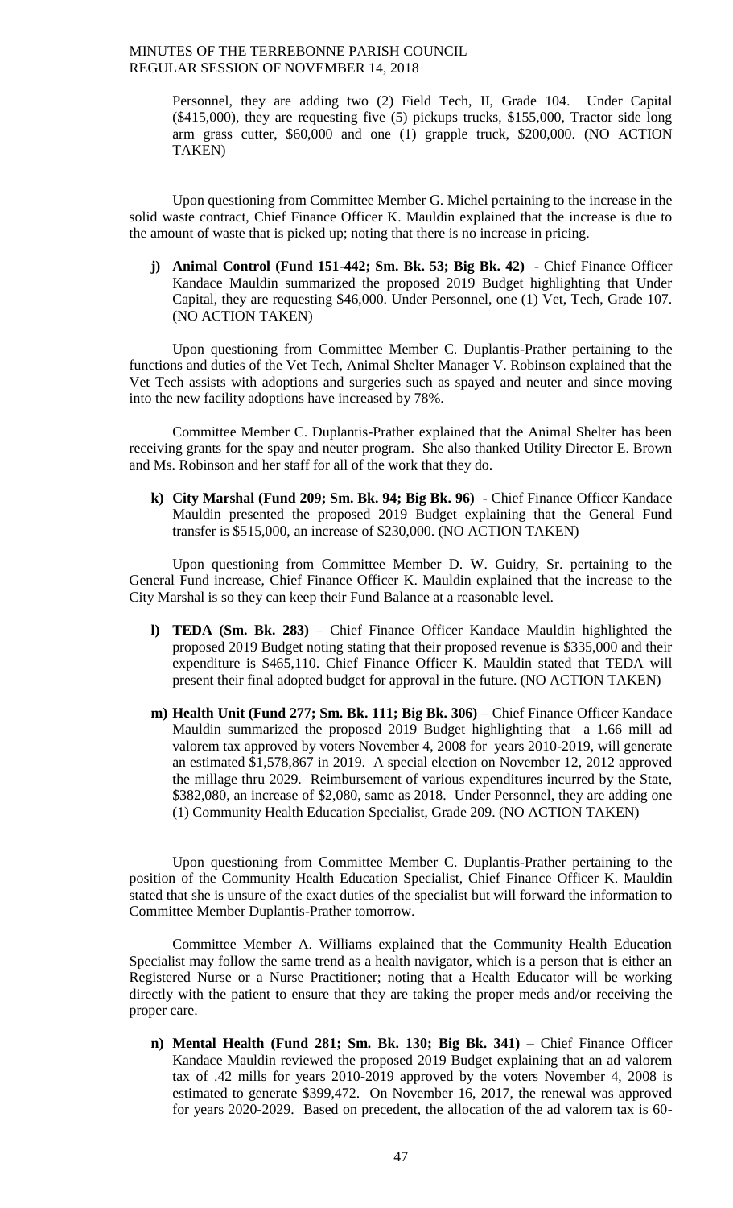Personnel, they are adding two (2) Field Tech, II, Grade 104. Under Capital ($415,000), they are requesting five (5) pickups trucks, $155,000, Tractor side long arm grass cutter, $60,000 and one (1) grapple truck, $200,000. (NO ACTION TAKEN)

Upon questioning from Committee Member G. Michel pertaining to the increase in the solid waste contract, Chief Finance Officer K. Mauldin explained that the increase is due to the amount of waste that is picked up; noting that there is no increase in pricing.

j) **Animal Control (Fund 151-442; Sm. Bk. 53; Big Bk. 42)** - Chief Finance Officer Kandace Mauldin summarized the proposed 2019 Budget highlighting that Under Capital, they are requesting $46,000. Under Personnel, one (1) Vet, Tech, Grade 107. (NO ACTION TAKEN)

Upon questioning from Committee Member C. Duplantis-Prather pertaining to the functions and duties of the Vet Tech, Animal Shelter Manager V. Robinson explained that the Vet Tech assists with adoptions and surgeries such as spayed and neuter and since moving into the new facility adoptions have increased by 78%.

Committee Member C. Duplantis-Prather explained that the Animal Shelter has been receiving grants for the spay and neuter program. She also thanked Utility Director E. Brown and Ms. Robinson and her staff for all of the work that they do.

k) **City Marshal (Fund 209; Sm. Bk. 94; Big Bk. 96)** - Chief Finance Officer Kandace Mauldin presented the proposed 2019 Budget explaining that the General Fund transfer is $515,000, an increase of $230,000. (NO ACTION TAKEN)

Upon questioning from Committee Member D. W. Guidry, Sr. pertaining to the General Fund increase, Chief Finance Officer K. Mauldin explained that the increase to the City Marshal is so they can keep their Fund Balance at a reasonable level.

l) **TEDA (Sm. Bk. 283)** – Chief Finance Officer Kandace Mauldin highlighted the proposed 2019 Budget noting stating that their proposed revenue is $335,000 and their expenditure is $465,110. Chief Finance Officer K. Mauldin stated that TEDA will present their final adopted budget for approval in the future. (NO ACTION TAKEN)

m) **Health Unit (Fund 277; Sm. Bk. 111; Big Bk. 306)** – Chief Finance Officer Kandace Mauldin summarized the proposed 2019 Budget highlighting that a 1.66 mill ad valorem tax approved by voters November 4, 2008 for years 2010-2019, will generate an estimated $1,578,867 in 2019. A special election on November 12, 2012 approved the millage thru 2029. Reimbursement of various expenditures incurred by the State, $382,080, an increase of $2,080, same as 2018. Under Personnel, they are adding one (1) Community Health Education Specialist, Grade 209. (NO ACTION TAKEN)

Upon questioning from Committee Member C. Duplantis-Prather pertaining to the position of the Community Health Education Specialist, Chief Finance Officer K. Mauldin stated that she is unsure of the exact duties of the specialist but will forward the information to Committee Member Duplantis-Prather tomorrow.

Committee Member A. Williams explained that the Community Health Education Specialist may follow the same trend as a health navigator, which is a person that is either an Registered Nurse or a Nurse Practitioner; noting that a Health Educator will be working directly with the patient to ensure that they are taking the proper meds and/or receiving the proper care.

n) **Mental Health (Fund 281; Sm. Bk. 130; Big Bk. 341)** – Chief Finance Officer Kandace Mauldin reviewed the proposed 2019 Budget explaining that an ad valorem tax of .42 mills for years 2010-2019 approved by the voters November 4, 2008 is estimated to generate $399,472. On November 16, 2017, the renewal was approved for years 2020-2029. Based on precedent, the allocation of the ad valorem tax is 60-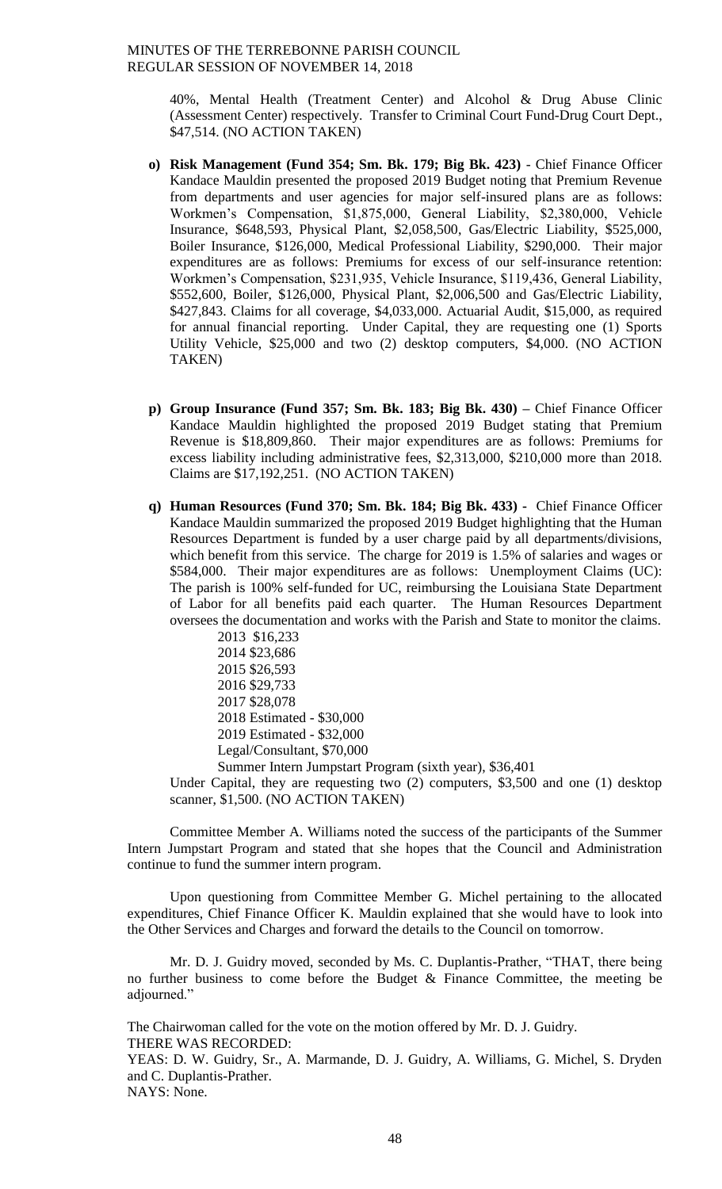40%, Mental Health (Treatment Center) and Alcohol & Drug Abuse Clinic (Assessment Center) respectively. Transfer to Criminal Court Fund-Drug Court Dept., \$47,514. (NO ACTION TAKEN)

**o) Risk Management (Fund 354; Sm. Bk. 179; Big Bk. 423)** - Chief Finance Officer Kandace Mauldin presented the proposed 2019 Budget noting that Premium Revenue from departments and user agencies for major self-insured plans are as follows: Workmen's Compensation, \$1,875,000, General Liability, \$2,380,000, Vehicle Insurance, \$648,593, Physical Plant, \$2,058,500, Gas/Electric Liability, \$525,000, Boiler Insurance, \$126,000, Medical Professional Liability, \$290,000. Their major expenditures are as follows: Premiums for excess of our self-insurance retention: Workmen's Compensation, \$231,935, Vehicle Insurance, \$119,436, General Liability, \$552,600, Boiler, \$126,000, Physical Plant, \$2,006,500 and Gas/Electric Liability, \$427,843. Claims for all coverage, \$4,033,000. Actuarial Audit, \$15,000, as required for annual financial reporting. Under Capital, they are requesting one (1) Sports Utility Vehicle, \$25,000 and two (2) desktop computers, \$4,000. (NO ACTION TAKEN)

**p) Group Insurance (Fund 357; Sm. Bk. 183; Big Bk. 430) –** Chief Finance Officer Kandace Mauldin highlighted the proposed 2019 Budget stating that Premium Revenue is \$18,809,860. Their major expenditures are as follows: Premiums for excess liability including administrative fees, \$2,313,000, \$210,000 more than 2018. Claims are \$17,192,251. (NO ACTION TAKEN)

**q) Human Resources (Fund 370; Sm. Bk. 184; Big Bk. 433) -** Chief Finance Officer Kandace Mauldin summarized the proposed 2019 Budget highlighting that the Human Resources Department is funded by a user charge paid by all departments/divisions, which benefit from this service. The charge for 2019 is 1.5% of salaries and wages or \$584,000. Their major expenditures are as follows: Unemployment Claims (UC): The parish is 100% self-funded for UC, reimbursing the Louisiana State Department of Labor for all benefits paid each quarter. The Human Resources Department oversees the documentation and works with the Parish and State to monitor the claims.

2013 \$16,233
2014 \$23,686
2015 \$26,593
2016 \$29,733
2017 \$28,078
2018 Estimated - \$30,000
2019 Estimated - \$32,000
Legal/Consultant, \$70,000
Summer Intern Jumpstart Program (sixth year), \$36,401

Under Capital, they are requesting two (2) computers, \$3,500 and one (1) desktop scanner, \$1,500. (NO ACTION TAKEN)

Committee Member A. Williams noted the success of the participants of the Summer Intern Jumpstart Program and stated that she hopes that the Council and Administration continue to fund the summer intern program.

Upon questioning from Committee Member G. Michel pertaining to the allocated expenditures, Chief Finance Officer K. Mauldin explained that she would have to look into the Other Services and Charges and forward the details to the Council on tomorrow.

Mr. D. J. Guidry moved, seconded by Ms. C. Duplantis-Prather, "THAT, there being no further business to come before the Budget & Finance Committee, the meeting be adjourned."

The Chairwoman called for the vote on the motion offered by Mr. D. J. Guidry.
THERE WAS RECORDED:
YEAS: D. W. Guidry, Sr., A. Marmande, D. J. Guidry, A. Williams, G. Michel, S. Dryden and C. Duplantis-Prather.
NAYS: None.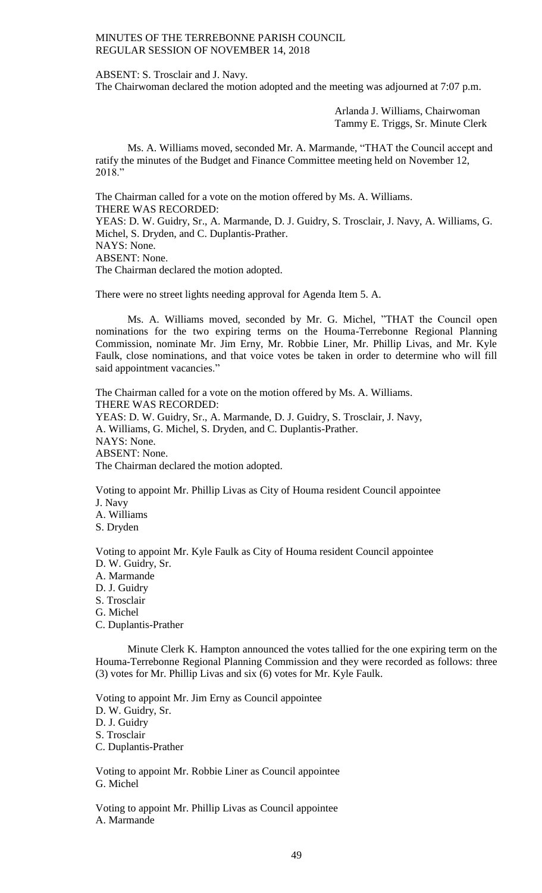ABSENT: S. Trosclair and J. Navy.
The Chairwoman declared the motion adopted and the meeting was adjourned at 7:07 p.m.

Arlanda J. Williams, Chairwoman
Tammy E. Triggs, Sr. Minute Clerk

Ms. A. Williams moved, seconded Mr. A. Marmande, "THAT the Council accept and ratify the minutes of the Budget and Finance Committee meeting held on November 12, 2018."

The Chairman called for a vote on the motion offered by Ms. A. Williams.
THERE WAS RECORDED:
YEAS: D. W. Guidry, Sr., A. Marmande, D. J. Guidry, S. Trosclair, J. Navy, A. Williams, G. Michel, S. Dryden, and C. Duplantis-Prather.
NAYS: None.
ABSENT: None.
The Chairman declared the motion adopted.

There were no street lights needing approval for Agenda Item 5. A.

Ms. A. Williams moved, seconded by Mr. G. Michel, "THAT the Council open nominations for the two expiring terms on the Houma-Terrebonne Regional Planning Commission, nominate Mr. Jim Erny, Mr. Robbie Liner, Mr. Phillip Livas, and Mr. Kyle Faulk, close nominations, and that voice votes be taken in order to determine who will fill said appointment vacancies."

The Chairman called for a vote on the motion offered by Ms. A. Williams.
THERE WAS RECORDED:
YEAS: D. W. Guidry, Sr., A. Marmande, D. J. Guidry, S. Trosclair, J. Navy, A. Williams, G. Michel, S. Dryden, and C. Duplantis-Prather.
NAYS: None.
ABSENT: None.
The Chairman declared the motion adopted.

Voting to appoint Mr. Phillip Livas as City of Houma resident Council appointee
J. Navy
A. Williams
S. Dryden

Voting to appoint Mr. Kyle Faulk as City of Houma resident Council appointee
D. W. Guidry, Sr.
A. Marmande
D. J. Guidry
S. Trosclair
G. Michel
C. Duplantis-Prather

Minute Clerk K. Hampton announced the votes tallied for the one expiring term on the Houma-Terrebonne Regional Planning Commission and they were recorded as follows: three (3) votes for Mr. Phillip Livas and six (6) votes for Mr. Kyle Faulk.

Voting to appoint Mr. Jim Erny as Council appointee
D. W. Guidry, Sr.
D. J. Guidry
S. Trosclair
C. Duplantis-Prather

Voting to appoint Mr. Robbie Liner as Council appointee
G. Michel

Voting to appoint Mr. Phillip Livas as Council appointee
A. Marmande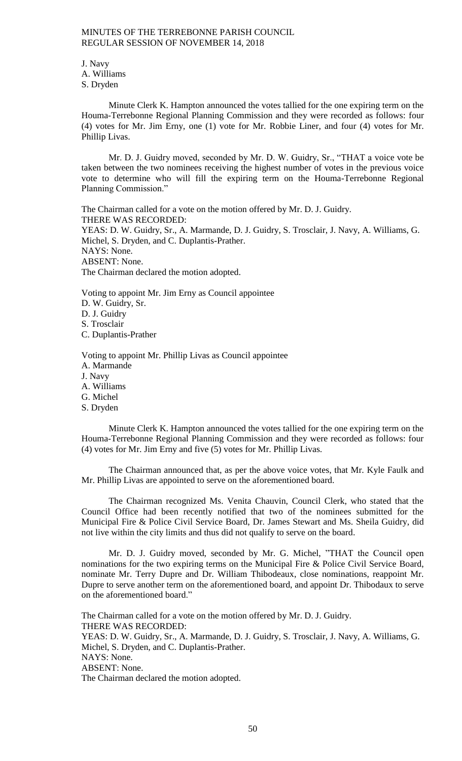J. Navy
A. Williams
S. Dryden

Minute Clerk K. Hampton announced the votes tallied for the one expiring term on the Houma-Terrebonne Regional Planning Commission and they were recorded as follows: four (4) votes for Mr. Jim Erny, one (1) vote for Mr. Robbie Liner, and four (4) votes for Mr. Phillip Livas.

Mr. D. J. Guidry moved, seconded by Mr. D. W. Guidry, Sr., "THAT a voice vote be taken between the two nominees receiving the highest number of votes in the previous voice vote to determine who will fill the expiring term on the Houma-Terrebonne Regional Planning Commission."

The Chairman called for a vote on the motion offered by Mr. D. J. Guidry.
THERE WAS RECORDED:
YEAS: D. W. Guidry, Sr., A. Marmande, D. J. Guidry, S. Trosclair, J. Navy, A. Williams, G. Michel, S. Dryden, and C. Duplantis-Prather.
NAYS: None.
ABSENT: None.
The Chairman declared the motion adopted.

Voting to appoint Mr. Jim Erny as Council appointee
D. W. Guidry, Sr.
D. J. Guidry
S. Trosclair
C. Duplantis-Prather

Voting to appoint Mr. Phillip Livas as Council appointee
A. Marmande
J. Navy
A. Williams
G. Michel
S. Dryden

Minute Clerk K. Hampton announced the votes tallied for the one expiring term on the Houma-Terrebonne Regional Planning Commission and they were recorded as follows: four (4) votes for Mr. Jim Erny and five (5) votes for Mr. Phillip Livas.

The Chairman announced that, as per the above voice votes, that Mr. Kyle Faulk and Mr. Phillip Livas are appointed to serve on the aforementioned board.

The Chairman recognized Ms. Venita Chauvin, Council Clerk, who stated that the Council Office had been recently notified that two of the nominees submitted for the Municipal Fire & Police Civil Service Board, Dr. James Stewart and Ms. Sheila Guidry, did not live within the city limits and thus did not qualify to serve on the board.

Mr. D. J. Guidry moved, seconded by Mr. G. Michel, "THAT the Council open nominations for the two expiring terms on the Municipal Fire & Police Civil Service Board, nominate Mr. Terry Dupre and Dr. William Thibodeaux, close nominations, reappoint Mr. Dupre to serve another term on the aforementioned board, and appoint Dr. Thibodaux to serve on the aforementioned board."

The Chairman called for a vote on the motion offered by Mr. D. J. Guidry.
THERE WAS RECORDED:
YEAS: D. W. Guidry, Sr., A. Marmande, D. J. Guidry, S. Trosclair, J. Navy, A. Williams, G. Michel, S. Dryden, and C. Duplantis-Prather.
NAYS: None.
ABSENT: None.
The Chairman declared the motion adopted.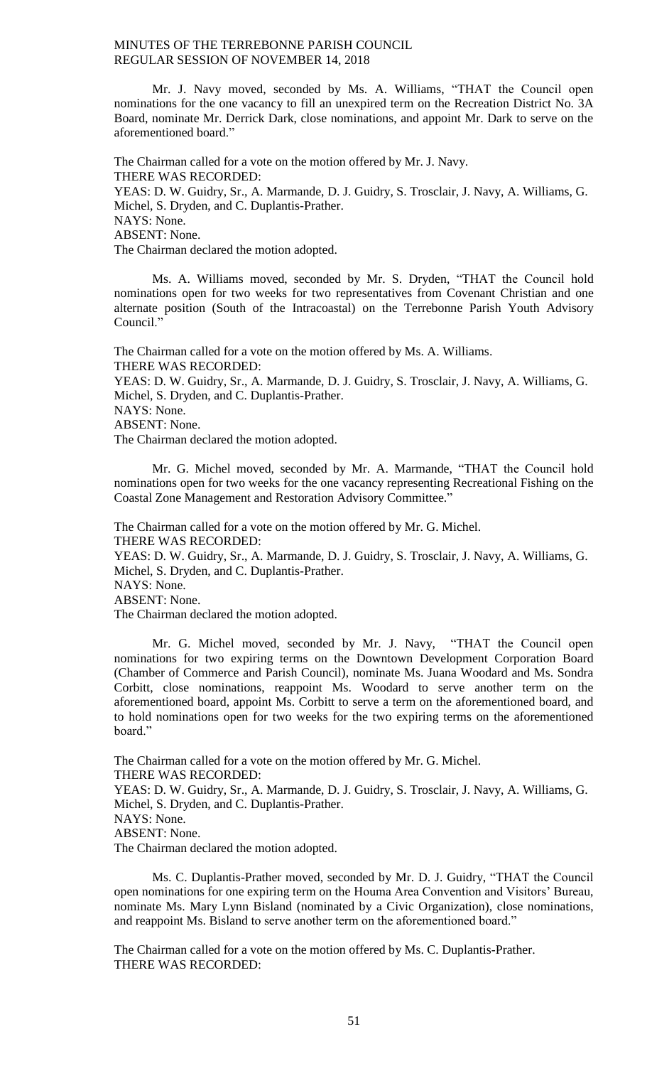Mr. J. Navy moved, seconded by Ms. A. Williams, "THAT the Council open nominations for the one vacancy to fill an unexpired term on the Recreation District No. 3A Board, nominate Mr. Derrick Dark, close nominations, and appoint Mr. Dark to serve on the aforementioned board."

The Chairman called for a vote on the motion offered by Mr. J. Navy.
THERE WAS RECORDED:
YEAS: D. W. Guidry, Sr., A. Marmande, D. J. Guidry, S. Trosclair, J. Navy, A. Williams, G. Michel, S. Dryden, and C. Duplantis-Prather.
NAYS: None.
ABSENT: None.
The Chairman declared the motion adopted.

Ms. A. Williams moved, seconded by Mr. S. Dryden, "THAT the Council hold nominations open for two weeks for two representatives from Covenant Christian and one alternate position (South of the Intracoastal) on the Terrebonne Parish Youth Advisory Council."

The Chairman called for a vote on the motion offered by Ms. A. Williams.
THERE WAS RECORDED:
YEAS: D. W. Guidry, Sr., A. Marmande, D. J. Guidry, S. Trosclair, J. Navy, A. Williams, G. Michel, S. Dryden, and C. Duplantis-Prather.
NAYS: None.
ABSENT: None.
The Chairman declared the motion adopted.

Mr. G. Michel moved, seconded by Mr. A. Marmande, "THAT the Council hold nominations open for two weeks for the one vacancy representing Recreational Fishing on the Coastal Zone Management and Restoration Advisory Committee."

The Chairman called for a vote on the motion offered by Mr. G. Michel.
THERE WAS RECORDED:
YEAS: D. W. Guidry, Sr., A. Marmande, D. J. Guidry, S. Trosclair, J. Navy, A. Williams, G. Michel, S. Dryden, and C. Duplantis-Prather.
NAYS: None.
ABSENT: None.
The Chairman declared the motion adopted.

Mr. G. Michel moved, seconded by Mr. J. Navy, "THAT the Council open nominations for two expiring terms on the Downtown Development Corporation Board (Chamber of Commerce and Parish Council), nominate Ms. Juana Woodard and Ms. Sondra Corbitt, close nominations, reappoint Ms. Woodard to serve another term on the aforementioned board, appoint Ms. Corbitt to serve a term on the aforementioned board, and to hold nominations open for two weeks for the two expiring terms on the aforementioned board."

The Chairman called for a vote on the motion offered by Mr. G. Michel.
THERE WAS RECORDED:
YEAS: D. W. Guidry, Sr., A. Marmande, D. J. Guidry, S. Trosclair, J. Navy, A. Williams, G. Michel, S. Dryden, and C. Duplantis-Prather.
NAYS: None.
ABSENT: None.
The Chairman declared the motion adopted.

Ms. C. Duplantis-Prather moved, seconded by Mr. D. J. Guidry, "THAT the Council open nominations for one expiring term on the Houma Area Convention and Visitors' Bureau, nominate Ms. Mary Lynn Bisland (nominated by a Civic Organization), close nominations, and reappoint Ms. Bisland to serve another term on the aforementioned board."

The Chairman called for a vote on the motion offered by Ms. C. Duplantis-Prather.
THERE WAS RECORDED: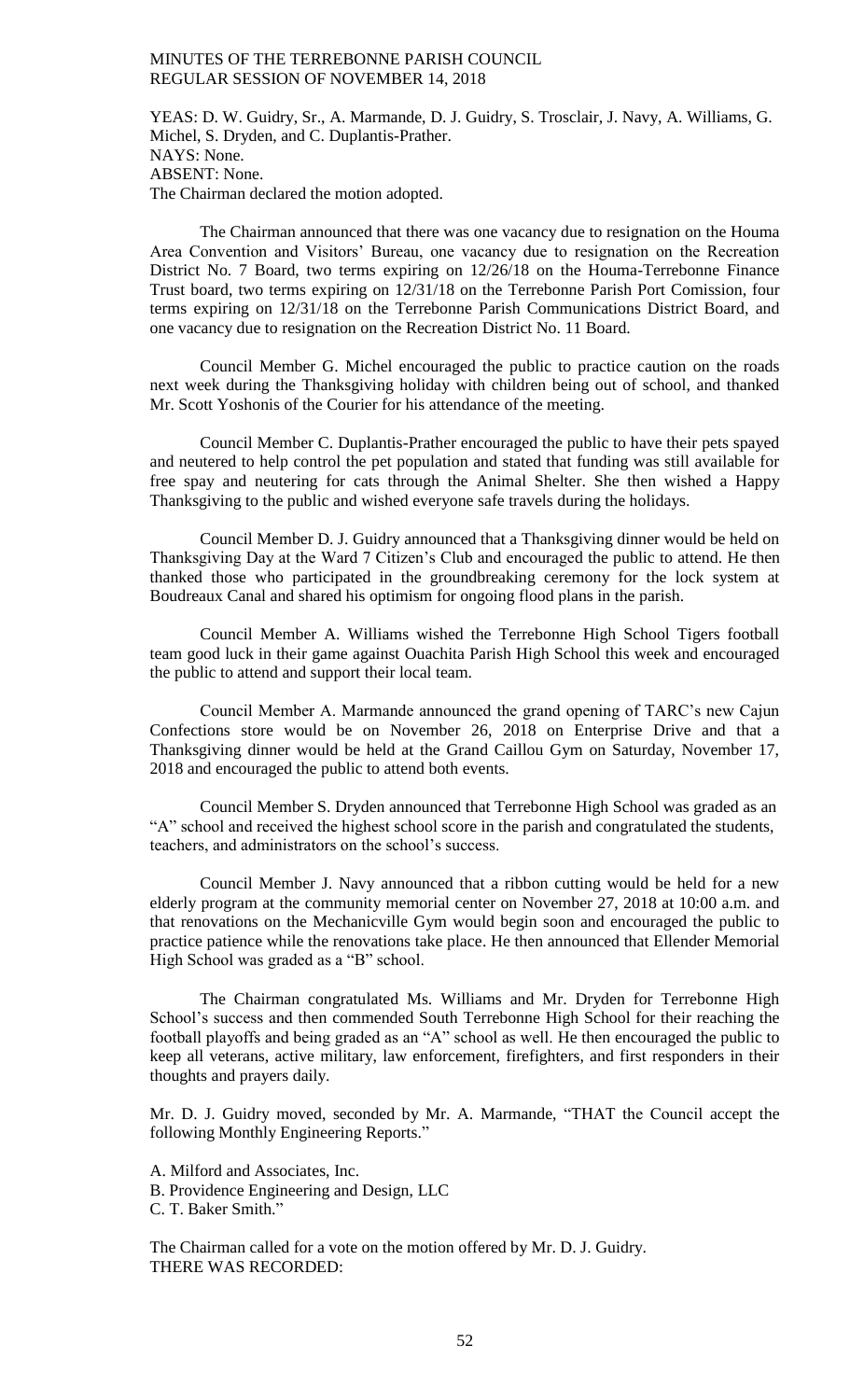YEAS: D. W. Guidry, Sr., A. Marmande, D. J. Guidry, S. Trosclair, J. Navy, A. Williams, G. Michel, S. Dryden, and C. Duplantis-Prather.
NAYS: None.
ABSENT: None.
The Chairman declared the motion adopted.

The Chairman announced that there was one vacancy due to resignation on the Houma Area Convention and Visitors' Bureau, one vacancy due to resignation on the Recreation District No. 7 Board, two terms expiring on 12/26/18 on the Houma-Terrebonne Finance Trust board, two terms expiring on 12/31/18 on the Terrebonne Parish Port Comission, four terms expiring on 12/31/18 on the Terrebonne Parish Communications District Board, and one vacancy due to resignation on the Recreation District No. 11 Board.

Council Member G. Michel encouraged the public to practice caution on the roads next week during the Thanksgiving holiday with children being out of school, and thanked Mr. Scott Yoshonis of the Courier for his attendance of the meeting.

Council Member C. Duplantis-Prather encouraged the public to have their pets spayed and neutered to help control the pet population and stated that funding was still available for free spay and neutering for cats through the Animal Shelter. She then wished a Happy Thanksgiving to the public and wished everyone safe travels during the holidays.

Council Member D. J. Guidry announced that a Thanksgiving dinner would be held on Thanksgiving Day at the Ward 7 Citizen's Club and encouraged the public to attend. He then thanked those who participated in the groundbreaking ceremony for the lock system at Boudreaux Canal and shared his optimism for ongoing flood plans in the parish.

Council Member A. Williams wished the Terrebonne High School Tigers football team good luck in their game against Ouachita Parish High School this week and encouraged the public to attend and support their local team.

Council Member A. Marmande announced the grand opening of TARC's new Cajun Confections store would be on November 26, 2018 on Enterprise Drive and that a Thanksgiving dinner would be held at the Grand Caillou Gym on Saturday, November 17, 2018 and encouraged the public to attend both events.

Council Member S. Dryden announced that Terrebonne High School was graded as an "A" school and received the highest school score in the parish and congratulated the students, teachers, and administrators on the school's success.

Council Member J. Navy announced that a ribbon cutting would be held for a new elderly program at the community memorial center on November 27, 2018 at 10:00 a.m. and that renovations on the Mechanicville Gym would begin soon and encouraged the public to practice patience while the renovations take place. He then announced that Ellender Memorial High School was graded as a "B" school.

The Chairman congratulated Ms. Williams and Mr. Dryden for Terrebonne High School's success and then commended South Terrebonne High School for their reaching the football playoffs and being graded as an "A" school as well. He then encouraged the public to keep all veterans, active military, law enforcement, firefighters, and first responders in their thoughts and prayers daily.

Mr. D. J. Guidry moved, seconded by Mr. A. Marmande, "THAT the Council accept the following Monthly Engineering Reports."

A. Milford and Associates, Inc.
B. Providence Engineering and Design, LLC
C. T. Baker Smith."

The Chairman called for a vote on the motion offered by Mr. D. J. Guidry.
THERE WAS RECORDED: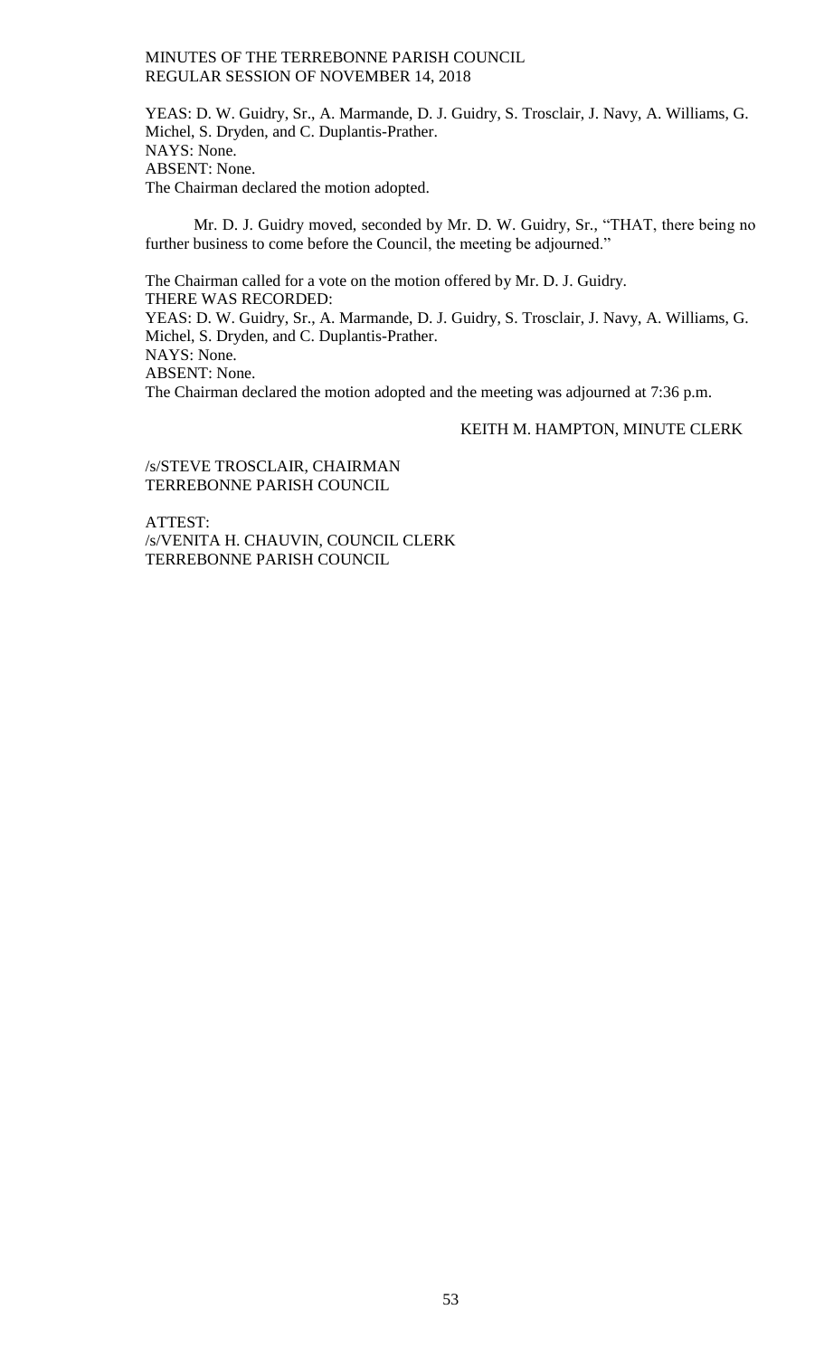YEAS: D. W. Guidry, Sr., A. Marmande, D. J. Guidry, S. Trosclair, J. Navy, A. Williams, G. Michel, S. Dryden, and C. Duplantis-Prather.
NAYS: None.
ABSENT: None.
The Chairman declared the motion adopted.

Mr. D. J. Guidry moved, seconded by Mr. D. W. Guidry, Sr., "THAT, there being no further business to come before the Council, the meeting be adjourned."

The Chairman called for a vote on the motion offered by Mr. D. J. Guidry.
THERE WAS RECORDED:
YEAS: D. W. Guidry, Sr., A. Marmande, D. J. Guidry, S. Trosclair, J. Navy, A. Williams, G. Michel, S. Dryden, and C. Duplantis-Prather.
NAYS: None.
ABSENT: None.
The Chairman declared the motion adopted and the meeting was adjourned at 7:36 p.m.

KEITH M. HAMPTON, MINUTE CLERK

/s/STEVE TROSCLAIR, CHAIRMAN
TERREBONNE PARISH COUNCIL

ATTEST:
/s/VENITA H. CHAUVIN, COUNCIL CLERK
TERREBONNE PARISH COUNCIL